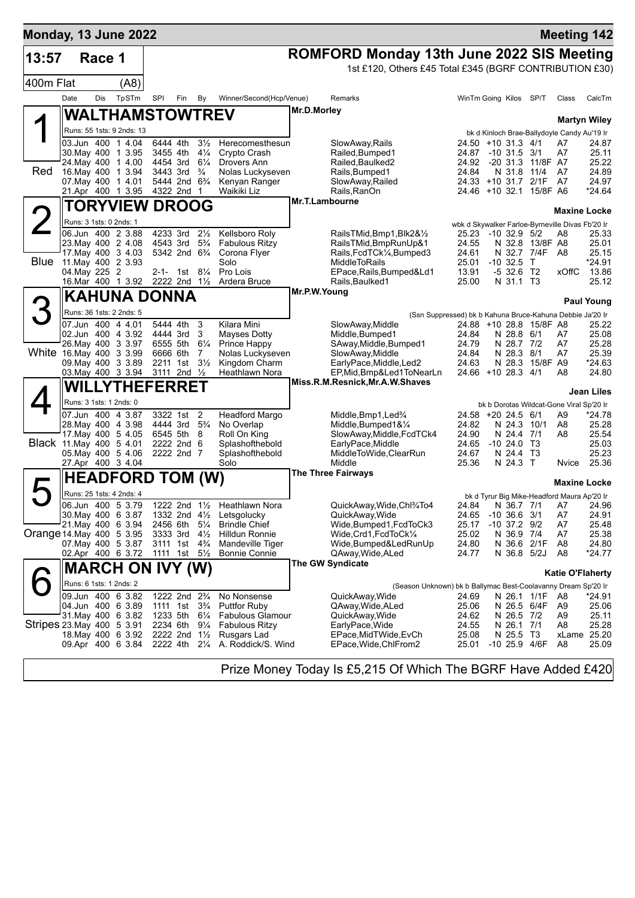**Monday, 13 June 2022** | **Meeting 142**

**13:57 Race 1** — **ROMFORD Monday 13th June 2022 SIS Meeting**

400m Flat (A8) — 1st £120, Others £45 Total £345 (BGRF CONTRIBUTION £30)

| Date | Dis | TpSTm | SPI | Fin | By | Winner/Second(Hcp/Venue) | Remarks | WinTm | Going | Kilos | SP/T | Class | CalcTm |
|---|---|---|---|---|---|---|---|---|---|---|---|---|---|

## 1 (Red) WALTHAMSTOWTREV — Mr.D.Morley — Martyn Wiley

Runs: 55 1sts: 9 2nds: 13 — bk d Kinloch Brae-Ballydoyle Candy Au'19 Ir

| Date | Dis | TpSTm | SPI | Fin | By | Winner/Second(Hcp/Venue) | Remarks | WinTm | Going | Kilos | SP/T | Class | CalcTm |
|---|---|---|---|---|---|---|---|---|---|---|---|---|---|
| 03.Jun | 400 | 1 4.04 | 6444 | 4th | 3½ | Herecomesthesun | SlowAway,Rails | 24.50 | +10 | 31.3 | 4/1 | A7 | 24.87 |
| 30.May | 400 | 1 3.95 | 3455 | 4th | 4¼ | Crypto Crash | Railed,Bumped1 | 24.87 | -10 | 31.5 | 3/1 | A7 | 25.11 |
| 24.May | 400 | 1 4.00 | 4454 | 3rd | 6¼ | Drovers Ann | Railed,Baulked2 | 24.92 | -20 | 31.3 | 11/8F | A7 | 25.22 |
| 16.May | 400 | 1 3.94 | 3443 | 3rd | ¾ | Nolas Luckyseven | Rails,Bumped1 | 24.84 | N | 31.8 | 11/4 | A7 | 24.89 |
| 07.May | 400 | 1 4.01 | 5444 | 2nd | 6¾ | Kenyan Ranger | SlowAway,Railed | 24.33 | +10 | 31.7 | 2/1F | A7 | 24.97 |
| 21.Apr | 400 | 1 3.95 | 4322 | 2nd | 1 | Waikiki Liz | Rails,RanOn | 24.46 | +10 | 32.1 | 15/8F | A6 | *24.64 |

## 2 (Blue) TORYVIEW DROOG — Mr.T.Lambourne — Maxine Locke

Runs: 3 1sts: 0 2nds: 1 — wbk d Skywalker Farloe-Byrneville Divas Fb'20 Ir

| Date | Dis | TpSTm | SPI | Fin | By | Winner/Second(Hcp/Venue) | Remarks | WinTm | Going | Kilos | SP/T | Class | CalcTm |
|---|---|---|---|---|---|---|---|---|---|---|---|---|---|
| 06.Jun | 400 | 2 3.88 | 4233 | 3rd | 2½ | Kellsboro Roly | RailsTMid,Bmp1,Blk2&½ | 25.23 | -10 | 32.9 | 5/2 | A8 | 25.33 |
| 23.May | 400 | 2 4.08 | 4543 | 3rd | 5¾ | Fabulous Ritzy | RailsTMid,BmpRunUp&1 | 24.55 | N | 32.8 | 13/8F | A8 | 25.01 |
| 17.May | 400 | 3 4.03 | 5342 | 2nd | 6¾ | Corona Flyer | Rails,FcdTCk¼,Bumped3 | 24.61 | N | 32.7 | 7/4F | A8 | 25.15 |
| 11.May | 400 | 2 3.93 | | | | Solo | MiddleToRails | 25.01 | -10 | 32.5 | T | | *24.91 |
| 04.May | 225 | 2 | 2-1- | 1st | 8¼ | Pro Lois | EPace,Rails,Bumped&Ld1 | 13.91 | -5 | 32.6 | T2 | xOffC | 13.86 |
| 16.Mar | 400 | 1 3.92 | 2222 | 2nd | 1½ | Ardera Bruce | Rails,Baulked1 | 25.00 | N | 31.1 | T3 | | 25.12 |

## 3 (White) KAHUNA DONNA — Mr.P.W.Young — Paul Young

Runs: 36 1sts: 2 2nds: 5 — (Ssn Suppressed) bk b Kahuna Bruce-Kahuna Debbie Ja'20 Ir

| Date | Dis | TpSTm | SPI | Fin | By | Winner/Second(Hcp/Venue) | Remarks | WinTm | Going | Kilos | SP/T | Class | CalcTm |
|---|---|---|---|---|---|---|---|---|---|---|---|---|---|
| 07.Jun | 400 | 4 4.01 | 5444 | 4th | 3 | Kilara Mini | SlowAway,Middle | 24.88 | +10 | 28.8 | 15/8F | A8 | 25.22 |
| 02.Jun | 400 | 4 3.92 | 4444 | 3rd | 3 | Mayses Dotty | Middle,Bumped1 | 24.84 | N | 28.8 | 6/1 | A7 | 25.08 |
| 26.May | 400 | 3 3.97 | 6555 | 5th | 6¼ | Prince Happy | SAway,Middle,Bumped1 | 24.79 | N | 28.7 | 7/2 | A7 | 25.28 |
| 16.May | 400 | 3 3.99 | 6666 | 6th | 7 | Nolas Luckyseven | SlowAway,Middle | 24.84 | N | 28.3 | 8/1 | A7 | 25.39 |
| 09.May | 400 | 3 3.89 | 2211 | 1st | 3½ | Kingdom Charm | EarlyPace,Middle,Led2 | 24.63 | N | 28.3 | 15/8F | A9 | *24.63 |
| 03.May | 400 | 3 3.94 | 3111 | 2nd | ½ | Heathlawn Nora | EP,Mid,Bmp&Led1ToNearLn | 24.66 | +10 | 28.3 | 4/1 | A8 | 24.80 |

## 4 (Black) WILLYTHEFERRET — Miss.R.M.Resnick,Mr.A.W.Shaves — Jean Liles

Runs: 3 1sts: 1 2nds: 0 — bk b Dorotas Wildcat-Gone Viral Sp'20 Ir

| Date | Dis | TpSTm | SPI | Fin | By | Winner/Second(Hcp/Venue) | Remarks | WinTm | Going | Kilos | SP/T | Class | CalcTm |
|---|---|---|---|---|---|---|---|---|---|---|---|---|---|
| 07.Jun | 400 | 4 3.87 | 3322 | 1st | 2 | Headford Margo | Middle,Bmp1,Led¾ | 24.58 | +20 | 24.5 | 6/1 | A9 | *24.78 |
| 28.May | 400 | 4 3.98 | 4444 | 3rd | 5¾ | No Overlap | Middle,Bumped1&¼ | 24.82 | N | 24.3 | 10/1 | A8 | 25.28 |
| 17.May | 400 | 5 4.05 | 6545 | 5th | 8 | Roll On King | SlowAway,Middle,FcdTCk4 | 24.90 | N | 24.4 | 7/1 | A8 | 25.54 |
| 11.May | 400 | 5 4.01 | 2222 | 2nd | 6 | Splashofthebold | EarlyPace,Middle | 24.65 | -10 | 24.0 | T3 | | 25.03 |
| 05.May | 400 | 5 4.06 | 2222 | 2nd | 7 | Splashofthebold | MiddleToWide,ClearRun | 24.67 | N | 24.4 | T3 | | 25.23 |
| 27.Apr | 400 | 3 4.04 | | | | Solo | Middle | 25.36 | N | 24.3 | T | Nvice | 25.36 |

## 5 (Orange) HEADFORD TOM (W) — The Three Fairways — Maxine Locke

Runs: 25 1sts: 4 2nds: 4 — bk d Tyrur Big Mike-Headford Maura Ap'20 Ir

| Date | Dis | TpSTm | SPI | Fin | By | Winner/Second(Hcp/Venue) | Remarks | WinTm | Going | Kilos | SP/T | Class | CalcTm |
|---|---|---|---|---|---|---|---|---|---|---|---|---|---|
| 06.Jun | 400 | 5 3.79 | 1222 | 2nd | 1½ | Heathlawn Nora | QuickAway,Wide,Chl¾To4 | 24.84 | N | 36.7 | 7/1 | A7 | 24.96 |
| 30.May | 400 | 6 3.87 | 1332 | 2nd | 4½ | Letsgolucky | QuickAway,Wide | 24.65 | -10 | 36.6 | 3/1 | A7 | 24.91 |
| 21.May | 400 | 6 3.94 | 2456 | 6th | 5¼ | Brindle Chief | Wide,Bumped1,FcdToCk3 | 25.17 | -10 | 37.2 | 9/2 | A7 | 25.48 |
| 14.May | 400 | 5 3.95 | 3333 | 3rd | 4½ | Hilldun Ronnie | Wide,Crd1,FcdToCk¼ | 25.02 | N | 36.9 | 7/4 | A7 | 25.38 |
| 07.May | 400 | 5 3.87 | 3111 | 1st | 4¾ | Mandeville Tiger | Wide,Bumped&LedRunUp | 24.80 | N | 36.6 | 2/1F | A8 | 24.80 |
| 02.Apr | 400 | 6 3.72 | 1111 | 1st | 5½ | Bonnie Connie | QAway,Wide,ALed | 24.77 | N | 36.8 | 5/2J | A8 | *24.77 |

## 6 (Stripes) MARCH ON IVY (W) — The GW Syndicate — Katie O'Flaherty

Runs: 6 1sts: 1 2nds: 2 — (Season Unknown) bk b Ballymac Best-Coolavanny Dream Sp'20 Ir

| Date | Dis | TpSTm | SPI | Fin | By | Winner/Second(Hcp/Venue) | Remarks | WinTm | Going | Kilos | SP/T | Class | CalcTm |
|---|---|---|---|---|---|---|---|---|---|---|---|---|---|
| 09.Jun | 400 | 6 3.82 | 1222 | 2nd | 2¾ | No Nonsense | QuickAway,Wide | 24.69 | N | 26.1 | 1/1F | A8 | *24.91 |
| 04.Jun | 400 | 6 3.89 | 1111 | 1st | 3¾ | Puttfor Ruby | QAway,Wide,ALed | 25.06 | N | 26.5 | 6/4F | A9 | 25.06 |
| 31.May | 400 | 6 3.82 | 1233 | 5th | 6¼ | Fabulous Glamour | QuickAway,Wide | 24.62 | N | 26.5 | 7/2 | A9 | 25.11 |
| 23.May | 400 | 5 3.91 | 2234 | 6th | 9¼ | Fabulous Ritzy | EarlyPace,Wide | 24.55 | N | 26.1 | 7/1 | A8 | 25.28 |
| 18.May | 400 | 6 3.92 | 2222 | 2nd | 1½ | Rusgars Lad | EPace,MidTWide,EvCh | 25.08 | N | 25.5 | T3 | xLame | 25.20 |
| 09.Apr | 400 | 6 3.84 | 2222 | 4th | 2¼ | A. Roddick/S. Wind | EPace,Wide,ChlFrom2 | 25.01 | -10 | 25.9 | 4/6F | A8 | 25.09 |

Prize Money Today Is £5,215 Of Which The BGRF Have Added £420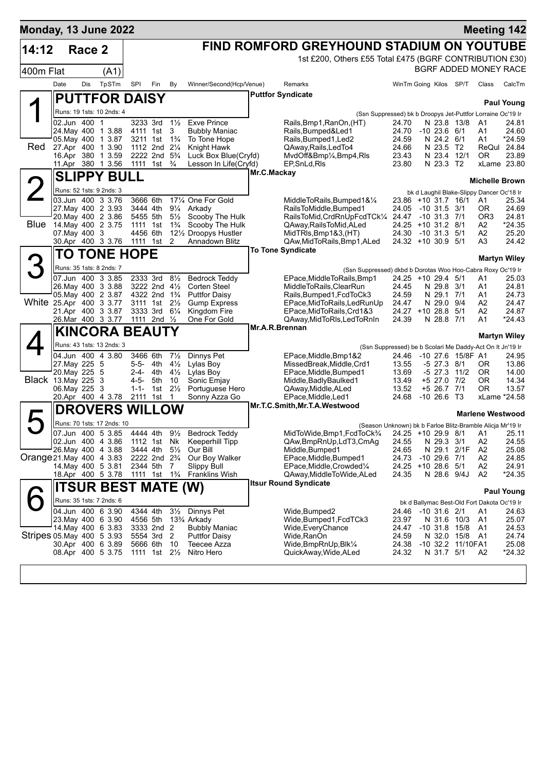**Monday, 13 June 2022** — **Meeting 142**

# 14:12 Race 2 — 400m Flat (A1)

## FIND ROMFORD GREYHOUND STADIUM ON YOUTUBE

1st £200, Others £55 Total £475 (BGRF CONTRIBUTION £30)

BGRF ADDED MONEY RACE

| Date | Dis | TpSTm | SPI | Fin | By | Winner/Second(Hcp/Venue) | Remarks | WinTm | Going | Kilos | SP/T | Class | CalcTm |
|---|---|---|---|---|---|---|---|---|---|---|---|---|---|

### 1 (Red) PUTTFOR DAISY — Puttfor Syndicate — Paul Young

Runs: 19 1sts: 10 2nds: 4 — (Ssn Suppressed) bk b Droopys Jet-Puttfor Lorraine Oc'19 Ir

| Date | Dis | TpSTm | SPI | Fin | By | Winner/Second(Hcp/Venue) | Remarks | WinTm | Going | Kilos | SP/T | Class | CalcTm |
|---|---|---|---|---|---|---|---|---|---|---|---|---|---|
| 02.Jun | 400 | 1 | 3233 | 3rd | 1½ | Exve Prince | Rails,Bmp1,RanOn,(HT) | 24.70 | N | 23.8 | 13/8 | A1 | 24.81 |
| 24.May | 400 | 1 3.88 | 4111 | 1st | 3 | Bubbly Maniac | Rails,Bumped&Led1 | 24.70 | -10 | 23.6 | 6/1 | A1 | 24.60 |
| 05.May | 400 | 1 3.87 | 3211 | 1st | 1¾ | To Tone Hope | Rails,Bumped1,Led2 | 24.59 | N | 24.2 | 6/1 | A1 | *24.59 |
| 27.Apr | 400 | 1 3.90 | 1112 | 2nd | 2¼ | Knight Hawk | QAway,Rails,LedTo4 | 24.66 | N | 23.5 | T2 | ReQul | 24.84 |
| 16.Apr | 380 | 1 3.59 | 2222 | 2nd | 5¾ | Luck Box Blue(Cryfd) | MvdOff&Bmp¼,Bmp4,Rls | 23.43 | N | 23.4 | 12/1 | OR | 23.89 |
| 11.Apr | 380 | 1 3.56 | 1111 | 1st | ¾ | Lesson In Life(Cryfd) | EP,SnLd,Rls | 23.80 | N | 23.3 | T2 | xLame | 23.80 |

### 2 (Blue) SLIPPY BULL — Mr.C.Mackay — Michelle Brown

Runs: 52 1sts: 9 2nds: 3 — bk d Laughil Blake-Slippy Dancer Oc'18 Ir

| Date | Dis | TpSTm | SPI | Fin | By | Winner/Second(Hcp/Venue) | Remarks | WinTm | Going | Kilos | SP/T | Class | CalcTm |
|---|---|---|---|---|---|---|---|---|---|---|---|---|---|
| 03.Jun | 400 | 3 3.76 | 3666 | 6th | 17¼ | One For Gold | MiddleToRails,Bumped1&¼ | 23.86 | +10 | 31.7 | 16/1 | A1 | 25.34 |
| 27.May | 400 | 2 3.93 | 3444 | 4th | 9¼ | Arkady | RailsToMiddle,Bumped1 | 24.05 | -10 | 31.5 | 3/1 | OR | 24.69 |
| 20.May | 400 | 2 3.86 | 5455 | 5th | 5½ | Scooby The Hulk | RailsToMid,CrdRnUpFcdTCk¼ | 24.47 | -10 | 31.3 | 7/1 | OR3 | 24.81 |
| 14.May | 400 | 2 3.75 | 1111 | 1st | 1¾ | Scooby The Hulk | QAway,RailsToMid,ALed | 24.25 | +10 | 31.2 | 8/1 | A2 | *24.35 |
| 07.May | 400 | 3 | 4456 | 6th | 12½ | Droopys Hustler | MidTRls,Bmp1&3,(HT) | 24.30 | -10 | 31.3 | 5/1 | A2 | 25.20 |
| 30.Apr | 400 | 3 3.76 | 1111 | 1st | 2 | Annadown Blitz | QAw,MidToRails,Bmp1,ALed | 24.32 | +10 | 30.9 | 5/1 | A3 | 24.42 |

### 3 (White) TO TONE HOPE — To Tone Syndicate — Martyn Wiley

Runs: 35 1sts: 8 2nds: 7 — (Ssn Suppressed) dkbd b Dorotas Woo Hoo-Cabra Roxy Oc'19 Ir

| Date | Dis | TpSTm | SPI | Fin | By | Winner/Second(Hcp/Venue) | Remarks | WinTm | Going | Kilos | SP/T | Class | CalcTm |
|---|---|---|---|---|---|---|---|---|---|---|---|---|---|
| 07.Jun | 400 | 3 3.85 | 2333 | 3rd | 8½ | Bedrock Teddy | EPace,MiddleToRails,Bmp1 | 24.25 | +10 | 29.4 | 5/1 | A1 | 25.03 |
| 26.May | 400 | 3 3.88 | 3222 | 2nd | 4½ | Corten Steel | MiddleToRails,ClearRun | 24.45 | N | 29.8 | 3/1 | A1 | 24.81 |
| 05.May | 400 | 2 3.87 | 4322 | 2nd | 1¾ | Puttfor Daisy | Rails,Bumped1,FcdTCk3 | 24.59 | N | 29.1 | 7/1 | A1 | 24.73 |
| 25.Apr | 400 | 3 3.77 | 3111 | 1st | 2½ | Gump Express | EPace,MidToRails,LedRunUp | 24.47 | N | 29.0 | 9/4 | A2 | 24.47 |
| 21.Apr | 400 | 3 3.87 | 3333 | 3rd | 6¼ | Kingdom Fire | EPace,MidToRails,Crd1&3 | 24.27 | +10 | 28.8 | 5/1 | A2 | 24.87 |
| 26.Mar | 400 | 3 3.77 | 1111 | 2nd | ½ | One For Gold | QAway,MidToRls,LedToRnIn | 24.39 | N | 28.8 | 7/1 | A1 | *24.43 |

### 4 (Black) KINCORA BEAUTY — Mr.A.R.Brennan — Martyn Wiley

Runs: 43 1sts: 13 2nds: 3 — (Ssn Suppressed) be b Scolari Me Daddy-Act On It Jn'19 Ir

| Date | Dis | TpSTm | SPI | Fin | By | Winner/Second(Hcp/Venue) | Remarks | WinTm | Going | Kilos | SP/T | Class | CalcTm |
|---|---|---|---|---|---|---|---|---|---|---|---|---|---|
| 04.Jun | 400 | 4 3.80 | 3466 | 6th | 7½ | Dinnys Pet | EPace,Middle,Bmp1&2 | 24.46 | -10 | 27.6 | 15/8F | A1 | 24.95 |
| 27.May | 225 | 5 | 5-5- | 4th | 4½ | Lylas Boy | MissedBreak,Middle,Crd1 | 13.55 | -5 | 27.3 | 8/1 | OR | 13.86 |
| 20.May | 225 | 5 | 2-4- | 4th | 4½ | Lylas Boy | EPace,Middle,Bumped1 | 13.69 | -5 | 27.3 | 11/2 | OR | 14.00 |
| 13.May | 225 | 3 | 4-5- | 5th | 10 | Sonic Emjay | Middle,BadlyBaulked1 | 13.49 | +5 | 27.0 | 7/2 | OR | 14.34 |
| 06.May | 225 | 3 | 1-1- | 1st | 2½ | Portuguese Hero | QAway,Middle,ALed | 13.52 | +5 | 26.7 | 7/1 | OR | 13.57 |
| 20.Apr | 400 | 4 3.78 | 2111 | 1st | 1 | Sonny Azza Go | EPace,Middle,Led1 | 24.68 | -10 | 26.6 | T3 | xLame | *24.58 |

### 5 (Orange) DROVERS WILLOW — Mr.T.C.Smith,Mr.T.A.Westwood — Marlene Westwood

Runs: 70 1sts: 17 2nds: 10 — (Season Unknown) bk b Farloe Blitz-Bramble Alicja Mr'19 Ir

| Date | Dis | TpSTm | SPI | Fin | By | Winner/Second(Hcp/Venue) | Remarks | WinTm | Going | Kilos | SP/T | Class | CalcTm |
|---|---|---|---|---|---|---|---|---|---|---|---|---|---|
| 07.Jun | 400 | 5 3.85 | 4444 | 4th | 9½ | Bedrock Teddy | MidToWide,Bmp1,FcdToCk¾ | 24.25 | +10 | 29.9 | 8/1 | A1 | 25.11 |
| 02.Jun | 400 | 4 3.86 | 1112 | 1st | Nk | Keeperhill Tipp | QAw,BmpRnUp,LdT3,CmAg | 24.55 | N | 29.3 | 3/1 | A2 | 24.55 |
| 26.May | 400 | 4 3.88 | 3444 | 4th | 5½ | Our Bill | Middle,Bumped1 | 24.65 | N | 29.1 | 2/1F | A2 | 25.08 |
| 21.May | 400 | 4 3.83 | 2222 | 2nd | 2¾ | Our Boy Walker | EPace,Middle,Bumped1 | 24.73 | -10 | 29.6 | 7/1 | A2 | 24.85 |
| 14.May | 400 | 5 3.81 | 2344 | 5th | 7 | Slippy Bull | EPace,Middle,Crowded¼ | 24.25 | +10 | 28.6 | 5/1 | A2 | 24.91 |
| 18.Apr | 400 | 5 3.78 | 1111 | 1st | 1¾ | Franklins Wish | QAway,MiddleToWide,ALed | 24.35 | N | 28.6 | 9/4J | A2 | *24.35 |

### 6 (Stripes) ITSUR BEST MATE (W) — Itsur Round Syndicate — Paul Young

Runs: 35 1sts: 7 2nds: 6 — bk d Ballymac Best-Old Fort Dakota Oc'19 Ir

| Date | Dis | TpSTm | SPI | Fin | By | Winner/Second(Hcp/Venue) | Remarks | WinTm | Going | Kilos | SP/T | Class | CalcTm |
|---|---|---|---|---|---|---|---|---|---|---|---|---|---|
| 04.Jun | 400 | 6 3.90 | 4344 | 4th | 3½ | Dinnys Pet | Wide,Bumped2 | 24.46 | -10 | 31.6 | 2/1 | A1 | 24.63 |
| 23.May | 400 | 6 3.90 | 4556 | 5th | 13¾ | Arkady | Wide,Bumped1,FcdTCk3 | 23.97 | N | 31.6 | 10/3 | A1 | 25.07 |
| 14.May | 400 | 6 3.83 | 3333 | 2nd | 2 | Bubbly Maniac | Wide,EveryChance | 24.47 | -10 | 31.8 | 15/8 | A1 | 24.53 |
| 05.May | 400 | 5 3.93 | 5554 | 3rd | 2 | Puttfor Daisy | Wide,RanOn | 24.59 | N | 32.0 | 15/8 | A1 | 24.74 |
| 30.Apr | 400 | 6 3.89 | 5666 | 6th | 10 | Teecee Azza | Wide,BmpRnUp,Blk¼ | 24.38 | -10 | 32.2 | 11/10F | A1 | 25.08 |
| 08.Apr | 400 | 5 3.75 | 1111 | 1st | 2½ | Nitro Hero | QuickAway,Wide,ALed | 24.32 | N | 31.7 | 5/1 | A2 | *24.32 |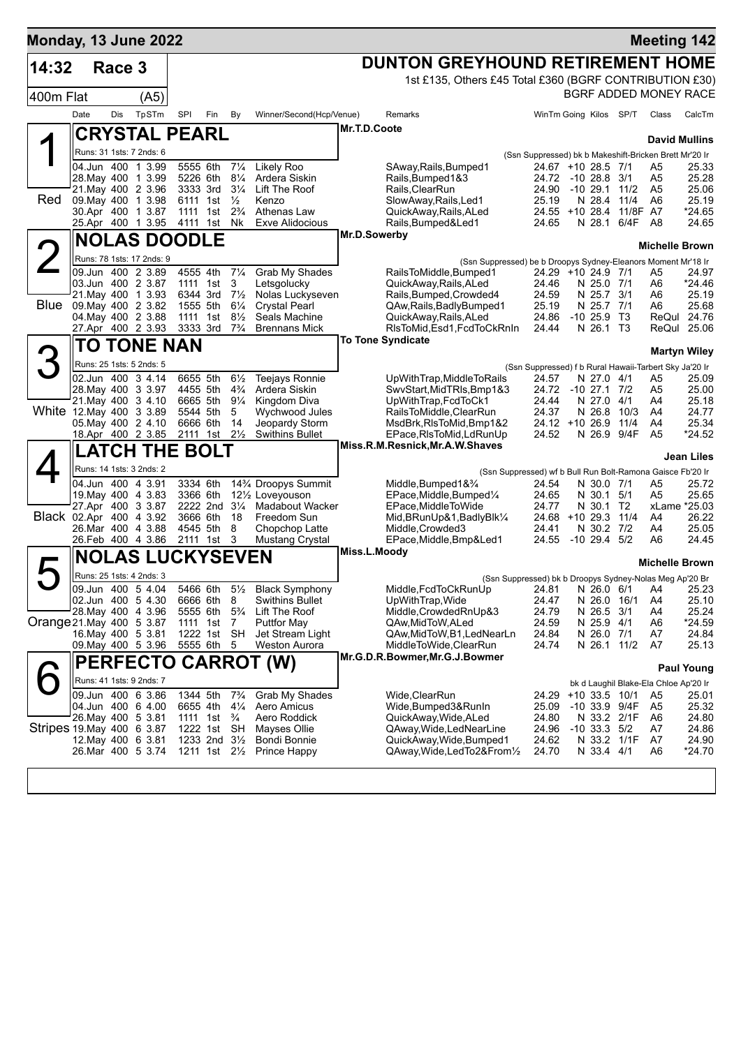**Monday, 13 June 2022** — **Meeting 142**

# 14:32 Race 3 — DUNTON GREYHOUND RETIREMENT HOME

1st £135, Others £45 Total £360 (BGRF CONTRIBUTION £30)

400m Flat (A5) — BGRF ADDED MONEY RACE

| Date | Dis | TpSTm | SPI | Fin | By | Winner/Second(Hcp/Venue) | Remarks | WinTm | Going | Kilos | SP/T | Class | CalcTm |
|---|---|---|---|---|---|---|---|---|---|---|---|---|---|

## 1 (Red) CRYSTAL PEARL — Mr.T.D.Coote — David Mullins

Runs: 31 1sts: 7 2nds: 6 — (Ssn Suppressed) bk b Makeshift-Bricken Brett Mr'20 Ir

| Date | Dis | TpSTm | SPI | Fin | By | Winner/Second(Hcp/Venue) | Remarks | WinTm | Going | Kilos | SP/T | Class | CalcTm |
|---|---|---|---|---|---|---|---|---|---|---|---|---|---|
| 04.Jun | 400 | 1 3.99 | 5555 | 6th | 7¼ | Likely Roo | SAway,Rails,Bumped1 | 24.67 | +10 | 28.5 | 7/1 | A5 | 25.33 |
| 28.May | 400 | 1 3.99 | 5226 | 6th | 8¼ | Ardera Siskin | Rails,Bumped1&3 | 24.72 | -10 | 28.8 | 3/1 | A5 | 25.28 |
| 21.May | 400 | 2 3.96 | 3333 | 3rd | 3¼ | Lift The Roof | Rails,ClearRun | 24.90 | -10 | 29.1 | 11/2 | A5 | 25.06 |
| 09.May | 400 | 1 3.98 | 6111 | 1st | ½ | Kenzo | SlowAway,Rails,Led1 | 25.19 | N | 28.4 | 11/4 | A6 | 25.19 |
| 30.Apr | 400 | 1 3.87 | 1111 | 1st | 2¾ | Athenas Law | QuickAway,Rails,ALed | 24.55 | +10 | 28.4 | 11/8F | A7 | *24.65 |
| 25.Apr | 400 | 1 3.95 | 4111 | 1st | Nk | Exve Alidocious | Rails,Bumped&Led1 | 24.65 | N | 28.1 | 6/4F | A8 | 24.65 |

## 2 (Blue) NOLAS DOODLE — Mr.D.Sowerby — Michelle Brown

Runs: 78 1sts: 17 2nds: 9 — (Ssn Suppressed) be b Droopys Sydney-Eleanors Moment Mr'18 Ir

| Date | Dis | TpSTm | SPI | Fin | By | Winner/Second(Hcp/Venue) | Remarks | WinTm | Going | Kilos | SP/T | Class | CalcTm |
|---|---|---|---|---|---|---|---|---|---|---|---|---|---|
| 09.Jun | 400 | 2 3.89 | 4555 | 4th | 7¼ | Grab My Shades | RailsToMiddle,Bumped1 | 24.29 | +10 | 24.9 | 7/1 | A5 | 24.97 |
| 03.Jun | 400 | 2 3.87 | 1111 | 1st | 3 | Letsgolucky | QuickAway,Rails,ALed | 24.46 | N | 25.0 | 7/1 | A6 | *24.46 |
| 21.May | 400 | 1 3.93 | 6344 | 3rd | 7½ | Nolas Luckyseven | Rails,Bumped,Crowded4 | 24.59 | N | 25.7 | 3/1 | A6 | 25.19 |
| 09.May | 400 | 2 3.82 | 1555 | 5th | 6¼ | Crystal Pearl | QAw,Rails,BadlyBumped1 | 25.19 | N | 25.7 | 7/1 | A6 | 25.68 |
| 04.May | 400 | 2 3.88 | 1111 | 1st | 8½ | Seals Machine | QuickAway,Rails,ALed | 24.86 | -10 | 25.9 | T3 | ReQul | 24.76 |
| 27.Apr | 400 | 2 3.93 | 3333 | 3rd | 7¾ | Brennans Mick | RlsToMid,Esd1,FcdToCkRnIn | 24.44 | N | 26.1 | T3 | ReQul | 25.06 |

## 3 (White) TO TONE NAN — To Tone Syndicate — Martyn Wiley

Runs: 25 1sts: 5 2nds: 5 — (Ssn Suppressed) f b Rural Hawaii-Tarbert Sky Ja'20 Ir

| Date | Dis | TpSTm | SPI | Fin | By | Winner/Second(Hcp/Venue) | Remarks | WinTm | Going | Kilos | SP/T | Class | CalcTm |
|---|---|---|---|---|---|---|---|---|---|---|---|---|---|
| 02.Jun | 400 | 3 4.14 | 6655 | 5th | 6½ | Teejays Ronnie | UpWithTrap,MiddleToRails | 24.57 | N | 27.0 | 4/1 | A5 | 25.09 |
| 28.May | 400 | 3 3.97 | 4455 | 5th | 4¾ | Ardera Siskin | SwvStart,MidTRls,Bmp1&3 | 24.72 | -10 | 27.1 | 7/2 | A5 | 25.00 |
| 21.May | 400 | 3 4.10 | 6665 | 5th | 9¼ | Kingdom Diva | UpWithTrap,FcdToCk1 | 24.44 | N | 27.0 | 4/1 | A4 | 25.18 |
| 12.May | 400 | 3 3.89 | 5544 | 5th | 5 | Wychwood Jules | RailsToMiddle,ClearRun | 24.37 | N | 26.8 | 10/3 | A4 | 24.77 |
| 05.May | 400 | 2 4.10 | 6666 | 6th | 14 | Jeopardy Storm | MsdBrk,RlsToMid,Bmp1&2 | 24.12 | +10 | 26.9 | 11/4 | A4 | 25.34 |
| 18.Apr | 400 | 2 3.85 | 2111 | 1st | 2½ | Swithins Bullet | EPace,RlsToMid,LdRunUp | 24.52 | N | 26.9 | 9/4F | A5 | *24.52 |

## 4 (Black) LATCH THE BOLT — Miss.R.M.Resnick,Mr.A.W.Shaves — Jean Liles

Runs: 14 1sts: 3 2nds: 2 — (Ssn Suppressed) wf b Bull Run Bolt-Ramona Gaisce Fb'20 Ir

| Date | Dis | TpSTm | SPI | Fin | By | Winner/Second(Hcp/Venue) | Remarks | WinTm | Going | Kilos | SP/T | Class | CalcTm |
|---|---|---|---|---|---|---|---|---|---|---|---|---|---|
| 04.Jun | 400 | 4 3.91 | 3334 | 6th | 14¾ | Droopys Summit | Middle,Bumped1&¾ | 24.54 | N | 30.0 | 7/1 | A5 | 25.72 |
| 19.May | 400 | 4 3.83 | 3366 | 6th | 12½ | Loveyouson | EPace,Middle,Bumped¼ | 24.65 | N | 30.1 | 5/1 | A5 | 25.65 |
| 27.Apr | 400 | 3 3.87 | 2222 | 2nd | 3¼ | Madabout Wacker | EPace,MiddleToWide | 24.77 | N | 30.1 | T2 | xLame | *25.03 |
| 02.Apr | 400 | 4 3.92 | 3666 | 6th | 18 | Freedom Sun | Mid,BRunUp&1,BadlyBlk¼ | 24.68 | +10 | 29.3 | 11/4 | A4 | 26.22 |
| 26.Mar | 400 | 4 3.88 | 4545 | 5th | 8 | Chopchop Latte | Middle,Crowded3 | 24.41 | N | 30.2 | 7/2 | A4 | 25.05 |
| 26.Feb | 400 | 4 3.86 | 2111 | 1st | 3 | Mustang Crystal | EPace,Middle,Bmp&Led1 | 24.55 | -10 | 29.4 | 5/2 | A6 | 24.45 |

## 5 (Orange) NOLAS LUCKYSEVEN — Miss.L.Moody — Michelle Brown

Runs: 25 1sts: 4 2nds: 3 — (Ssn Suppressed) bk b Droopys Sydney-Nolas Meg Ap'20 Br

| Date | Dis | TpSTm | SPI | Fin | By | Winner/Second(Hcp/Venue) | Remarks | WinTm | Going | Kilos | SP/T | Class | CalcTm |
|---|---|---|---|---|---|---|---|---|---|---|---|---|---|
| 09.Jun | 400 | 5 4.04 | 5466 | 6th | 5½ | Black Symphony | Middle,FcdToCkRunUp | 24.81 | N | 26.0 | 6/1 | A4 | 25.23 |
| 02.Jun | 400 | 5 4.30 | 6666 | 6th | 8 | Swithins Bullet | UpWithTrap,Wide | 24.47 | N | 26.0 | 16/1 | A4 | 25.10 |
| 28.May | 400 | 4 3.96 | 5555 | 6th | 5¾ | Lift The Roof | Middle,CrowdedRnUp&3 | 24.79 | N | 26.5 | 3/1 | A4 | 25.24 |
| 21.May | 400 | 5 3.87 | 1111 | 1st | 7 | Puttfor May | QAw,MidToW,ALed | 24.59 | N | 25.9 | 4/1 | A6 | *24.59 |
| 16.May | 400 | 5 3.81 | 1222 | 1st | SH | Jet Stream Light | QAw,MidToW,B1,LedNearLn | 24.84 | N | 26.0 | 7/1 | A7 | 24.84 |
| 09.May | 400 | 5 3.96 | 5555 | 6th | 5 | Weston Aurora | MiddleToWide,ClearRun | 24.74 | N | 26.1 | 11/2 | A7 | 25.13 |

## 6 (Stripes) PERFECTO CARROT (W) — Mr.G.D.R.Bowmer,Mr.G.J.Bowmer — Paul Young

Runs: 41 1sts: 9 2nds: 7 — bk d Laughil Blake-Ela Chloe Ap'20 Ir

| Date | Dis | TpSTm | SPI | Fin | By | Winner/Second(Hcp/Venue) | Remarks | WinTm | Going | Kilos | SP/T | Class | CalcTm |
|---|---|---|---|---|---|---|---|---|---|---|---|---|---|
| 09.Jun | 400 | 6 3.86 | 1344 | 5th | 7¾ | Grab My Shades | Wide,ClearRun | 24.29 | +10 | 33.5 | 10/1 | A5 | 25.01 |
| 04.Jun | 400 | 6 4.00 | 6655 | 4th | 4¼ | Aero Amicus | Wide,Bumped3&RunIn | 25.09 | -10 | 33.9 | 9/4F | A5 | 25.32 |
| 26.May | 400 | 5 3.81 | 1111 | 1st | ¾ | Aero Roddick | QuickAway,Wide,ALed | 24.80 | N | 33.2 | 2/1F | A6 | 24.80 |
| 19.May | 400 | 6 3.87 | 1222 | 1st | SH | Mayses Ollie | QAway,Wide,LedNearLine | 24.96 | -10 | 33.3 | 5/2 | A7 | 24.86 |
| 12.May | 400 | 6 3.81 | 1233 | 2nd | 3½ | Bondi Bonnie | QuickAway,Wide,Bumped1 | 24.62 | N | 33.2 | 1/1F | A7 | 24.90 |
| 26.Mar | 400 | 5 3.74 | 1211 | 1st | 2½ | Prince Happy | QAway,Wide,LedTo2&From½ | 24.70 | N | 33.4 | 4/1 | A6 | *24.70 |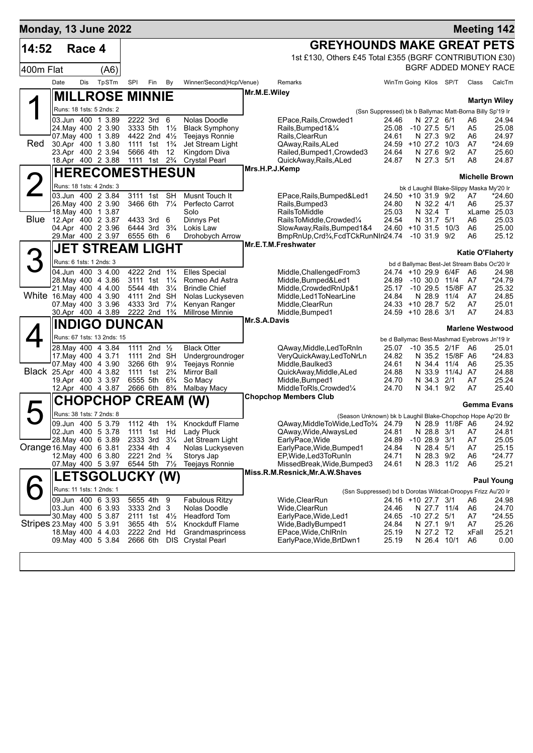# Monday, 13 June 2022 — Meeting 142

**14:52 Race 4** — 400m Flat (A6)

## GREYHOUNDS MAKE GREAT PETS

1st £130, Others £45 Total £355 (BGRF CONTRIBUTION £30)

BGRF ADDED MONEY RACE

| Date | Dis | TpSTm | SPI | Fin | By | Winner/Second(Hcp/Venue) | Remarks | WinTm | Going | Kilos | SP/T | Class | CalcTm |
|---|---|---|---|---|---|---|---|---|---|---|---|---|---|

### 1 (Red) MILLROSE MINNIE — Mr.M.E.Wiley — Martyn Wiley

Runs: 18 1sts: 5 2nds: 2 — (Ssn Suppressed) bk b Ballymac Matt-Borna Billy Sp'19 Ir

| Date | Dis | TpSTm | SPI | Fin | By | Winner/Second(Hcp/Venue) | Remarks | WinTm | Going | Kilos | SP/T | Class | CalcTm |
|---|---|---|---|---|---|---|---|---|---|---|---|---|---|
| 03.Jun | 400 | 1 3.89 | 2222 | 3rd | 6 | Nolas Doodle | EPace,Rails,Crowded1 | 24.46 | N | 27.2 | 6/1 | A6 | 24.94 |
| 24.May | 400 | 2 3.90 | 3333 | 5th | 1½ | Black Symphony | Rails,Bumped1&¼ | 25.08 | -10 | 27.5 | 5/1 | A5 | 25.08 |
| 07.May | 400 | 1 3.89 | 4422 | 2nd | 4½ | Teejays Ronnie | Rails,ClearRun | 24.61 | N | 27.3 | 9/2 | A6 | 24.97 |
| 30.Apr | 400 | 1 3.80 | 1111 | 1st | 1¾ | Jet Stream Light | QAway,Rails,ALed | 24.59 | +10 | 27.2 | 10/3 | A7 | *24.69 |
| 23.Apr | 400 | 2 3.94 | 5666 | 4th | 12 | Kingdom Diva | Railed,Bumped1,Crowded3 | 24.64 | N | 27.6 | 9/2 | A7 | 25.60 |
| 18.Apr | 400 | 2 3.88 | 1111 | 1st | 2¾ | Crystal Pearl | QuickAway,Rails,ALed | 24.87 | N | 27.3 | 5/1 | A8 | 24.87 |

### 2 (Blue) HERECOMESTHESUN — Mrs.H.P.J.Kemp — Michelle Brown

Runs: 18 1sts: 4 2nds: 3 — bk d Laughil Blake-Slippy Maska My'20 Ir

| Date | Dis | TpSTm | SPI | Fin | By | Winner/Second(Hcp/Venue) | Remarks | WinTm | Going | Kilos | SP/T | Class | CalcTm |
|---|---|---|---|---|---|---|---|---|---|---|---|---|---|
| 03.Jun | 400 | 2 3.84 | 3111 | 1st | SH | Musnt Touch It | EPace,Rails,Bumped&Led1 | 24.50 | +10 | 31.9 | 9/2 | A7 | *24.60 |
| 26.May | 400 | 2 3.90 | 3466 | 6th | 7¼ | Perfecto Carrot | Rails,Bumped3 | 24.80 | N | 32.2 | 4/1 | A6 | 25.37 |
| 18.May | 400 | 1 3.87 | | | | Solo | RailsToMiddle | 25.03 | N | 32.4 | T | xLame | 25.03 |
| 12.Apr | 400 | 2 3.87 | 4433 | 3rd | 6 | Dinnys Pet | RailsToMiddle,Crowded¼ | 24.54 | N | 31.7 | 5/1 | A6 | 25.03 |
| 04.Apr | 400 | 2 3.96 | 6444 | 3rd | 3¾ | Lokis Law | SlowAway,Rails,Bumped1&4 | 24.60 | +10 | 31.5 | 10/3 | A6 | 25.00 |
| 29.Mar | 400 | 2 3.97 | 6555 | 6th | 6 | Drohobych Arrow | BmpRnUp,Crd¾,FcdTCkRunNIn | 24.74 | -10 | 31.9 | 9/2 | A6 | 25.12 |

### 3 (White) JET STREAM LIGHT — Mr.E.T.M.Freshwater — Katie O'Flaherty

Runs: 6 1sts: 1 2nds: 3 — bd d Ballymac Best-Jet Stream Babs Oc'20 Ir

| Date | Dis | TpSTm | SPI | Fin | By | Winner/Second(Hcp/Venue) | Remarks | WinTm | Going | Kilos | SP/T | Class | CalcTm |
|---|---|---|---|---|---|---|---|---|---|---|---|---|---|
| 04.Jun | 400 | 3 4.00 | 4222 | 2nd | 1¾ | Elles Special | Middle,ChallengedFrom3 | 24.74 | +10 | 29.9 | 6/4F | A6 | 24.98 |
| 28.May | 400 | 4 3.86 | 3111 | 1st | 1¼ | Romeo Ad Astra | Middle,Bumped&Led1 | 24.89 | -10 | 30.0 | 11/4 | A7 | *24.79 |
| 21.May | 400 | 4 4.00 | 5544 | 4th | 3¼ | Brindle Chief | Middle,CrowdedRnUp&1 | 25.17 | -10 | 29.5 | 15/8F | A7 | 25.32 |
| 16.May | 400 | 4 3.90 | 4111 | 2nd | SH | Nolas Luckyseven | Middle,Led1ToNearLine | 24.84 | N | 28.9 | 11/4 | A7 | 24.85 |
| 07.May | 400 | 3 3.96 | 4333 | 3rd | 7¼ | Kenyan Ranger | Middle,ClearRun | 24.33 | +10 | 28.7 | 5/2 | A7 | 25.01 |
| 30.Apr | 400 | 4 3.89 | 2222 | 2nd | 1¾ | Millrose Minnie | Middle,Bumped1 | 24.59 | +10 | 28.6 | 3/1 | A7 | 24.83 |

### 4 (Black) INDIGO DUNCAN — Mr.S.A.Davis — Marlene Westwood

Runs: 67 1sts: 13 2nds: 15 — be d Ballymac Best-Mashmad Eyebrows Jn'19 Ir

| Date | Dis | TpSTm | SPI | Fin | By | Winner/Second(Hcp/Venue) | Remarks | WinTm | Going | Kilos | SP/T | Class | CalcTm |
|---|---|---|---|---|---|---|---|---|---|---|---|---|---|
| 28.May | 400 | 4 3.84 | 1111 | 2nd | ½ | Black Otter | QAway,Middle,LedToRnIn | 25.07 | -10 | 35.5 | 2/1F | A6 | 25.01 |
| 17.May | 400 | 4 3.71 | 1111 | 2nd | SH | Undergroundroger | VeryQuickAway,LedToNrLn | 24.82 | N | 35.2 | 15/8F | A6 | *24.83 |
| 07.May | 400 | 4 3.90 | 3266 | 6th | 9¼ | Teejays Ronnie | Middle,Baulked3 | 24.61 | N | 34.4 | 11/4 | A6 | 25.35 |
| 25.Apr | 400 | 4 3.82 | 1111 | 1st | 2¾ | Mirror Ball | QuickAway,Middle,ALed | 24.88 | N | 33.9 | 11/4J | A7 | 24.88 |
| 19.Apr | 400 | 3 3.97 | 6555 | 5th | 6¾ | So Macy | Middle,Bumped1 | 24.70 | N | 34.3 | 2/1 | A7 | 25.24 |
| 12.Apr | 400 | 4 3.87 | 2666 | 6th | 8¾ | Malbay Macy | MiddleToRls,Crowded¼ | 24.70 | N | 34.1 | 9/2 | A7 | 25.40 |

### 5 (Orange) CHOPCHOP CREAM (W) — Chopchop Members Club — Gemma Evans

Runs: 38 1sts: 7 2nds: 8 — (Season Unknown) bk b Laughil Blake-Chopchop Hope Ap'20 Br

| Date | Dis | TpSTm | SPI | Fin | By | Winner/Second(Hcp/Venue) | Remarks | WinTm | Going | Kilos | SP/T | Class | CalcTm |
|---|---|---|---|---|---|---|---|---|---|---|---|---|---|
| 09.Jun | 400 | 5 3.79 | 1112 | 4th | 1¾ | Knockduff Flame | QAway,MiddleToWide,LedTo¾ | 24.79 | N | 28.9 | 11/8F | A6 | 24.92 |
| 02.Jun | 400 | 5 3.78 | 1111 | 1st | Hd | Lady Pluck | QAway,Wide,AlwaysLed | 24.81 | N | 28.8 | 3/1 | A7 | 24.81 |
| 28.May | 400 | 6 3.89 | 2333 | 3rd | 3¼ | Jet Stream Light | EarlyPace,Wide | 24.89 | -10 | 28.9 | 3/1 | A7 | 25.05 |
| 16.May | 400 | 6 3.81 | 2334 | 4th | 4 | Nolas Luckyseven | EarlyPace,Wide,Bumped1 | 24.84 | N | 28.4 | 5/1 | A7 | 25.15 |
| 12.May | 400 | 6 3.80 | 2221 | 2nd | ¾ | Storys Jap | EP,Wide,Led3ToRunIn | 24.71 | N | 28.3 | 9/2 | A6 | *24.77 |
| 07.May | 400 | 5 3.97 | 6544 | 5th | 7½ | Teejays Ronnie | MissedBreak,Wide,Bumped3 | 24.61 | N | 28.3 | 11/2 | A6 | 25.21 |

### 6 (Stripes) LETSGOLUCKY (W) — Miss.R.M.Resnick,Mr.A.W.Shaves — Paul Young

Runs: 11 1sts: 1 2nds: 1 — (Ssn Suppressed) bd b Dorotas Wildcat-Droopys Frizz Au'20 Ir

| Date | Dis | TpSTm | SPI | Fin | By | Winner/Second(Hcp/Venue) | Remarks | WinTm | Going | Kilos | SP/T | Class | CalcTm |
|---|---|---|---|---|---|---|---|---|---|---|---|---|---|
| 09.Jun | 400 | 6 3.93 | 5655 | 4th | 9 | Fabulous Ritzy | Wide,ClearRun | 24.16 | +10 | 27.7 | 3/1 | A6 | 24.98 |
| 03.Jun | 400 | 6 3.93 | 3333 | 2nd | 3 | Nolas Doodle | Wide,ClearRun | 24.46 | N | 27.7 | 11/4 | A6 | 24.70 |
| 30.May | 400 | 5 3.87 | 2111 | 1st | 4½ | Headford Tom | EarlyPace,Wide,Led1 | 24.65 | -10 | 27.2 | 5/1 | A7 | *24.55 |
| 23.May | 400 | 5 3.91 | 3655 | 4th | 5¼ | Knockduff Flame | Wide,BadlyBumped1 | 24.84 | N | 27.1 | 9/1 | A7 | 25.26 |
| 18.May | 400 | 4 4.03 | 2222 | 2nd | Hd | Grandmasprincess | EPace,Wide,ChlRnIn | 25.19 | N | 27.2 | T2 | xFall | 25.21 |
| 09.May | 400 | 5 3.84 | 2666 | 6th | DIS | Crystal Pearl | EarlyPace,Wide,BrtDwn1 | 25.19 | N | 26.4 | 10/1 | A6 | 0.00 |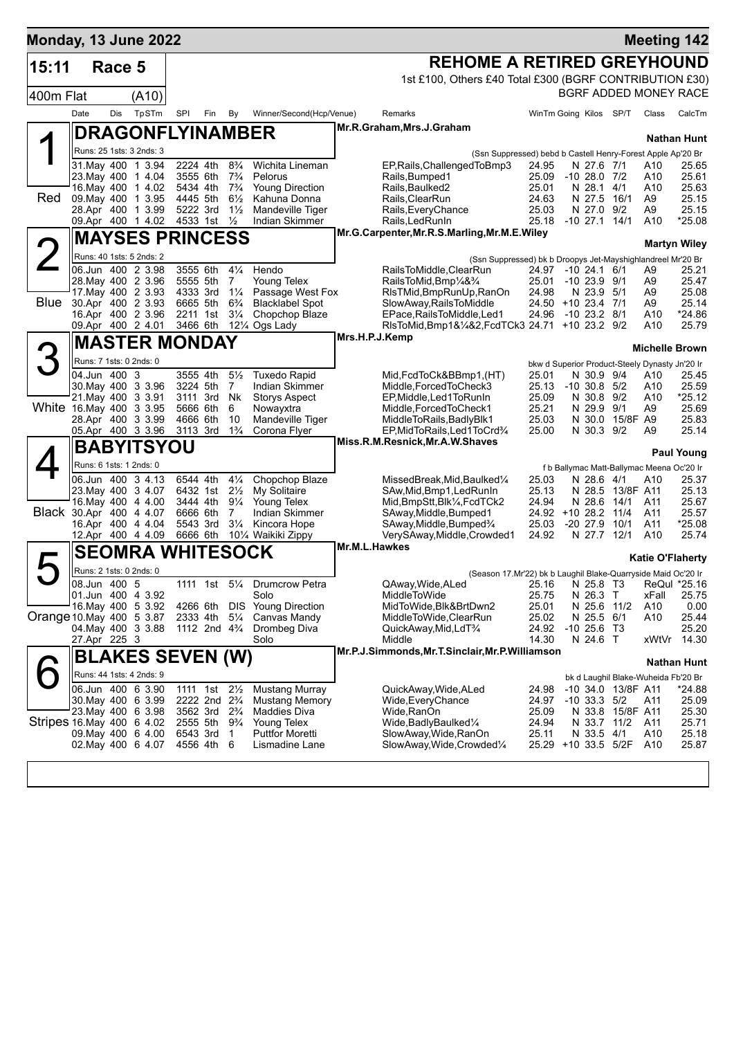**Monday, 13 June 2022** — **Meeting 142**

# 15:11 Race 5 — REHOME A RETIRED GREYHOUND

1st £100, Others £40 Total £300 (BGRF CONTRIBUTION £30)

400m Flat (A10) — BGRF ADDED MONEY RACE

| Date | Dis | TpSTm | SPI | Fin | By | Winner/Second(Hcp/Venue) | Remarks | WinTm | Going | Kilos | SP/T | Class | CalcTm |
|---|---|---|---|---|---|---|---|---|---|---|---|---|---|

## 1 (Red) DRAGONFLYINAMBER

Mr.R.Graham,Mrs.J.Graham — **Nathan Hunt**

Runs: 25 1sts: 3 2nds: 3 — (Ssn Suppressed) bebd b Castell Henry-Forest Apple Ap'20 Br

| Date | Dis | TpSTm | SPI | Fin | By | Winner/Second(Hcp/Venue) | Remarks | WinTm | Going | Kilos | SP/T | Class | CalcTm |
|---|---|---|---|---|---|---|---|---|---|---|---|---|---|
| 31.May | 400 | 1 3.94 | 2224 | 4th | 8¾ | Wichita Lineman | EP,Rails,ChallengedToBmp3 | 24.95 | N | 27.6 | 7/1 | A10 | 25.65 |
| 23.May | 400 | 1 4.04 | 3555 | 6th | 7¾ | Pelorus | Rails,Bumped1 | 25.09 | -10 | 28.0 | 7/2 | A10 | 25.61 |
| 16.May | 400 | 1 4.02 | 5434 | 4th | 7¾ | Young Direction | Rails,Baulked2 | 25.01 | N | 28.1 | 4/1 | A10 | 25.63 |
| 09.May | 400 | 1 3.95 | 4445 | 5th | 6½ | Kahuna Donna | Rails,ClearRun | 24.63 | N | 27.5 | 16/1 | A9 | 25.15 |
| 28.Apr | 400 | 1 3.99 | 5222 | 3rd | 1½ | Mandeville Tiger | Rails,EveryChance | 25.03 | N | 27.0 | 9/2 | A9 | 25.15 |
| 09.Apr | 400 | 1 4.02 | 4533 | 1st | ½ | Indian Skimmer | Rails,LedRunIn | 25.18 | -10 | 27.1 | 14/1 | A10 | *25.08 |

## 2 (Blue) MAYSES PRINCESS

Mr.G.Carpenter,Mr.R.S.Marling,Mr.M.E.Wiley — **Martyn Wiley**

Runs: 40 1sts: 5 2nds: 2 — (Ssn Suppressed) bk b Droopys Jet-Mayshighlandreel Mr'20 Br

| Date | Dis | TpSTm | SPI | Fin | By | Winner/Second(Hcp/Venue) | Remarks | WinTm | Going | Kilos | SP/T | Class | CalcTm |
|---|---|---|---|---|---|---|---|---|---|---|---|---|---|
| 06.Jun | 400 | 2 3.98 | 3555 | 6th | 4¼ | Hendo | RailsToMiddle,ClearRun | 24.97 | -10 | 24.1 | 6/1 | A9 | 25.21 |
| 28.May | 400 | 2 3.96 | 5555 | 5th | 7 | Young Telex | RailsToMid,Bmp¼&¾ | 25.01 | -10 | 23.9 | 9/1 | A9 | 25.47 |
| 17.May | 400 | 2 3.93 | 4333 | 3rd | 1¼ | Passage West Fox | RlsTMid,BmpRunUp,RanOn | 24.98 | N | 23.9 | 5/1 | A9 | 25.08 |
| 30.Apr | 400 | 2 3.93 | 6665 | 5th | 6¾ | Blacklabel Spot | SlowAway,RailsToMiddle | 24.50 | +10 | 23.4 | 7/1 | A9 | 25.14 |
| 16.Apr | 400 | 2 3.96 | 2211 | 1st | 3¼ | Chopchop Blaze | EPace,RailsToMiddle,Led1 | 24.96 | -10 | 23.2 | 8/1 | A10 | *24.86 |
| 09.Apr | 400 | 2 4.01 | 3466 | 6th | 12¼ | Ogs Lady | RlsToMid,Bmp1&¼&2,FcdTCk3 | 24.71 | +10 | 23.2 | 9/2 | A10 | 25.79 |

## 3 (White) MASTER MONDAY

Mrs.H.P.J.Kemp — **Michelle Brown**

Runs: 7 1sts: 0 2nds: 0 — bkw d Superior Product-Steely Dynasty Jn'20 Ir

| Date | Dis | TpSTm | SPI | Fin | By | Winner/Second(Hcp/Venue) | Remarks | WinTm | Going | Kilos | SP/T | Class | CalcTm |
|---|---|---|---|---|---|---|---|---|---|---|---|---|---|
| 04.Jun | 400 | 3 | 3555 | 4th | 5½ | Tuxedo Rapid | Mid,FcdToCk&BBmp1,(HT) | 25.01 | N | 30.9 | 9/4 | A10 | 25.45 |
| 30.May | 400 | 3 3.96 | 3224 | 5th | 7 | Indian Skimmer | Middle,ForcedToCheck3 | 25.13 | -10 | 30.8 | 5/2 | A10 | 25.59 |
| 21.May | 400 | 3 3.91 | 3111 | 3rd | Nk | Storys Aspect | EP,Middle,Led1ToRunIn | 25.09 | N | 30.8 | 9/2 | A10 | *25.12 |
| 16.May | 400 | 3 3.95 | 5666 | 6th | 6 | Nowayxtra | Middle,ForcedToCheck1 | 25.21 | N | 29.9 | 9/1 | A9 | 25.69 |
| 28.Apr | 400 | 3 3.99 | 4666 | 6th | 10 | Mandeville Tiger | MiddleToRails,BadlyBlk1 | 25.03 | N | 30.0 | 15/8F | A9 | 25.83 |
| 05.Apr | 400 | 3 3.96 | 3113 | 3rd | 1¾ | Corona Flyer | EP,MidToRails,Led1ToCrd¾ | 25.00 | N | 30.3 | 9/2 | A9 | 25.14 |

## 4 (Black) BABYITSYOU

Miss.R.M.Resnick,Mr.A.W.Shaves — **Paul Young**

Runs: 6 1sts: 1 2nds: 0 — f b Ballymac Matt-Ballymac Meena Oc'20 Ir

| Date | Dis | TpSTm | SPI | Fin | By | Winner/Second(Hcp/Venue) | Remarks | WinTm | Going | Kilos | SP/T | Class | CalcTm |
|---|---|---|---|---|---|---|---|---|---|---|---|---|---|
| 06.Jun | 400 | 3 4.13 | 6544 | 4th | 4¼ | Chopchop Blaze | MissedBreak,Mid,Baulked¼ | 25.03 | N | 28.6 | 4/1 | A10 | 25.37 |
| 23.May | 400 | 3 4.07 | 6432 | 1st | 2½ | My Solitaire | SAw,Mid,Bmp1,LedRunIn | 25.13 | N | 28.5 | 13/8F | A11 | 25.13 |
| 16.May | 400 | 4 4.00 | 3444 | 4th | 9¼ | Young Telex | Mid,BmpStt,Blk¼,FcdTCk2 | 24.94 | N | 28.6 | 14/1 | A11 | 25.67 |
| 30.Apr | 400 | 4 4.07 | 6666 | 6th | 7 | Indian Skimmer | SAway,Middle,Bumped1 | 24.92 | +10 | 28.2 | 11/4 | A11 | 25.57 |
| 16.Apr | 400 | 4 4.04 | 5543 | 3rd | 3¼ | Kincora Hope | SAway,Middle,Bumped¾ | 25.03 | -20 | 27.9 | 10/1 | A11 | *25.08 |
| 12.Apr | 400 | 4 4.09 | 6666 | 6th | 10¼ | Waikiki Zippy | VerySAway,Middle,Crowded1 | 24.92 | N | 27.7 | 12/1 | A10 | 25.74 |

## 5 (Orange) SEOMRA WHITESOCK

Mr.M.L.Hawkes — **Katie O'Flaherty**

Runs: 2 1sts: 0 2nds: 0 — (Season 17.Mr'22) bk b Laughil Blake-Quarryside Maid Oc'20 Ir

| Date | Dis | TpSTm | SPI | Fin | By | Winner/Second(Hcp/Venue) | Remarks | WinTm | Going | Kilos | SP/T | Class | CalcTm |
|---|---|---|---|---|---|---|---|---|---|---|---|---|---|
| 08.Jun | 400 | 5 | 1111 | 1st | 5¼ | Drumcrow Petra | QAway,Wide,ALed | 25.16 | N | 25.8 | T3 | ReQul | *25.16 |
| 01.Jun | 400 | 4 3.92 | | | | Solo | MiddleToWide | 25.75 | N | 26.3 | T | xFall | 25.75 |
| 16.May | 400 | 5 3.92 | 4266 | 6th | DIS | Young Direction | MidToWide,Blk&BrtDwn2 | 25.01 | N | 25.6 | 11/2 | A10 | 0.00 |
| 10.May | 400 | 5 3.87 | 2333 | 4th | 5¼ | Canvas Mandy | MiddleToWide,ClearRun | 25.02 | N | 25.5 | 6/1 | A10 | 25.44 |
| 04.May | 400 | 3 3.88 | 1112 | 2nd | 4¾ | Drombeg Diva | QuickAway,Mid,LdT¾ | 24.92 | -10 | 25.6 | T3 | | 25.20 |
| 27.Apr | 225 | 3 | | | | Solo | Middle | 14.30 | N | 24.6 | T | xWtVr | 14.30 |

## 6 (Stripes) BLAKES SEVEN (W)

Mr.P.J.Simmonds,Mr.T.Sinclair,Mr.P.Williamson — **Nathan Hunt**

Runs: 44 1sts: 4 2nds: 9 — bk d Laughil Blake-Wuheida Fb'20 Br

| Date | Dis | TpSTm | SPI | Fin | By | Winner/Second(Hcp/Venue) | Remarks | WinTm | Going | Kilos | SP/T | Class | CalcTm |
|---|---|---|---|---|---|---|---|---|---|---|---|---|---|
| 06.Jun | 400 | 6 3.90 | 1111 | 1st | 2½ | Mustang Murray | QuickAway,Wide,ALed | 24.98 | -10 | 34.0 | 13/8F | A11 | *24.88 |
| 30.May | 400 | 6 3.99 | 2222 | 2nd | 2¾ | Mustang Memory | Wide,EveryChance | 24.97 | -10 | 33.4 | 5/2 | A11 | 25.09 |
| 23.May | 400 | 6 3.98 | 3562 | 3rd | 2¾ | Maddies Diva | Wide,RanOn | 25.09 | N | 33.8 | 15/8F | A11 | 25.30 |
| 16.May | 400 | 6 4.02 | 2555 | 5th | 9¾ | Young Telex | Wide,BadlyBaulked¼ | 24.94 | N | 33.7 | 11/2 | A11 | 25.71 |
| 09.May | 400 | 6 4.00 | 6543 | 3rd | 1 | Puttfor Moretti | SlowAway,Wide,RanOn | 25.11 | N | 33.5 | 4/1 | A10 | 25.18 |
| 02.May | 400 | 6 4.07 | 4556 | 4th | 6 | Lismadine Lane | SlowAway,Wide,Crowded¼ | 25.29 | +10 | 33.5 | 5/2F | A10 | 25.87 |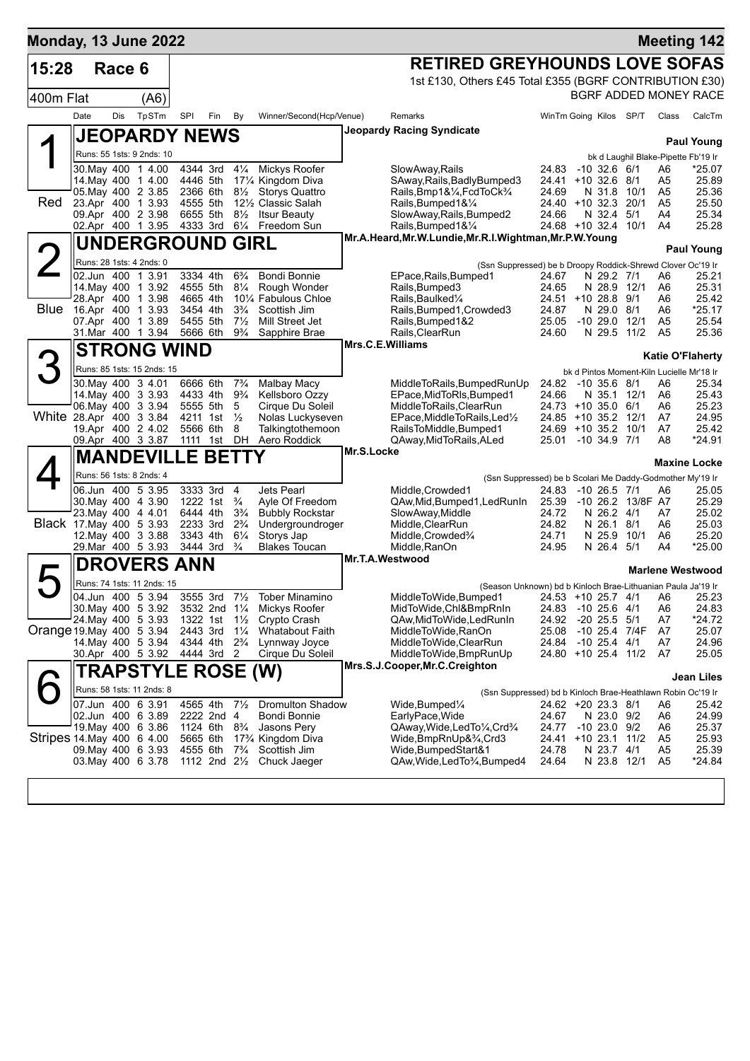## Monday, 13 June 2022 — Meeting 142

**15:28 Race 6** — 400m Flat (A6)

### RETIRED GREYHOUNDS LOVE SOFAS

1st £130, Others £45 Total £355 (BGRF CONTRIBUTION £30)

BGRF ADDED MONEY RACE

| Date | Dis | TpSTm | SPI | Fin | By | Winner/Second(Hcp/Venue) | Remarks | WinTm | Going | Kilos | SP/T | Class | CalcTm |
|---|---|---|---|---|---|---|---|---|---|---|---|---|---|

### 1 (Red) JEOPARDY NEWS
Jeopardy Racing Syndicate — **Paul Young**

Runs: 55 1sts: 9 2nds: 10 — bk d Laughil Blake-Pipette Fb'19 Ir

| Date | Dis | TpSTm | SPI | Fin | By | Winner/Second(Hcp/Venue) | Remarks | WinTm | Going | Kilos | SP/T | Class | CalcTm |
|---|---|---|---|---|---|---|---|---|---|---|---|---|---|
| 30.May | 400 | 1 4.00 | 4344 | 3rd | 4¼ | Mickys Roofer | SlowAway,Rails | 24.83 | -10 | 32.6 | 6/1 | A6 | *25.07 |
| 14.May | 400 | 1 4.00 | 4446 | 5th | 17¼ | Kingdom Diva | SAway,Rails,BadlyBumped3 | 24.41 | +10 | 32.6 | 8/1 | A5 | 25.89 |
| 05.May | 400 | 2 3.85 | 2366 | 6th | 8½ | Storys Quattro | Rails,Bmp1&¼,FcdToCk¾ | 24.69 | N | 31.8 | 10/1 | A5 | 25.36 |
| 23.Apr | 400 | 1 3.93 | 4555 | 5th | 12½ | Classic Salah | Rails,Bumped1&¼ | 24.40 | +10 | 32.3 | 20/1 | A5 | 25.50 |
| 09.Apr | 400 | 2 3.98 | 6655 | 5th | 8½ | Itsur Beauty | SlowAway,Rails,Bumped2 | 24.66 | N | 32.4 | 5/1 | A4 | 25.34 |
| 02.Apr | 400 | 1 3.95 | 4333 | 3rd | 6¼ | Freedom Sun | Rails,Bumped1&¼ | 24.68 | +10 | 32.4 | 10/1 | A4 | 25.28 |

### 2 (Blue) UNDERGROUND GIRL
Mr.A.Heard,Mr.W.Lundie,Mr.R.I.Wightman,Mr.P.W.Young — **Paul Young**

Runs: 28 1sts: 4 2nds: 0 — (Ssn Suppressed) be b Droopy Roddick-Shrewd Clover Oc'19 Ir

| Date | Dis | TpSTm | SPI | Fin | By | Winner/Second(Hcp/Venue) | Remarks | WinTm | Going | Kilos | SP/T | Class | CalcTm |
|---|---|---|---|---|---|---|---|---|---|---|---|---|---|
| 02.Jun | 400 | 1 3.91 | 3334 | 4th | 6¾ | Bondi Bonnie | EPace,Rails,Bumped1 | 24.67 | N | 29.2 | 7/1 | A6 | 25.21 |
| 14.May | 400 | 1 3.92 | 4555 | 5th | 8¼ | Rough Wonder | Rails,Bumped3 | 24.65 | N | 28.9 | 12/1 | A6 | 25.31 |
| 28.Apr | 400 | 1 3.98 | 4665 | 4th | 10¼ | Fabulous Chloe | Rails,Baulked¼ | 24.51 | +10 | 28.8 | 9/1 | A6 | 25.42 |
| 16.Apr | 400 | 1 3.93 | 3454 | 4th | 3¾ | Scottish Jim | Rails,Bumped1,Crowded3 | 24.87 | N | 29.0 | 8/1 | A6 | *25.17 |
| 07.Apr | 400 | 1 3.89 | 5455 | 5th | 7½ | Mill Street Jet | Rails,Bumped1&2 | 25.05 | -10 | 29.0 | 12/1 | A5 | 25.54 |
| 31.Mar | 400 | 1 3.94 | 5666 | 6th | 9¾ | Sapphire Brae | Rails,ClearRun | 24.60 | N | 29.5 | 11/2 | A5 | 25.36 |

### 3 (White) STRONG WIND
Mrs.C.E.Williams — **Katie O'Flaherty**

Runs: 85 1sts: 15 2nds: 15 — bk d Pintos Moment-Kiln Lucielle Mr'18 Ir

| Date | Dis | TpSTm | SPI | Fin | By | Winner/Second(Hcp/Venue) | Remarks | WinTm | Going | Kilos | SP/T | Class | CalcTm |
|---|---|---|---|---|---|---|---|---|---|---|---|---|---|
| 30.May | 400 | 3 4.01 | 6666 | 6th | 7¾ | Malbay Macy | MiddleToRails,BumpedRunUp | 24.82 | -10 | 35.6 | 8/1 | A6 | 25.34 |
| 14.May | 400 | 3 3.93 | 4433 | 4th | 9¾ | Kellsboro Ozzy | EPace,MidToRls,Bumped1 | 24.66 | N | 35.1 | 12/1 | A6 | 25.43 |
| 06.May | 400 | 3 3.94 | 5555 | 5th | 5 | Cirque Du Soleil | MiddleToRails,ClearRun | 24.73 | +10 | 35.0 | 6/1 | A6 | 25.23 |
| 28.Apr | 400 | 3 3.84 | 4211 | 1st | ½ | Nolas Luckyseven | EPace,MiddleToRails,Led½ | 24.85 | +10 | 35.2 | 12/1 | A7 | 24.95 |
| 19.Apr | 400 | 2 4.02 | 5566 | 6th | 8 | Talkingtothemoon | RailsToMiddle,Bumped1 | 24.69 | +10 | 35.2 | 10/1 | A7 | 25.42 |
| 09.Apr | 400 | 3 3.87 | 1111 | 1st | DH | Aero Roddick | QAway,MidToRails,ALed | 25.01 | -10 | 34.9 | 7/1 | A8 | *24.91 |

### 4 (Black) MANDEVILLE BETTY
Mr.S.Locke — **Maxine Locke**

Runs: 56 1sts: 8 2nds: 4 — (Ssn Suppressed) be b Scolari Me Daddy-Godmother My'19 Ir

| Date | Dis | TpSTm | SPI | Fin | By | Winner/Second(Hcp/Venue) | Remarks | WinTm | Going | Kilos | SP/T | Class | CalcTm |
|---|---|---|---|---|---|---|---|---|---|---|---|---|---|
| 06.Jun | 400 | 5 3.95 | 3333 | 3rd | 4 | Jets Pearl | Middle,Crowded1 | 24.83 | -10 | 26.5 | 7/1 | A6 | 25.05 |
| 30.May | 400 | 4 3.90 | 1222 | 1st | ¾ | Ayle Of Freedom | QAw,Mid,Bumped1,LedRunIn | 25.39 | -10 | 26.2 | 13/8F | A7 | 25.29 |
| 23.May | 400 | 4 4.01 | 6444 | 4th | 3¾ | Bubbly Rockstar | SlowAway,Middle | 24.72 | N | 26.2 | 4/1 | A7 | 25.02 |
| 17.May | 400 | 5 3.93 | 2233 | 3rd | 2¾ | Undergroundroger | Middle,ClearRun | 24.82 | N | 26.1 | 8/1 | A6 | 25.03 |
| 12.May | 400 | 3 3.88 | 3343 | 4th | 6¼ | Storys Jap | Middle,Crowded¾ | 24.71 | N | 25.9 | 10/1 | A6 | 25.20 |
| 29.Mar | 400 | 5 3.93 | 3444 | 3rd | ¾ | Blakes Toucan | Middle,RanOn | 24.95 | N | 26.4 | 5/1 | A4 | *25.00 |

### 5 (Orange) DROVERS ANN
Mr.T.A.Westwood — **Marlene Westwood**

Runs: 74 1sts: 11 2nds: 15 — (Season Unknown) bd b Kinloch Brae-Lithuanian Paula Ja'19 Ir

| Date | Dis | TpSTm | SPI | Fin | By | Winner/Second(Hcp/Venue) | Remarks | WinTm | Going | Kilos | SP/T | Class | CalcTm |
|---|---|---|---|---|---|---|---|---|---|---|---|---|---|
| 04.Jun | 400 | 5 3.94 | 3555 | 3rd | 7½ | Tober Minamino | MiddleToWide,Bumped1 | 24.53 | +10 | 25.7 | 4/1 | A6 | 25.23 |
| 30.May | 400 | 5 3.92 | 3532 | 2nd | 1¼ | Mickys Roofer | MidToWide,Chl&BmpRnIn | 24.83 | -10 | 25.6 | 4/1 | A6 | 24.83 |
| 24.May | 400 | 5 3.93 | 1322 | 1st | 1½ | Crypto Crash | QAw,MidToWide,LedRunIn | 24.92 | -20 | 25.5 | 5/1 | A7 | *24.72 |
| 19.May | 400 | 5 3.94 | 2443 | 3rd | 1¼ | Whatabout Faith | MiddleToWide,RanOn | 25.08 | -10 | 25.4 | 7/4F | A7 | 25.07 |
| 14.May | 400 | 5 3.94 | 4344 | 4th | 2¾ | Lynnway Joyce | MiddleToWide,ClearRun | 24.84 | -10 | 25.4 | 4/1 | A7 | 24.96 |
| 30.Apr | 400 | 5 3.92 | 4444 | 3rd | 2 | Cirque Du Soleil | MiddleToWide,BmpRunUp | 24.80 | +10 | 25.4 | 11/2 | A7 | 25.05 |

### 6 (Stripes) TRAPSTYLE ROSE (W)
Mrs.S.J.Cooper,Mr.C.Creighton — **Jean Liles**

Runs: 58 1sts: 11 2nds: 8 — (Ssn Suppressed) bd b Kinloch Brae-Heathlawn Robin Oc'19 Ir

| Date | Dis | TpSTm | SPI | Fin | By | Winner/Second(Hcp/Venue) | Remarks | WinTm | Going | Kilos | SP/T | Class | CalcTm |
|---|---|---|---|---|---|---|---|---|---|---|---|---|---|
| 07.Jun | 400 | 6 3.91 | 4565 | 4th | 7½ | Dromulton Shadow | Wide,Bumped¼ | 24.62 | +20 | 23.3 | 8/1 | A6 | 25.42 |
| 02.Jun | 400 | 6 3.89 | 2222 | 2nd | 4 | Bondi Bonnie | EarlyPace,Wide | 24.67 | N | 23.0 | 9/2 | A6 | 24.99 |
| 19.May | 400 | 6 3.86 | 1124 | 6th | 8¾ | Jasons Pery | QAway,Wide,LedTo¼,Crd¾ | 24.77 | -10 | 23.0 | 9/2 | A6 | 25.37 |
| 14.May | 400 | 6 4.00 | 5665 | 6th | 17¾ | Kingdom Diva | Wide,BmpRnUp&¾,Crd3 | 24.41 | +10 | 23.1 | 11/2 | A5 | 25.93 |
| 09.May | 400 | 6 3.93 | 4555 | 6th | 7¾ | Scottish Jim | Wide,BumpedStart&1 | 24.78 | N | 23.7 | 4/1 | A5 | 25.39 |
| 03.May | 400 | 6 3.78 | 1112 | 2nd | 2½ | Chuck Jaeger | QAw,Wide,LedTo¾,Bumped4 | 24.64 | N | 23.8 | 12/1 | A5 | *24.84 |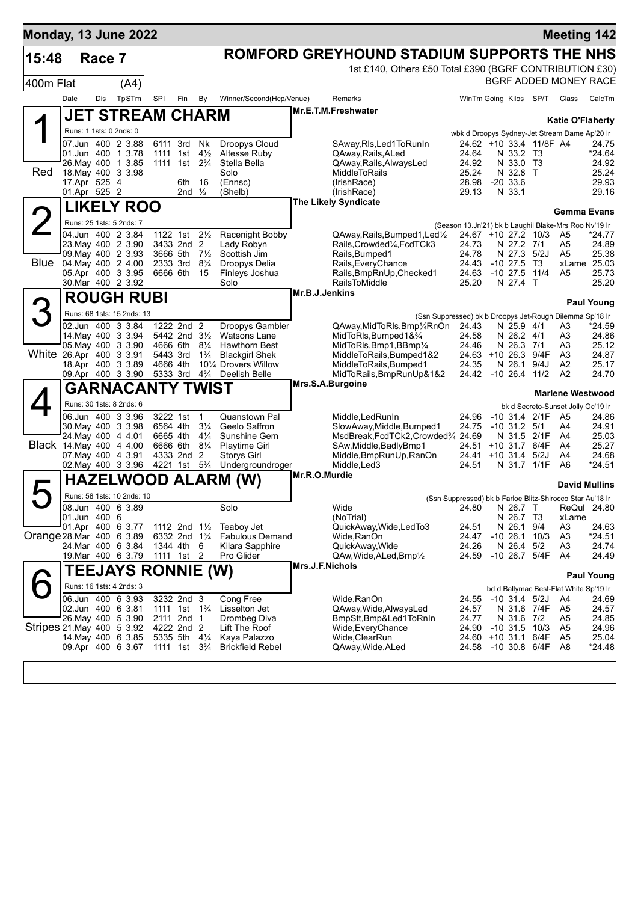**Monday, 13 June 2022** — **Meeting 142**

# 15:48 Race 7 — ROMFORD GREYHOUND STADIUM SUPPORTS THE NHS

1st £140, Others £50 Total £390 (BGRF CONTRIBUTION £30)

400m Flat (A4) — BGRF ADDED MONEY RACE

| Date | Dis | TpSTm | SPl | Fin | By | Winner/Second(Hcp/Venue) | Remarks | WinTm | Going | Kilos | SP/T | Class | CalcTm |
|---|---|---|---|---|---|---|---|---|---|---|---|---|---|

## 1 (Red) JET STREAM CHARM
Mr.E.T.M.Freshwater — Katie O'Flaherty
Runs: 1 1sts: 0 2nds: 0
wbk d Droopys Sydney-Jet Stream Dame Ap'20 Ir

| Date | Dis | TpSTm | SPl | Fin | By | Winner/Second(Hcp/Venue) | Remarks | WinTm | Going | Kilos | SP/T | Class | CalcTm |
|---|---|---|---|---|---|---|---|---|---|---|---|---|---|
| 07.Jun | 400 | 2 3.88 | 6111 | 3rd | Nk | Droopys Cloud | SAway,Rls,Led1ToRunIn | 24.62 | +10 | 33.4 | 11/8F | A4 | 24.75 |
| 01.Jun | 400 | 1 3.78 | 1111 | 1st | 4½ | Altesse Ruby | QAway,Rails,ALed | 24.64 | N | 33.2 | T3 | | *24.64 |
| 26.May | 400 | 1 3.85 | 1111 | 1st | 2¾ | Stella Bella | QAway,Rails,AlwaysLed | 24.92 | N | 33.0 | T3 | | 24.92 |
| 18.May | 400 | 3 3.98 | | | | Solo | MiddleToRails | 25.24 | N | 32.8 | T | | 25.24 |
| 17.Apr | 525 | 4 | | 6th | 16 | (Ennsc) | (IrishRace) | 28.98 | -20 | 33.6 | | | 29.93 |
| 01.Apr | 525 | 2 | | 2nd | ½ | (Shelb) | (IrishRace) | 29.13 | N | 33.1 | | | 29.16 |

## 2 (Blue) LIKELY ROO
The Likely Syndicate — Gemma Evans
Runs: 25 1sts: 5 2nds: 7
(Season 13.Jn'21) bk b Laughil Blake-Mrs Roo Nv'19 Ir

| Date | Dis | TpSTm | SPl | Fin | By | Winner/Second(Hcp/Venue) | Remarks | WinTm | Going | Kilos | SP/T | Class | CalcTm |
|---|---|---|---|---|---|---|---|---|---|---|---|---|---|
| 04.Jun | 400 | 2 3.84 | 1122 | 1st | 2½ | Racenight Bobby | QAway,Rails,Bumped1,Led½ | 24.67 | +10 | 27.2 | 10/3 | A5 | *24.77 |
| 23.May | 400 | 2 3.90 | 3433 | 2nd | 2 | Lady Robyn | Rails,Crowded¼,FcdTCk3 | 24.73 | N | 27.2 | 7/1 | A5 | 24.89 |
| 09.May | 400 | 2 3.93 | 3666 | 5th | 7½ | Scottish Jim | Rails,Bumped1 | 24.78 | N | 27.3 | 5/2J | A5 | 25.38 |
| 04.May | 400 | 2 4.00 | 2333 | 3rd | 8¾ | Droopys Delia | Rails,EveryChance | 24.43 | -10 | 27.5 | T3 | xLame | 25.03 |
| 05.Apr | 400 | 3 3.95 | 6666 | 6th | 15 | Finleys Joshua | Rails,BmpRnUp,Checked1 | 24.63 | -10 | 27.5 | 11/4 | A5 | 25.73 |
| 30.Mar | 400 | 2 3.92 | | | | Solo | RailsToMiddle | 25.20 | N | 27.4 | T | | 25.20 |

## 3 (White) ROUGH RUBI
Mr.B.J.Jenkins — Paul Young
Runs: 68 1sts: 15 2nds: 13
(Ssn Suppressed) bk b Droopys Jet-Rough Dilemma Sp'18 Ir

| Date | Dis | TpSTm | SPl | Fin | By | Winner/Second(Hcp/Venue) | Remarks | WinTm | Going | Kilos | SP/T | Class | CalcTm |
|---|---|---|---|---|---|---|---|---|---|---|---|---|---|
| 02.Jun | 400 | 3 3.84 | 1222 | 2nd | 2 | Droopys Gambler | QAway,MidToRls,Bmp¼RnOn | 24.43 | N | 25.9 | 4/1 | A3 | *24.59 |
| 14.May | 400 | 3 3.94 | 5442 | 2nd | 3½ | Watsons Lane | MidToRls,Bumped1&¾ | 24.58 | N | 26.2 | 4/1 | A3 | 24.86 |
| 05.May | 400 | 3 3.90 | 4666 | 6th | 8¼ | Hawthorn Best | MidToRls,Bmp1,BBmp¼ | 24.46 | N | 26.3 | 7/1 | A3 | 25.12 |
| 26.Apr | 400 | 3 3.91 | 5443 | 3rd | 1¾ | Blackgirl Shek | MiddleToRails,Bumped1&2 | 24.63 | +10 | 26.3 | 9/4F | A3 | 24.87 |
| 18.Apr | 400 | 3 3.89 | 4666 | 4th | 10¼ | Drovers Willow | MiddleToRails,Bumped1 | 24.35 | N | 26.1 | 9/4J | A2 | 25.17 |
| 09.Apr | 400 | 3 3.90 | 5333 | 3rd | 4¾ | Deelish Belle | MidToRails,BmpRunUp&1&2 | 24.42 | -10 | 26.4 | 11/2 | A2 | 24.70 |

## 4 (Black) GARNACANTY TWIST
Mrs.S.A.Burgoine — Marlene Westwood
Runs: 30 1sts: 8 2nds: 6
bk d Secreto-Sunset Jolly Oc'19 Ir

| Date | Dis | TpSTm | SPl | Fin | By | Winner/Second(Hcp/Venue) | Remarks | WinTm | Going | Kilos | SP/T | Class | CalcTm |
|---|---|---|---|---|---|---|---|---|---|---|---|---|---|
| 06.Jun | 400 | 3 3.96 | 3222 | 1st | 1 | Quanstown Pal | Middle,LedRunIn | 24.96 | -10 | 31.4 | 2/1F | A5 | 24.86 |
| 30.May | 400 | 3 3.98 | 6564 | 4th | 3¼ | Geelo Saffron | SlowAway,Middle,Bumped1 | 24.75 | -10 | 31.2 | 5/1 | A4 | 24.91 |
| 24.May | 400 | 4 4.01 | 6665 | 4th | 4¼ | Sunshine Gem | MsdBreak,FcdTCk2,Crowded¾ | 24.69 | N | 31.5 | 2/1F | A4 | 25.03 |
| 14.May | 400 | 4 4.00 | 6666 | 6th | 8¼ | Playtime Girl | SAw,Middle,BadlyBmp1 | 24.51 | +10 | 31.7 | 6/4F | A4 | 25.27 |
| 07.May | 400 | 4 3.91 | 4333 | 2nd | 2 | Storys Girl | Middle,BmpRunUp,RanOn | 24.41 | +10 | 31.4 | 5/2J | A4 | 24.68 |
| 02.May | 400 | 3 3.96 | 4221 | 1st | 5¾ | Undergroundroger | Middle,Led3 | 24.51 | N | 31.7 | 1/1F | A6 | *24.51 |

## 5 (Orange) HAZELWOOD ALARM (W)
Mr.R.O.Murdie — David Mullins
Runs: 58 1sts: 10 2nds: 10
(Ssn Suppressed) bk b Farloe Blitz-Shirocco Star Au'18 Ir

| Date | Dis | TpSTm | SPl | Fin | By | Winner/Second(Hcp/Venue) | Remarks | WinTm | Going | Kilos | SP/T | Class | CalcTm |
|---|---|---|---|---|---|---|---|---|---|---|---|---|---|
| 08.Jun | 400 | 6 3.89 | | | | Solo | Wide | 24.80 | N | 26.7 | T | ReQul | 24.80 |
| 01.Jun | 400 | 6 | | | | | (NoTrial) | | N | 26.7 | T3 | xLame | |
| 01.Apr | 400 | 6 3.77 | 1112 | 2nd | 1½ | Teaboy Jet | QuickAway,Wide,LedTo3 | 24.51 | N | 26.1 | 9/4 | A3 | 24.63 |
| 28.Mar | 400 | 6 3.89 | 6332 | 2nd | 1¾ | Fabulous Demand | Wide,RanOn | 24.47 | -10 | 26.1 | 10/3 | A3 | *24.51 |
| 24.Mar | 400 | 6 3.84 | 1344 | 4th | 6 | Kilara Sapphire | QuickAway,Wide | 24.26 | N | 26.4 | 5/2 | A3 | 24.74 |
| 19.Mar | 400 | 6 3.79 | 1111 | 1st | 2 | Pro Glider | QAw,Wide,ALed,Bmp½ | 24.59 | -10 | 26.7 | 5/4F | A4 | 24.49 |

## 6 (Stripes) TEEJAYS RONNIE (W)
Mrs.J.F.Nichols — Paul Young
Runs: 16 1sts: 4 2nds: 3
bd d Ballymac Best-Flat White Sp'19 Ir

| Date | Dis | TpSTm | SPl | Fin | By | Winner/Second(Hcp/Venue) | Remarks | WinTm | Going | Kilos | SP/T | Class | CalcTm |
|---|---|---|---|---|---|---|---|---|---|---|---|---|---|
| 06.Jun | 400 | 6 3.93 | 3232 | 2nd | 3 | Cong Free | Wide,RanOn | 24.55 | -10 | 31.4 | 5/2J | A4 | 24.69 |
| 02.Jun | 400 | 6 3.81 | 1111 | 1st | 1¾ | Lisselton Jet | QAway,Wide,AlwaysLed | 24.57 | N | 31.6 | 7/4F | A5 | 24.57 |
| 26.May | 400 | 5 3.90 | 2111 | 2nd | 1 | Drombeg Diva | BmpStt,Bmp&Led1ToRnIn | 24.77 | N | 31.6 | 7/2 | A5 | 24.85 |
| 21.May | 400 | 5 3.92 | 4222 | 2nd | 2 | Lift The Roof | Wide,EveryChance | 24.90 | -10 | 31.5 | 10/3 | A5 | 24.96 |
| 14.May | 400 | 6 3.85 | 5335 | 5th | 4¼ | Kaya Palazzo | Wide,ClearRun | 24.60 | +10 | 31.1 | 6/4F | A5 | 25.04 |
| 09.Apr | 400 | 6 3.67 | 1111 | 1st | 3¾ | Brickfield Rebel | QAway,Wide,ALed | 24.58 | -10 | 30.8 | 6/4F | A8 | *24.48 |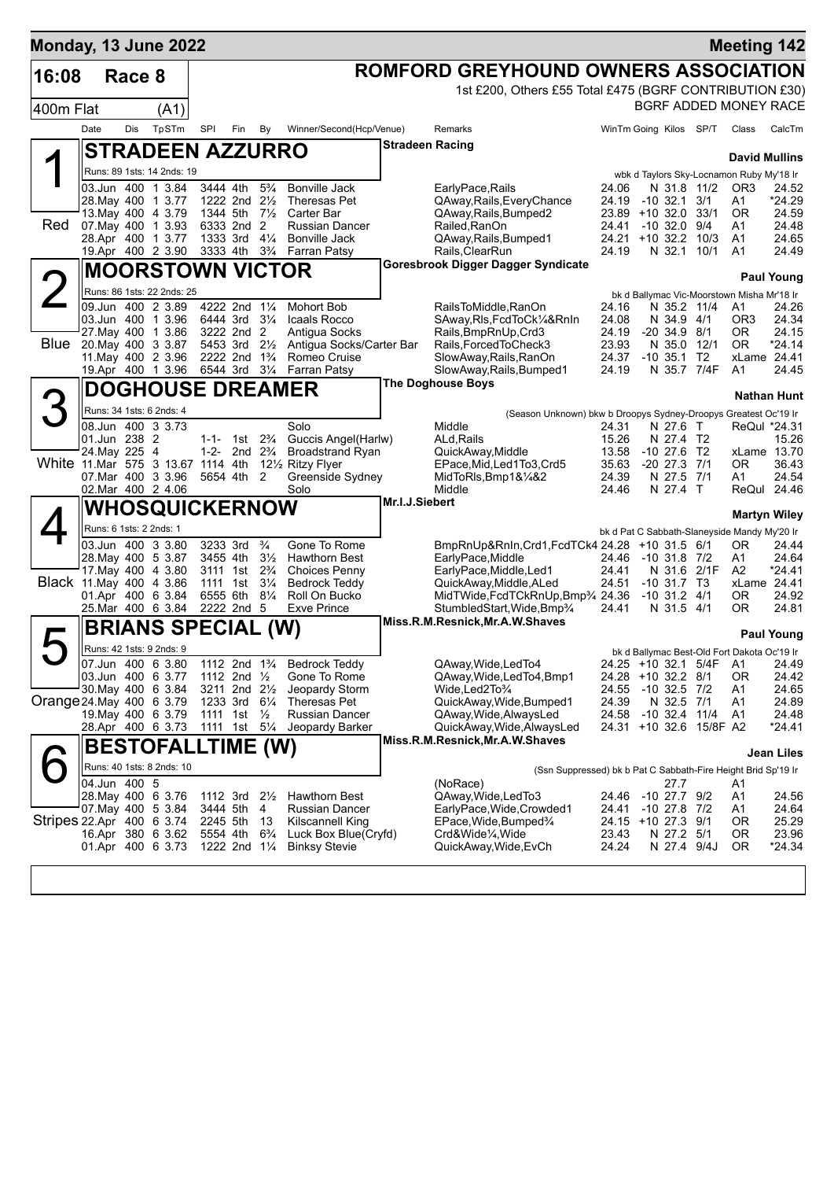**Monday, 13 June 2022** — **Meeting 142**

# 16:08 Race 8 — 400m Flat (A1)

## ROMFORD GREYHOUND OWNERS ASSOCIATION

1st £200, Others £55 Total £475 (BGRF CONTRIBUTION £30)

BGRF ADDED MONEY RACE

| Date | Dis | TpSTm | SPI | Fin | By | Winner/Second(Hcp/Venue) | Remarks | WinTm | Going | Kilos | SP/T | Class | CalcTm |
|---|---|---|---|---|---|---|---|---|---|---|---|---|---|

### 1 (Red) — STRADEEN AZZURRO — Stradeen Racing — David Mullins

Runs: 89 1sts: 14 2nds: 19 — wbk d Taylors Sky-Locnamon Ruby My'18 Ir

| Date | Dis | TpSTm | SPI | Fin | By | Winner/Second(Hcp/Venue) | Remarks | WinTm | Going | Kilos | SP/T | Class | CalcTm |
|---|---|---|---|---|---|---|---|---|---|---|---|---|---|
| 03.Jun | 400 | 1 3.84 | 3444 | 4th | 5¾ | Bonville Jack | EarlyPace,Rails | 24.06 | N | 31.8 | 11/2 | OR3 | 24.52 |
| 28.May | 400 | 1 3.77 | 1222 | 2nd | 2½ | Theresas Pet | QAway,Rails,EveryChance | 24.19 | -10 | 32.1 | 3/1 | A1 | *24.29 |
| 13.May | 400 | 4 3.79 | 1344 | 5th | 7½ | Carter Bar | QAway,Rails,Bumped2 | 23.89 | +10 | 32.0 | 33/1 | OR | 24.59 |
| 07.May | 400 | 1 3.93 | 6333 | 2nd | 2 | Russian Dancer | Railed,RanOn | 24.41 | -10 | 32.0 | 9/4 | A1 | 24.48 |
| 28.Apr | 400 | 1 3.77 | 1333 | 3rd | 4¼ | Bonville Jack | QAway,Rails,Bumped1 | 24.21 | +10 | 32.2 | 10/3 | A1 | 24.65 |
| 19.Apr | 400 | 2 3.90 | 3333 | 4th | 3¾ | Farran Patsy | Rails,ClearRun | 24.19 | N | 32.1 | 10/1 | A1 | 24.49 |

### 2 (Blue) — MOORSTOWN VICTOR — Goresbrook Digger Dagger Syndicate — Paul Young

Runs: 86 1sts: 22 2nds: 25 — bk d Ballymac Vic-Moorstown Misha Mr'18 Ir

| Date | Dis | TpSTm | SPI | Fin | By | Winner/Second(Hcp/Venue) | Remarks | WinTm | Going | Kilos | SP/T | Class | CalcTm |
|---|---|---|---|---|---|---|---|---|---|---|---|---|---|
| 09.Jun | 400 | 2 3.89 | 4222 | 2nd | 1¼ | Mohort Bob | RailsToMiddle,RanOn | 24.16 | N | 35.2 | 11/4 | A1 | 24.26 |
| 03.Jun | 400 | 1 3.96 | 6444 | 3rd | 3¼ | Icaals Rocco | SAway,Rls,FcdToCk¼&RnIn | 24.08 | N | 34.9 | 4/1 | OR3 | 24.34 |
| 27.May | 400 | 1 3.86 | 3222 | 2nd | 2 | Antigua Socks | Rails,BmpRnUp,Crd3 | 24.19 | -20 | 34.9 | 8/1 | OR | 24.15 |
| 20.May | 400 | 3 3.87 | 5453 | 3rd | 2½ | Antigua Socks/Carter Bar | Rails,ForcedToCheck3 | 23.93 | N | 35.0 | 12/1 | OR | *24.14 |
| 11.May | 400 | 2 3.96 | 2222 | 2nd | 1¾ | Romeo Cruise | SlowAway,Rails,RanOn | 24.37 | -10 | 35.1 | T2 | xLame | 24.41 |
| 19.Apr | 400 | 1 3.96 | 6544 | 3rd | 3¼ | Farran Patsy | SlowAway,Rails,Bumped1 | 24.19 | N | 35.7 | 7/4F | A1 | 24.45 |

### 3 (White) — DOGHOUSE DREAMER — The Doghouse Boys — Nathan Hunt

Runs: 34 1sts: 6 2nds: 4 — (Season Unknown) bkw b Droopys Sydney-Droopys Greatest Oc'19 Ir

| Date | Dis | TpSTm | SPI | Fin | By | Winner/Second(Hcp/Venue) | Remarks | WinTm | Going | Kilos | SP/T | Class | CalcTm |
|---|---|---|---|---|---|---|---|---|---|---|---|---|---|
| 08.Jun | 400 | 3 3.73 | | | | Solo | Middle | 24.31 | N | 27.6 | T | ReQul | *24.31 |
| 01.Jun | 238 | 2 | 1-1- | 1st | 2¾ | Guccis Angel(Harlw) | ALd,Rails | 15.26 | N | 27.4 | T2 | | 15.26 |
| 24.May | 225 | 4 | 1-2- | 2nd | 2¾ | Broadstrand Ryan | QuickAway,Middle | 13.58 | -10 | 27.6 | T2 | xLame | 13.70 |
| 11.Mar | 575 | 3 13.67 | 1114 | 4th | 12½ | Ritzy Flyer | EPace,Mid,Led1To3,Crd5 | 35.63 | -20 | 27.3 | 7/1 | OR | 36.43 |
| 07.Mar | 400 | 3 3.96 | 5654 | 4th | 2 | Greenside Sydney | MidToRls,Bmp1&¼&2 | 24.39 | N | 27.5 | 7/1 | A1 | 24.54 |
| 02.Mar | 400 | 2 4.06 | | | | Solo | Middle | 24.46 | N | 27.4 | T | ReQul | 24.46 |

### 4 (Black) — WHOSQUICKERNOW — Mr.I.J.Siebert — Martyn Wiley

Runs: 6 1sts: 2 2nds: 1 — bk d Pat C Sabbath-Slaneyside Mandy My'20 Ir

| Date | Dis | TpSTm | SPI | Fin | By | Winner/Second(Hcp/Venue) | Remarks | WinTm | Going | Kilos | SP/T | Class | CalcTm |
|---|---|---|---|---|---|---|---|---|---|---|---|---|---|
| 03.Jun | 400 | 3 3.80 | 3233 | 3rd | ¾ | Gone To Rome | BmpRnUp&RnIn,Crd1,FcdTCk4 | 24.28 | +10 | 31.5 | 6/1 | OR | 24.44 |
| 28.May | 400 | 5 3.87 | 3455 | 4th | 3½ | Hawthorn Best | EarlyPace,Middle | 24.46 | -10 | 31.8 | 7/2 | A1 | 24.64 |
| 17.May | 400 | 4 3.80 | 3111 | 1st | 2¾ | Choices Penny | EarlyPace,Middle,Led1 | 24.41 | N | 31.6 | 2/1F | A2 | *24.41 |
| 11.May | 400 | 4 3.86 | 1111 | 1st | 3¼ | Bedrock Teddy | QuickAway,Middle,ALed | 24.51 | -10 | 31.7 | T3 | xLame | 24.41 |
| 01.Apr | 400 | 6 3.84 | 6555 | 6th | 8¼ | Roll On Bucko | MidTWide,FcdTCkRnUp,Bmp¾ | 24.36 | -10 | 31.2 | 4/1 | OR | 24.92 |
| 25.Mar | 400 | 6 3.84 | 2222 | 2nd | 5 | Exve Prince | StumbledStart,Wide,Bmp¾ | 24.41 | N | 31.5 | 4/1 | OR | 24.81 |

### 5 (Orange) — BRIANS SPECIAL (W) — Miss.R.M.Resnick,Mr.A.W.Shaves — Paul Young

Runs: 42 1sts: 9 2nds: 9 — bk d Ballymac Best-Old Fort Dakota Oc'19 Ir

| Date | Dis | TpSTm | SPI | Fin | By | Winner/Second(Hcp/Venue) | Remarks | WinTm | Going | Kilos | SP/T | Class | CalcTm |
|---|---|---|---|---|---|---|---|---|---|---|---|---|---|
| 07.Jun | 400 | 6 3.80 | 1112 | 2nd | 1¾ | Bedrock Teddy | QAway,Wide,LedTo4 | 24.25 | +10 | 32.1 | 5/4F | A1 | 24.49 |
| 03.Jun | 400 | 6 3.77 | 1112 | 2nd | ½ | Gone To Rome | QAway,Wide,LedTo4,Bmp1 | 24.28 | +10 | 32.2 | 8/1 | OR | 24.42 |
| 30.May | 400 | 6 3.84 | 3211 | 2nd | 2½ | Jeopardy Storm | Wide,Led2To¾ | 24.55 | -10 | 32.5 | 7/2 | A1 | 24.65 |
| 24.May | 400 | 6 3.79 | 1233 | 3rd | 6¼ | Theresas Pet | QuickAway,Wide,Bumped1 | 24.39 | N | 32.5 | 7/1 | A1 | 24.89 |
| 19.May | 400 | 6 3.79 | 1111 | 1st | ½ | Russian Dancer | QAway,Wide,AlwaysLed | 24.58 | -10 | 32.4 | 11/4 | A1 | 24.48 |
| 28.Apr | 400 | 6 3.73 | 1111 | 1st | 5¼ | Jeopardy Barker | QuickAway,Wide,AlwaysLed | 24.31 | +10 | 32.6 | 15/8F | A2 | *24.41 |

### 6 (Stripes) — BESTOFALLTIME (W) — Miss.R.M.Resnick,Mr.A.W.Shaves — Jean Liles

Runs: 40 1sts: 8 2nds: 10 — (Ssn Suppressed) bk b Pat C Sabbath-Fire Height Brid Sp'19 Ir

| Date | Dis | TpSTm | SPI | Fin | By | Winner/Second(Hcp/Venue) | Remarks | WinTm | Going | Kilos | SP/T | Class | CalcTm |
|---|---|---|---|---|---|---|---|---|---|---|---|---|---|
| 04.Jun | 400 | 5 | | | | | (NoRace) | | | 27.7 | | A1 | |
| 28.May | 400 | 6 3.76 | 1112 | 3rd | 2½ | Hawthorn Best | QAway,Wide,LedTo3 | 24.46 | -10 | 27.7 | 9/2 | A1 | 24.56 |
| 07.May | 400 | 5 3.84 | 3444 | 5th | 4 | Russian Dancer | EarlyPace,Wide,Crowded1 | 24.41 | -10 | 27.8 | 7/2 | A1 | 24.64 |
| 22.Apr | 400 | 6 3.74 | 2245 | 5th | 13 | Kilscannell King | EPace,Wide,Bumped¾ | 24.15 | +10 | 27.3 | 9/1 | OR | 25.29 |
| 16.Apr | 380 | 6 3.62 | 5554 | 4th | 6¾ | Luck Box Blue(Cryfd) | Crd&Wide¼,Wide | 23.43 | N | 27.2 | 5/1 | OR | 23.96 |
| 01.Apr | 400 | 6 3.73 | 1222 | 2nd | 1¼ | Binksy Stevie | QuickAway,Wide,EvCh | 24.24 | N | 27.4 | 9/4J | OR | *24.34 |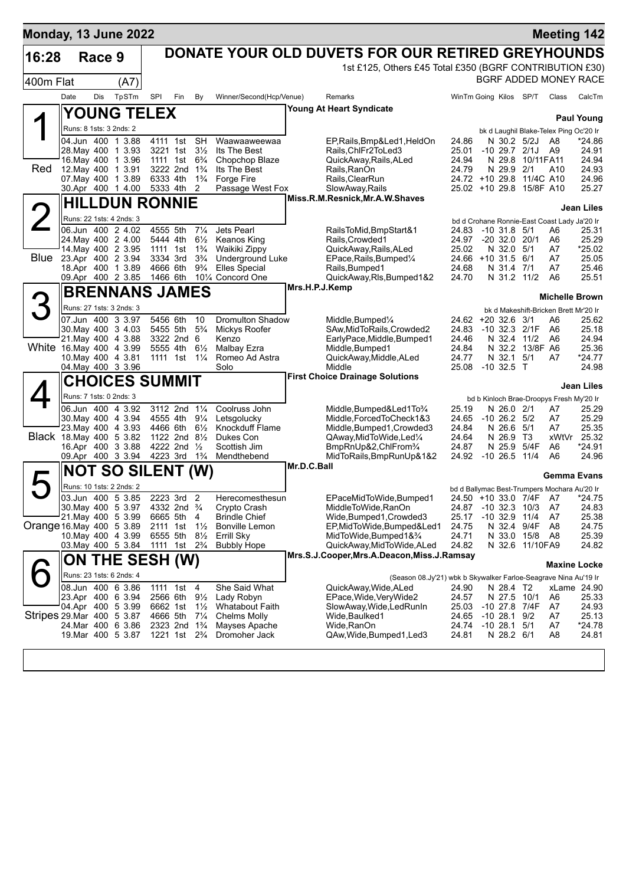**Monday, 13 June 2022** — **Meeting 142**

## 16:28 Race 9 — DONATE YOUR OLD DUVETS FOR OUR RETIRED GREYHOUNDS

400m Flat (A7)

1st £125, Others £45 Total £350 (BGRF CONTRIBUTION £30)

BGRF ADDED MONEY RACE

| Date | Dis | TpSTm | SPI | Fin | By | Winner/Second(Hcp/Venue) | Remarks | WinTm | Going | Kilos | SP/T | Class | CalcTm |
|---|---|---|---|---|---|---|---|---|---|---|---|---|---|

### 1 (Red) — YOUNG TELEX
Young At Heart Syndicate — **Paul Young**

Runs: 8 1sts: 3 2nds: 2 — bk d Laughil Blake-Telex Ping Oc'20 Ir

| Date | Dis | TpSTm | SPI | Fin | By | Winner/Second(Hcp/Venue) | Remarks | WinTm | Going | Kilos | SP/T | Class | CalcTm |
|---|---|---|---|---|---|---|---|---|---|---|---|---|---|
| 04.Jun | 400 | 1 3.88 | 4111 | 1st | SH | Waawaaweewaa | EP,Rails,Bmp&Led1,HeldOn | 24.86 | N | 30.2 | 5/2J | A8 | *24.86 |
| 28.May | 400 | 1 3.93 | 3221 | 1st | 3½ | Its The Best | Rails,ChlFr2ToLed3 | 25.01 | -10 | 29.7 | 2/1J | A9 | 24.91 |
| 16.May | 400 | 1 3.96 | 1111 | 1st | 6¾ | Chopchop Blaze | QuickAway,Rails,ALed | 24.94 | N | 29.8 | 10/11F | A11 | 24.94 |
| 12.May | 400 | 1 3.91 | 3222 | 2nd | 1¾ | Its The Best | Rails,RanOn | 24.79 | N | 29.9 | 2/1 | A10 | 24.93 |
| 07.May | 400 | 1 3.89 | 6333 | 4th | 1¾ | Forge Fire | Rails,ClearRun | 24.72 | +10 | 29.8 | 11/4C | A10 | 24.96 |
| 30.Apr | 400 | 1 4.00 | 5333 | 4th | 2 | Passage West Fox | SlowAway,Rails | 25.02 | +10 | 29.8 | 15/8F | A10 | 25.27 |

### 2 (Blue) — HILLDUN RONNIE
Miss.R.M.Resnick,Mr.A.W.Shaves — **Jean Liles**

Runs: 22 1sts: 4 2nds: 3 — bd d Crohane Ronnie-East Coast Lady Ja'20 Ir

| Date | Dis | TpSTm | SPI | Fin | By | Winner/Second(Hcp/Venue) | Remarks | WinTm | Going | Kilos | SP/T | Class | CalcTm |
|---|---|---|---|---|---|---|---|---|---|---|---|---|---|
| 06.Jun | 400 | 2 4.02 | 4555 | 5th | 7¼ | Jets Pearl | RailsToMid,BmpStart&1 | 24.83 | -10 | 31.8 | 5/1 | A6 | 25.31 |
| 24.May | 400 | 2 4.00 | 5444 | 4th | 6½ | Keanos King | Rails,Crowded1 | 24.97 | -20 | 32.0 | 20/1 | A6 | 25.29 |
| 14.May | 400 | 2 3.95 | 1111 | 1st | 1¾ | Waikiki Zippy | QuickAway,Rails,ALed | 25.02 | N | 32.0 | 5/1 | A7 | *25.02 |
| 23.Apr | 400 | 2 3.94 | 3334 | 3rd | 3¾ | Underground Luke | EPace,Rails,Bumped¼ | 24.66 | +10 | 31.5 | 6/1 | A7 | 25.05 |
| 18.Apr | 400 | 1 3.89 | 4666 | 6th | 9¾ | Elles Special | Rails,Bumped1 | 24.68 | N | 31.4 | 7/1 | A7 | 25.46 |
| 09.Apr | 400 | 2 3.85 | 1466 | 6th | 10¼ | Concord One | QuickAway,Rls,Bumped1&2 | 24.70 | N | 31.2 | 11/2 | A6 | 25.51 |

### 3 (White) — BRENNANS JAMES
Mrs.H.P.J.Kemp — **Michelle Brown**

Runs: 27 1sts: 3 2nds: 3 — bk d Makeshift-Bricken Brett Mr'20 Ir

| Date | Dis | TpSTm | SPI | Fin | By | Winner/Second(Hcp/Venue) | Remarks | WinTm | Going | Kilos | SP/T | Class | CalcTm |
|---|---|---|---|---|---|---|---|---|---|---|---|---|---|
| 07.Jun | 400 | 3 3.97 | 5456 | 6th | 10 | Dromulton Shadow | Middle,Bumped¼ | 24.62 | +20 | 32.6 | 3/1 | A6 | 25.62 |
| 30.May | 400 | 3 4.03 | 5455 | 5th | 5¾ | Mickys Roofer | SAw,MidToRails,Crowded2 | 24.83 | -10 | 32.3 | 2/1F | A6 | 25.18 |
| 21.May | 400 | 4 3.88 | 3322 | 2nd | 6 | Kenzo | EarlyPace,Middle,Bumped1 | 24.46 | N | 32.4 | 11/2 | A6 | 24.94 |
| 16.May | 400 | 4 3.99 | 5555 | 4th | 6½ | Malbay Ezra | Middle,Bumped1 | 24.84 | N | 32.2 | 13/8F | A6 | 25.36 |
| 10.May | 400 | 4 3.81 | 1111 | 1st | 1¼ | Romeo Ad Astra | QuickAway,Middle,ALed | 24.77 | N | 32.1 | 5/1 | A7 | *24.77 |
| 04.May | 400 | 3 3.96 | | | | Solo | Middle | 25.08 | -10 | 32.5 | T | | 24.98 |

### 4 (Black) — CHOICES SUMMIT
First Choice Drainage Solutions — **Jean Liles**

Runs: 7 1sts: 0 2nds: 3 — bd b Kinloch Brae-Droopys Fresh My'20 Ir

| Date | Dis | TpSTm | SPI | Fin | By | Winner/Second(Hcp/Venue) | Remarks | WinTm | Going | Kilos | SP/T | Class | CalcTm |
|---|---|---|---|---|---|---|---|---|---|---|---|---|---|
| 06.Jun | 400 | 4 3.92 | 3112 | 2nd | 1¼ | Coolruss John | Middle,Bumped&Led1To¾ | 25.19 | N | 26.0 | 2/1 | A7 | 25.29 |
| 30.May | 400 | 4 3.94 | 4555 | 4th | 9¼ | Letsgolucky | Middle,ForcedToCheck1&3 | 24.65 | -10 | 26.2 | 5/2 | A7 | 25.29 |
| 23.May | 400 | 4 3.93 | 4466 | 6th | 6½ | Knockduff Flame | Middle,Bumped1,Crowded3 | 24.84 | N | 26.6 | 5/1 | A7 | 25.35 |
| 18.May | 400 | 5 3.82 | 1122 | 2nd | 8½ | Dukes Con | QAway,MidToWide,Led¼ | 24.64 | N | 26.9 | T3 | xWtVr | 25.32 |
| 16.Apr | 400 | 3 3.88 | 4222 | 2nd | ½ | Scottish Jim | BmpRnUp&2,ChlFrom¾ | 24.87 | N | 25.9 | 5/4F | A6 | *24.91 |
| 09.Apr | 400 | 3 3.94 | 4223 | 3rd | 1¾ | Mendthebend | MidToRails,BmpRunUp&1&2 | 24.92 | -10 | 26.5 | 11/4 | A6 | 24.96 |

### 5 (Orange) — NOT SO SILENT (W)
Mr.D.C.Ball — **Gemma Evans**

Runs: 10 1sts: 2 2nds: 2 — bd d Ballymac Best-Trumpers Mochara Au'20 Ir

| Date | Dis | TpSTm | SPI | Fin | By | Winner/Second(Hcp/Venue) | Remarks | WinTm | Going | Kilos | SP/T | Class | CalcTm |
|---|---|---|---|---|---|---|---|---|---|---|---|---|---|
| 03.Jun | 400 | 5 3.85 | 2223 | 3rd | 2 | Herecomesthesun | EPaceMidToWide,Bumped1 | 24.50 | +10 | 33.0 | 7/4F | A7 | *24.75 |
| 30.May | 400 | 5 3.97 | 4332 | 2nd | ¾ | Crypto Crash | MiddleToWide,RanOn | 24.87 | -10 | 32.3 | 10/3 | A7 | 24.83 |
| 21.May | 400 | 5 3.99 | 6665 | 5th | 4 | Brindle Chief | Wide,Bumped1,Crowded3 | 25.17 | -10 | 32.9 | 11/4 | A7 | 25.38 |
| 16.May | 400 | 5 3.89 | 2111 | 1st | 1½ | Bonville Lemon | EP,MidToWide,Bumped&Led1 | 24.75 | N | 32.4 | 9/4F | A8 | 24.75 |
| 10.May | 400 | 4 3.99 | 6555 | 5th | 8½ | Errill Sky | MidToWide,Bumped1&¾ | 24.71 | N | 33.0 | 15/8 | A8 | 25.39 |
| 03.May | 400 | 5 3.84 | 1111 | 1st | 2¾ | Bubbly Hope | QuickAway,MidToWide,ALed | 24.82 | N | 32.6 | 11/10F | A9 | 24.82 |

### 6 (Stripes) — ON THE SESH (W)
Mrs.S.J.Cooper,Mrs.A.Deacon,Miss.J.Ramsay — **Maxine Locke**

Runs: 23 1sts: 6 2nds: 4 — (Season 08.Jy'21) wbk b Skywalker Farloe-Seagrave Nina Au'19 Ir

| Date | Dis | TpSTm | SPI | Fin | By | Winner/Second(Hcp/Venue) | Remarks | WinTm | Going | Kilos | SP/T | Class | CalcTm |
|---|---|---|---|---|---|---|---|---|---|---|---|---|---|
| 08.Jun | 400 | 6 3.86 | 1111 | 1st | 4 | She Said What | QuickAway,Wide,ALed | 24.90 | N | 28.4 | T2 | xLame | 24.90 |
| 23.Apr | 400 | 6 3.94 | 2566 | 6th | 9½ | Lady Robyn | EPace,Wide,VeryWide2 | 24.57 | N | 27.5 | 10/1 | A6 | 25.33 |
| 04.Apr | 400 | 5 3.99 | 6662 | 1st | 1½ | Whatabout Faith | SlowAway,Wide,LedRunIn | 25.03 | -10 | 27.8 | 7/4F | A7 | 24.93 |
| 29.Mar | 400 | 5 3.87 | 4666 | 5th | 7¼ | Chelms Molly | Wide,Baulked1 | 24.65 | -10 | 28.1 | 9/2 | A7 | 25.13 |
| 24.Mar | 400 | 6 3.86 | 2323 | 2nd | 1¾ | Mayses Apache | Wide,RanOn | 24.74 | -10 | 28.1 | 5/1 | A7 | *24.78 |
| 19.Mar | 400 | 5 3.87 | 1221 | 1st | 2¾ | Dromoher Jack | QAw,Wide,Bumped1,Led3 | 24.81 | N | 28.2 | 6/1 | A8 | 24.81 |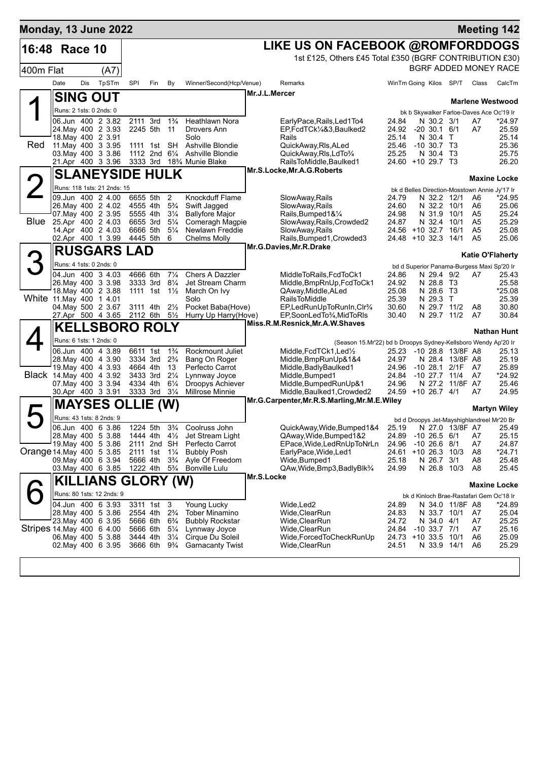**Monday, 13 June 2022** — **Meeting 142**

# 16:48 Race 10

## LIKE US ON FACEBOOK @ROMFORDDOGS

1st £125, Others £45 Total £350 (BGRF CONTRIBUTION £30)

400m Flat (A7) — BGRF ADDED MONEY RACE

| Date | Dis | TpSTm | SPI | Fin | By | Winner/Second(Hcp/Venue) | Remarks | WinTm | Going | Kilos | SP/T | Class | CalcTm |
|---|---|---|---|---|---|---|---|---|---|---|---|---|---|

### 1 (Red) SING OUT — Mr.J.L.Mercer — Trainer: Marlene Westwood

Runs: 2 1sts: 0 2nds: 0 — bk b Skywalker Farloe-Daves Ace Oc'19 Ir

| Date | Dis | TpSTm | SPI | Fin | By | Winner/Second(Hcp/Venue) | Remarks | WinTm | Going | Kilos | SP/T | Class | CalcTm |
|---|---|---|---|---|---|---|---|---|---|---|---|---|---|
| 06.Jun | 400 | 2 3.82 | 2111 | 3rd | 1¾ | Heathlawn Nora | EarlyPace,Rails,Led1To4 | 24.84 | N | 30.2 | 3/1 | A7 | *24.97 |
| 24.May | 400 | 2 3.93 | 2245 | 5th | 11 | Drovers Ann | EP,FcdTCk¼&3,Baulked2 | 24.92 | -20 | 30.1 | 6/1 | A7 | 25.59 |
| 18.May | 400 | 2 3.91 | | | | Solo | Rails | 25.14 | N | 30.4 | T | | 25.14 |
| 11.May | 400 | 3 3.95 | 1111 | 1st | SH | Ashville Blondie | QuickAway,Rls,ALed | 25.46 | -10 | 30.7 | T3 | | 25.36 |
| 03.May | 400 | 3 3.86 | 1112 | 2nd | 6¼ | Ashville Blondie | QuickAway,Rls,LdTo¾ | 25.25 | N | 30.4 | T3 | | 25.75 |
| 21.Apr | 400 | 3 3.96 | 3333 | 3rd | 18¾ | Munie Blake | RailsToMiddle,Baulked1 | 24.60 | +10 | 29.7 | T3 | | 26.20 |

### 2 (Blue) SLANEYSIDE HULK — Mr.S.Locke,Mr.A.G.Roberts — Trainer: Maxine Locke

Runs: 118 1sts: 21 2nds: 15 — bk d Belles Direction-Mosstown Annie Jy'17 Ir

| Date | Dis | TpSTm | SPI | Fin | By | Winner/Second(Hcp/Venue) | Remarks | WinTm | Going | Kilos | SP/T | Class | CalcTm |
|---|---|---|---|---|---|---|---|---|---|---|---|---|---|
| 09.Jun | 400 | 2 4.00 | 6655 | 5th | 2 | Knockduff Flame | SlowAway,Rails | 24.79 | N | 32.2 | 12/1 | A6 | *24.95 |
| 26.May | 400 | 2 4.02 | 4555 | 4th | 5¾ | Swift Jagged | SlowAway,Rails | 24.60 | N | 32.2 | 10/1 | A6 | 25.06 |
| 07.May | 400 | 2 3.95 | 5555 | 4th | 3¼ | Ballyfore Major | Rails,Bumped1&¼ | 24.98 | N | 31.9 | 10/1 | A5 | 25.24 |
| 25.Apr | 400 | 2 4.03 | 6655 | 3rd | 5¼ | Comeragh Magpie | SlowAway,Rails,Crowded2 | 24.87 | N | 32.4 | 10/1 | A5 | 25.29 |
| 14.Apr | 400 | 2 4.03 | 6666 | 5th | 5¼ | Newlawn Freddie | SlowAway,Rails | 24.56 | +10 | 32.7 | 16/1 | A5 | 25.08 |
| 02.Apr | 400 | 1 3.99 | 4445 | 5th | 6 | Chelms Molly | Rails,Bumped1,Crowded3 | 24.48 | +10 | 32.3 | 14/1 | A5 | 25.06 |

### 3 (White) RUSGARS LAD — Mr.G.Davies,Mr.R.Drake — Trainer: Katie O'Flaherty

Runs: 4 1sts: 0 2nds: 0 — bd d Superior Panama-Burgess Maxi Sp'20 Ir

| Date | Dis | TpSTm | SPI | Fin | By | Winner/Second(Hcp/Venue) | Remarks | WinTm | Going | Kilos | SP/T | Class | CalcTm |
|---|---|---|---|---|---|---|---|---|---|---|---|---|---|
| 04.Jun | 400 | 3 4.03 | 4666 | 6th | 7¼ | Chers A Dazzler | MiddleToRails,FcdToCk1 | 24.86 | N | 29.4 | 9/2 | A7 | 25.43 |
| 26.May | 400 | 3 3.98 | 3333 | 3rd | 8¼ | Jet Stream Charm | Middle,BmpRnUp,FcdToCk1 | 24.92 | N | 28.8 | T3 | | 25.58 |
| 18.May | 400 | 2 3.88 | 1111 | 1st | 1½ | March On Ivy | QAway,Middle,ALed | 25.08 | N | 28.6 | T3 | | *25.08 |
| 11.May | 400 | 1 4.01 | | | | Solo | RailsToMiddle | 25.39 | N | 29.3 | T | | 25.39 |
| 04.May | 500 | 2 3.67 | 3111 | 4th | 2½ | Pocket Baba(Hove) | EP,LedRunUpToRunIn,Clr¾ | 30.60 | N | 29.7 | 11/2 | A8 | 30.80 |
| 27.Apr | 500 | 4 3.65 | 2112 | 6th | 5½ | Hurry Up Harry(Hove) | EP,SoonLedTo¾,MidToRls | 30.40 | N | 29.7 | 11/2 | A7 | 30.84 |

### 4 (Black) KELLSBORO ROLY — Miss.R.M.Resnick,Mr.A.W.Shaves — Trainer: Nathan Hunt

Runs: 6 1sts: 1 2nds: 0 — (Season 15.Mr'22) bd b Droopys Sydney-Kellsboro Wendy Ap'20 Ir

| Date | Dis | TpSTm | SPI | Fin | By | Winner/Second(Hcp/Venue) | Remarks | WinTm | Going | Kilos | SP/T | Class | CalcTm |
|---|---|---|---|---|---|---|---|---|---|---|---|---|---|
| 06.Jun | 400 | 4 3.89 | 6611 | 1st | 1¾ | Rockmount Juliet | Middle,FcdTCk1,Led½ | 25.23 | -10 | 28.8 | 13/8F | A8 | 25.13 |
| 28.May | 400 | 4 3.90 | 3334 | 3rd | 2¾ | Bang On Roger | Middle,BmpRunUp&1&4 | 24.97 | N | 28.4 | 13/8F | A8 | 25.19 |
| 19.May | 400 | 4 3.93 | 4664 | 4th | 13 | Perfecto Carrot | Middle,BadlyBaulked1 | 24.96 | -10 | 28.1 | 2/1F | A7 | 25.89 |
| 14.May | 400 | 4 3.92 | 3433 | 3rd | 2¼ | Lynnway Joyce | Middle,Bumped1 | 24.84 | -10 | 27.7 | 11/4 | A7 | *24.92 |
| 07.May | 400 | 3 3.94 | 4334 | 4th | 6¼ | Droopys Achiever | Middle,BumpedRunUp&1 | 24.96 | N | 27.2 | 11/8F | A7 | 25.46 |
| 30.Apr | 400 | 3 3.91 | 3333 | 3rd | 3¼ | Millrose Minnie | Middle,Baulked1,Crowded2 | 24.59 | +10 | 26.7 | 4/1 | A7 | 24.95 |

### 5 (Orange) MAYSES OLLIE (W) — Mr.G.Carpenter,Mr.R.S.Marling,Mr.M.E.Wiley — Trainer: Martyn Wiley

Runs: 43 1sts: 8 2nds: 9 — bd d Droopys Jet-Mayshighlandreel Mr'20 Br

| Date | Dis | TpSTm | SPI | Fin | By | Winner/Second(Hcp/Venue) | Remarks | WinTm | Going | Kilos | SP/T | Class | CalcTm |
|---|---|---|---|---|---|---|---|---|---|---|---|---|---|
| 06.Jun | 400 | 6 3.86 | 1224 | 5th | 3¾ | Coolruss John | QuickAway,Wide,Bumped1&4 | 25.19 | N | 27.0 | 13/8F | A7 | 25.49 |
| 28.May | 400 | 5 3.88 | 1444 | 4th | 4½ | Jet Stream Light | QAway,Wide,Bumped1&2 | 24.89 | -10 | 26.5 | 6/1 | A7 | 25.15 |
| 19.May | 400 | 5 3.86 | 2111 | 2nd | SH | Perfecto Carrot | EPace,Wide,LedRnUpToNrLn | 24.96 | -10 | 26.6 | 8/1 | A7 | 24.87 |
| 14.May | 400 | 5 3.85 | 2111 | 1st | 1¼ | Bubbly Posh | EarlyPace,Wide,Led1 | 24.61 | +10 | 26.3 | 10/3 | A8 | *24.71 |
| 09.May | 400 | 6 3.94 | 5666 | 4th | 3¾ | Ayle Of Freedom | Wide,Bumped1 | 25.18 | N | 26.7 | 3/1 | A8 | 25.48 |
| 03.May | 400 | 6 3.85 | 1222 | 4th | 5¾ | Bonville Lulu | QAw,Wide,Bmp3,BadlyBlk¾ | 24.99 | N | 26.8 | 10/3 | A8 | 25.45 |

### 6 (Stripes) KILLIANS GLORY (W) — Mr.S.Locke — Trainer: Maxine Locke

Runs: 80 1sts: 12 2nds: 9 — bk d Kinloch Brae-Rastafari Gem Oc'18 Ir

| Date | Dis | TpSTm | SPI | Fin | By | Winner/Second(Hcp/Venue) | Remarks | WinTm | Going | Kilos | SP/T | Class | CalcTm |
|---|---|---|---|---|---|---|---|---|---|---|---|---|---|
| 04.Jun | 400 | 6 3.93 | 3311 | 1st | 3 | Young Lucky | Wide,Led2 | 24.89 | N | 34.0 | 11/8F | A8 | *24.89 |
| 28.May | 400 | 5 3.86 | 2554 | 4th | 2¾ | Tober Minamino | Wide,ClearRun | 24.83 | N | 33.7 | 10/1 | A7 | 25.04 |
| 23.May | 400 | 6 3.95 | 5666 | 6th | 6¾ | Bubbly Rockstar | Wide,ClearRun | 24.72 | N | 34.0 | 4/1 | A7 | 25.25 |
| 14.May | 400 | 6 4.00 | 5666 | 6th | 5¼ | Lynnway Joyce | Wide,ClearRun | 24.84 | -10 | 33.7 | 7/1 | A7 | 25.16 |
| 06.May | 400 | 5 3.88 | 3444 | 4th | 3¼ | Cirque Du Soleil | Wide,ForcedToCheckRunUp | 24.73 | +10 | 33.5 | 10/1 | A6 | 25.09 |
| 02.May | 400 | 6 3.95 | 3666 | 6th | 9¾ | Garnacanty Twist | Wide,ClearRun | 24.51 | N | 33.9 | 14/1 | A6 | 25.29 |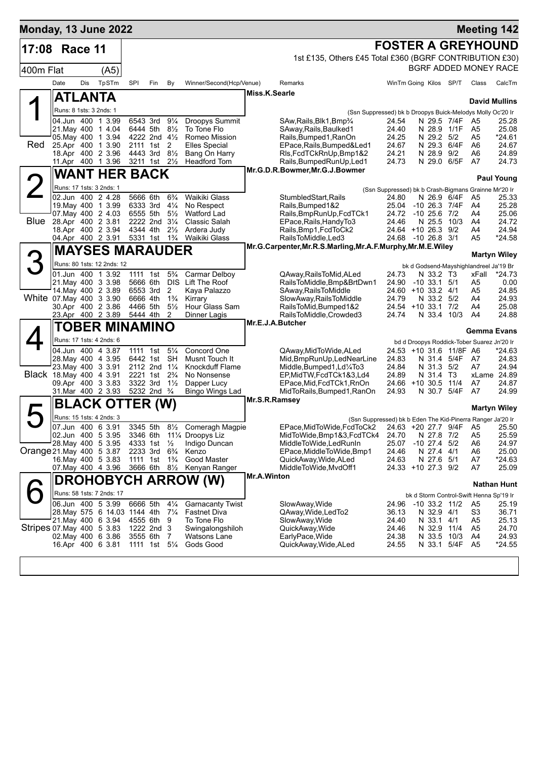**Monday, 13 June 2022** — **Meeting 142**

# 17:08 Race 11 — FOSTER A GREYHOUND

400m Flat (A5)

1st £135, Others £45 Total £360 (BGRF CONTRIBUTION £30)
BGRF ADDED MONEY RACE

## 1 Red — ATLANTA
Owner: Miss.K.Searle — Trainer: David Mullins
Runs: 8 1sts: 3 2nds: 1 — (Ssn Suppressed) bk b Droopys Buick-Melodys Molly Oc'20 Ir

| Date | Dis | TpSTm | SPI | Fin | By | Winner/Second(Hcp/Venue) | Remarks | WinTm | Going | Kilos | SP/T | Class | CalcTm |
|---|---|---|---|---|---|---|---|---|---|---|---|---|---|
| 04.Jun | 400 | 1 3.99 | 6543 | 3rd | 9¼ | Droopys Summit | SAw,Rails,Blk1,Bmp¾ | 24.54 | N | 29.5 | 7/4F | A5 | 25.28 |
| 21.May | 400 | 1 4.04 | 6444 | 5th | 8½ | To Tone Flo | SAway,Rails,Baulked1 | 24.40 | N | 28.9 | 1/1F | A5 | 25.08 |
| 05.May | 400 | 1 3.94 | 4222 | 2nd | 4½ | Romeo Mission | Rails,Bumped1,RanOn | 24.25 | N | 29.2 | 5/2 | A5 | *24.61 |
| 25.Apr | 400 | 1 3.90 | 2111 | 1st | 2 | Elles Special | EPace,Rails,Bumped&Led1 | 24.67 | N | 29.3 | 6/4F | A6 | 24.67 |
| 18.Apr | 400 | 2 3.96 | 4443 | 3rd | 8½ | Bang On Harry | Rls,FcdTCkRnUp,Bmp1&2 | 24.21 | N | 28.9 | 9/2 | A6 | 24.89 |
| 11.Apr | 400 | 1 3.96 | 3211 | 1st | 2½ | Headford Tom | Rails,BumpedRunUp,Led1 | 24.73 | N | 29.0 | 6/5F | A7 | 24.73 |

## 2 Blue — WANT HER BACK
Owner: Mr.G.D.R.Bowmer,Mr.G.J.Bowmer — Trainer: Paul Young
Runs: 17 1sts: 3 2nds: 1 — (Ssn Suppressed) bk b Crash-Bigmans Grainne Mr'20 Ir

| Date | Dis | TpSTm | SPI | Fin | By | Winner/Second(Hcp/Venue) | Remarks | WinTm | Going | Kilos | SP/T | Class | CalcTm |
|---|---|---|---|---|---|---|---|---|---|---|---|---|---|
| 02.Jun | 400 | 2 4.28 | 5666 | 6th | 6¾ | Waikiki Glass | StumbledStart,Rails | 24.80 | N | 26.9 | 6/4F | A5 | 25.33 |
| 19.May | 400 | 1 3.99 | 6333 | 3rd | 4¼ | No Respect | Rails,Bumped1&2 | 25.04 | -10 | 26.3 | 7/4F | A4 | 25.28 |
| 07.May | 400 | 2 4.03 | 6555 | 5th | 5½ | Watford Lad | Rails,BmpRunUp,FcdTCk1 | 24.72 | -10 | 25.6 | 7/2 | A4 | 25.06 |
| 28.Apr | 400 | 2 3.81 | 2222 | 2nd | 3¼ | Classic Salah | EPace,Rails,HandyTo3 | 24.46 | N | 25.5 | 10/3 | A4 | 24.72 |
| 18.Apr | 400 | 2 3.94 | 4344 | 4th | 2½ | Ardera Judy | Rails,Bmp1,FcdToCk2 | 24.64 | +10 | 26.3 | 9/2 | A4 | 24.94 |
| 04.Apr | 400 | 2 3.91 | 5331 | 1st | 1¾ | Waikiki Glass | RailsToMiddle,Led3 | 24.68 | -10 | 26.8 | 3/1 | A5 | *24.58 |

## 3 White — MAYSES MARAUDER
Owner: Mr.G.Carpenter,Mr.R.S.Marling,Mr.A.F.Murphy,Mr.M.E.Wiley — Trainer: Martyn Wiley
Runs: 80 1sts: 12 2nds: 12 — bk d Godsend-Mayshighlandreel Ja'19 Br

| Date | Dis | TpSTm | SPI | Fin | By | Winner/Second(Hcp/Venue) | Remarks | WinTm | Going | Kilos | SP/T | Class | CalcTm |
|---|---|---|---|---|---|---|---|---|---|---|---|---|---|
| 01.Jun | 400 | 1 3.92 | 1111 | 1st | 5¾ | Carmar Delboy | QAway,RailsToMid,ALed | 24.73 | N | 33.2 | T3 | xFall | *24.73 |
| 21.May | 400 | 3 3.98 | 5666 | 6th | DIS | Lift The Roof | RailsToMiddle,Bmp&BrtDwn1 | 24.90 | -10 | 33.1 | 5/1 | A5 | 0.00 |
| 14.May | 400 | 2 3.89 | 6553 | 3rd | 2 | Kaya Palazzo | SAway,RailsToMiddle | 24.60 | +10 | 33.2 | 4/1 | A5 | 24.85 |
| 07.May | 400 | 3 3.90 | 6666 | 4th | 1¾ | Kirrary | SlowAway,RailsToMiddle | 24.79 | N | 33.2 | 5/2 | A4 | 24.93 |
| 30.Apr | 400 | 2 3.86 | 4466 | 5th | 5½ | Hour Glass Sam | RailsToMid,Bumped1&2 | 24.54 | +10 | 33.1 | 7/2 | A4 | 25.08 |
| 23.Apr | 400 | 2 3.89 | 5444 | 4th | 2 | Dinner Lagis | RailsToMiddle,Crowded3 | 24.74 | N | 33.4 | 10/3 | A4 | 24.88 |

## 4 Black — TOBER MINAMINO
Owner: Mr.E.J.A.Butcher — Trainer: Gemma Evans
Runs: 17 1sts: 4 2nds: 6 — bd d Droopys Roddick-Tober Suarez Jn'20 Ir

| Date | Dis | TpSTm | SPI | Fin | By | Winner/Second(Hcp/Venue) | Remarks | WinTm | Going | Kilos | SP/T | Class | CalcTm |
|---|---|---|---|---|---|---|---|---|---|---|---|---|---|
| 04.Jun | 400 | 4 3.87 | 1111 | 1st | 5¼ | Concord One | QAway,MidToWide,ALed | 24.53 | +10 | 31.6 | 11/8F | A6 | *24.63 |
| 28.May | 400 | 4 3.95 | 6442 | 1st | SH | Musnt Touch It | Mid,BmpRunUp,LedNearLine | 24.83 | N | 31.4 | 5/4F | A7 | 24.83 |
| 23.May | 400 | 3 3.91 | 2112 | 2nd | 1¼ | Knockduff Flame | Middle,Bumped1,Ld¼To3 | 24.84 | N | 31.3 | 5/2 | A7 | 24.94 |
| 18.May | 400 | 4 3.91 | 2221 | 1st | 2¾ | No Nonsense | EP,MidTW,FcdTCk1&3,Ld4 | 24.89 | N | 31.4 | T3 | xLame | 24.89 |
| 09.Apr | 400 | 3 3.83 | 3322 | 3rd | 1½ | Dapper Lucy | EPace,Mid,FcdTCk1,RnOn | 24.66 | +10 | 30.5 | 11/4 | A7 | 24.87 |
| 31.Mar | 400 | 2 3.93 | 5232 | 2nd | ¾ | Bingo Wings Lad | MidToRails,Bumped1,RanOn | 24.93 | N | 30.7 | 5/4F | A7 | 24.99 |

## 5 Orange — BLACK OTTER (W)
Owner: Mr.S.R.Ramsey — Trainer: Martyn Wiley
Runs: 15 1sts: 4 2nds: 3 — (Ssn Suppressed) bk b Eden The Kid-Pinerra Ranger Ja'20 Ir

| Date | Dis | TpSTm | SPI | Fin | By | Winner/Second(Hcp/Venue) | Remarks | WinTm | Going | Kilos | SP/T | Class | CalcTm |
|---|---|---|---|---|---|---|---|---|---|---|---|---|---|
| 07.Jun | 400 | 6 3.91 | 3345 | 5th | 8½ | Comeragh Magpie | EPace,MidToWide,FcdToCk2 | 24.63 | +20 | 27.7 | 9/4F | A5 | 25.50 |
| 02.Jun | 400 | 5 3.95 | 3346 | 6th | 11¼ | Droopys Liz | MidToWide,Bmp1&3,FcdTCk4 | 24.70 | N | 27.8 | 7/2 | A5 | 25.59 |
| 28.May | 400 | 5 3.95 | 4333 | 1st | ½ | Indigo Duncan | MiddleToWide,LedRunIn | 25.07 | -10 | 27.4 | 5/2 | A6 | 24.97 |
| 21.May | 400 | 5 3.87 | 2233 | 3rd | 6¾ | Kenzo | EPace,MiddleToWide,Bmp1 | 24.46 | N | 27.4 | 4/1 | A6 | 25.00 |
| 16.May | 400 | 5 3.83 | 1111 | 1st | 1¾ | Good Master | QuickAway,Wide,ALed | 24.63 | N | 27.6 | 5/1 | A7 | *24.63 |
| 07.May | 400 | 4 3.96 | 3666 | 6th | 8½ | Kenyan Ranger | MiddleToWide,MvdOff1 | 24.33 | +10 | 27.3 | 9/2 | A7 | 25.09 |

## 6 Stripes — DROHOBYCH ARROW (W)
Owner: Mr.A.Winton — Trainer: Nathan Hunt
Runs: 58 1sts: 7 2nds: 17 — bk d Storm Control-Swift Henna Sp'19 Ir

| Date | Dis | TpSTm | SPI | Fin | By | Winner/Second(Hcp/Venue) | Remarks | WinTm | Going | Kilos | SP/T | Class | CalcTm |
|---|---|---|---|---|---|---|---|---|---|---|---|---|---|
| 06.Jun | 400 | 5 3.99 | 6666 | 5th | 4¼ | Garnacanty Twist | SlowAway,Wide | 24.96 | -10 | 33.2 | 11/2 | A5 | 25.19 |
| 28.May | 575 | 6 14.03 | 1144 | 4th | 7¼ | Fastnet Diva | QAway,Wide,LedTo2 | 36.13 | N | 32.9 | 4/1 | S3 | 36.71 |
| 21.May | 400 | 6 3.94 | 4555 | 6th | 9 | To Tone Flo | SlowAway,Wide | 24.40 | N | 33.1 | 4/1 | A5 | 25.13 |
| 07.May | 400 | 5 3.83 | 1222 | 2nd | 3 | Swingalongshiloh | QuickAway,Wide | 24.46 | N | 32.9 | 11/4 | A5 | 24.70 |
| 02.May | 400 | 6 3.86 | 3555 | 6th | 7 | Watsons Lane | EarlyPace,Wide | 24.38 | N | 33.5 | 10/3 | A4 | 24.93 |
| 16.Apr | 400 | 6 3.81 | 1111 | 1st | 5¼ | Gods Good | QuickAway,Wide,ALed | 24.55 | N | 33.1 | 5/4F | A5 | *24.55 |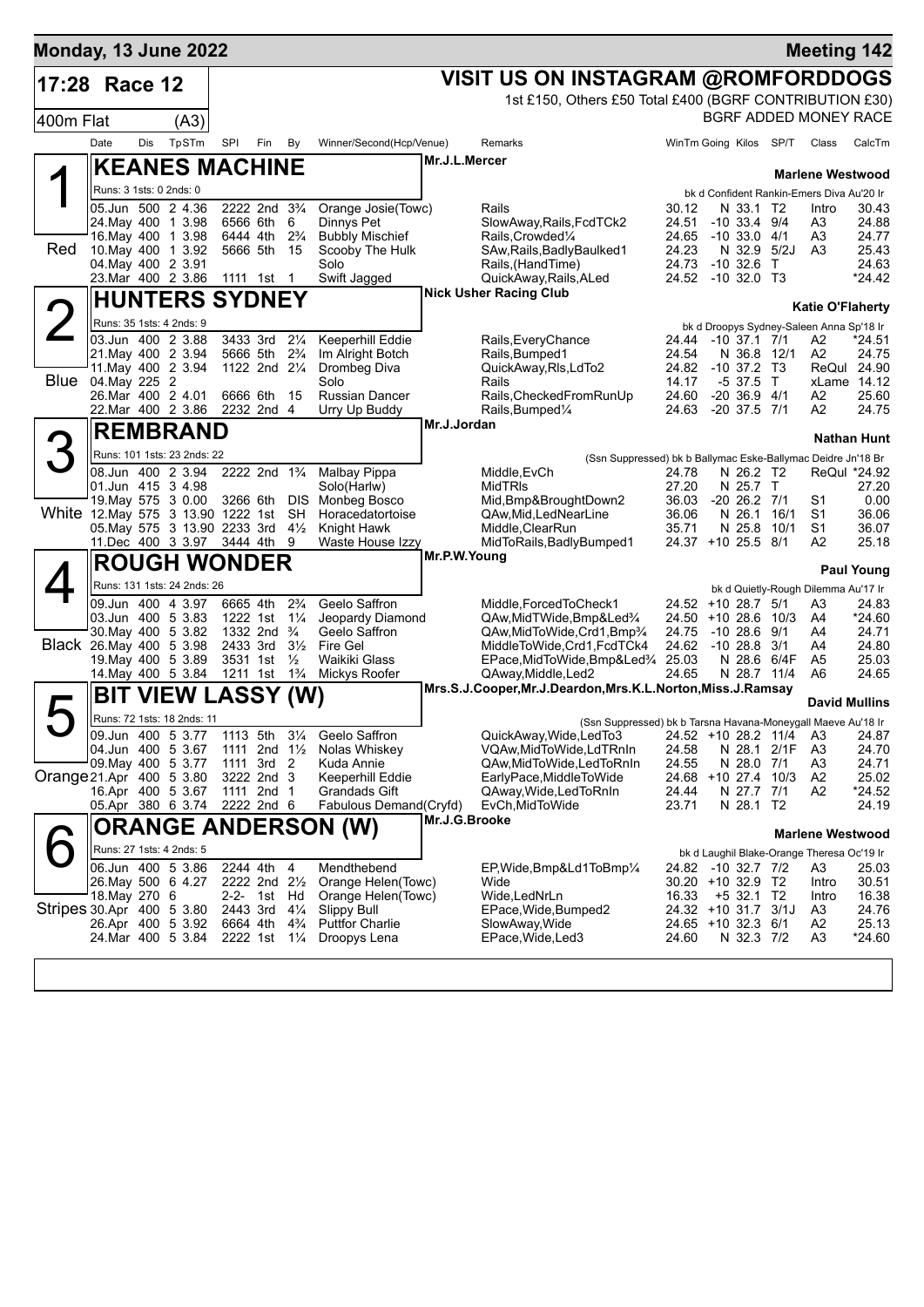**Monday, 13 June 2022** — **Meeting 142**

# 17:28 Race 12 — VISIT US ON INSTAGRAM @ROMFORDDOGS

1st £150, Others £50 Total £400 (BGRF CONTRIBUTION £30)

400m Flat (A3) — BGRF ADDED MONEY RACE

## 1 Red — KEANES MACHINE

Mr.J.L.Mercer — Trainer: Marlene Westwood

Runs: 3 1sts: 0 2nds: 0 — bk d Confident Rankin-Emers Diva Au'20 Ir

| Date | Dis | TpSTm | SPI | Fin | By | Winner/Second(Hcp/Venue) | Remarks | WinTm | Going | Kilos | SP/T | Class | CalcTm |
|---|---|---|---|---|---|---|---|---|---|---|---|---|---|
| 05.Jun | 500 | 2 4.36 | 2222 | 2nd | 3¾ | Orange Josie(Towc) | Rails | 30.12 | N | 33.1 | T2 | Intro | 30.43 |
| 24.May | 400 | 1 3.98 | 6566 | 6th | 6 | Dinnys Pet | SlowAway,Rails,FcdTCk2 | 24.51 | -10 | 33.4 | 9/4 | A3 | 24.88 |
| 16.May | 400 | 1 3.98 | 6444 | 4th | 2¾ | Bubbly Mischief | Rails,Crowded¼ | 24.65 | -10 | 33.0 | 4/1 | A3 | 24.77 |
| 10.May | 400 | 1 3.92 | 5666 | 5th | 15 | Scooby The Hulk | SAw,Rails,BadlyBaulked1 | 24.23 | N | 32.9 | 5/2J | A3 | 25.43 |
| 04.May | 400 | 2 3.91 | | | | Solo | Rails,(HandTime) | 24.73 | -10 | 32.6 | T | | 24.63 |
| 23.Mar | 400 | 2 3.86 | 1111 | 1st | 1 | Swift Jagged | QuickAway,Rails,ALed | 24.52 | -10 | 32.0 | T3 | | *24.42 |

## 2 Blue — HUNTERS SYDNEY

Nick Usher Racing Club — Trainer: Katie O'Flaherty

Runs: 35 1sts: 4 2nds: 9 — bk d Droopys Sydney-Saleen Anna Sp'18 Ir

| Date | Dis | TpSTm | SPI | Fin | By | Winner/Second(Hcp/Venue) | Remarks | WinTm | Going | Kilos | SP/T | Class | CalcTm |
|---|---|---|---|---|---|---|---|---|---|---|---|---|---|
| 03.Jun | 400 | 2 3.88 | 3433 | 3rd | 2¼ | Keeperhill Eddie | Rails,EveryChance | 24.44 | -10 | 37.1 | 7/1 | A2 | *24.51 |
| 21.May | 400 | 2 3.94 | 5666 | 5th | 2¾ | Im Alright Botch | Rails,Bumped1 | 24.54 | N | 36.8 | 12/1 | A2 | 24.75 |
| 11.May | 400 | 2 3.94 | 1122 | 2nd | 2¼ | Drombeg Diva | QuickAway,Rls,LdTo2 | 24.82 | -10 | 37.2 | T3 | ReQul | 24.90 |
| 04.May | 225 | 2 | | | | Solo | Rails | 14.17 | -5 | 37.5 | T | xLame | 14.12 |
| 26.Mar | 400 | 2 4.01 | 6666 | 6th | 15 | Russian Dancer | Rails,CheckedFromRunUp | 24.60 | -20 | 36.9 | 4/1 | A2 | 25.60 |
| 22.Mar | 400 | 2 3.86 | 2232 | 2nd | 4 | Urry Up Buddy | Rails,Bumped¼ | 24.63 | -20 | 37.5 | 7/1 | A2 | 24.75 |

## 3 White — REMBRAND

Mr.J.Jordan — Trainer: Nathan Hunt

Runs: 101 1sts: 23 2nds: 22 — (Ssn Suppressed) bk b Ballymac Eske-Ballymac Deidre Jn'18 Br

| Date | Dis | TpSTm | SPI | Fin | By | Winner/Second(Hcp/Venue) | Remarks | WinTm | Going | Kilos | SP/T | Class | CalcTm |
|---|---|---|---|---|---|---|---|---|---|---|---|---|---|
| 08.Jun | 400 | 2 3.94 | 2222 | 2nd | 1¾ | Malbay Pippa | Middle,EvCh | 24.78 | N | 26.2 | T2 | ReQul | *24.92 |
| 01.Jun | 415 | 3 4.98 | | | | Solo(Harlw) | MidTRls | 27.20 | N | 25.7 | T | | 27.20 |
| 19.May | 575 | 3 0.00 | 3266 | 6th | DIS | Monbeg Bosco | Mid,Bmp&BroughtDown2 | 36.03 | -20 | 26.2 | 7/1 | S1 | 0.00 |
| 12.May | 575 | 3 13.90 | 1222 | 1st | SH | Horacedatortoise | QAw,Mid,LedNearLine | 36.06 | N | 26.1 | 16/1 | S1 | 36.06 |
| 05.May | 575 | 3 13.90 | 2233 | 3rd | 4½ | Knight Hawk | Middle,ClearRun | 35.71 | N | 25.8 | 10/1 | S1 | 36.07 |
| 11.Dec | 400 | 3 3.97 | 3444 | 4th | 9 | Waste House Izzy | MidToRails,BadlyBumped1 | 24.37 | +10 | 25.5 | 8/1 | A2 | 25.18 |

## 4 Black — ROUGH WONDER

Mr.P.W.Young — Trainer: Paul Young

Runs: 131 1sts: 24 2nds: 26 — bk d Quietly-Rough Dilemma Au'17 Ir

| Date | Dis | TpSTm | SPI | Fin | By | Winner/Second(Hcp/Venue) | Remarks | WinTm | Going | Kilos | SP/T | Class | CalcTm |
|---|---|---|---|---|---|---|---|---|---|---|---|---|---|
| 09.Jun | 400 | 4 3.97 | 6665 | 4th | 2¾ | Geelo Saffron | Middle,ForcedToCheck1 | 24.52 | +10 | 28.7 | 5/1 | A3 | 24.83 |
| 03.Jun | 400 | 5 3.83 | 1222 | 1st | 1¼ | Jeopardy Diamond | QAw,MidTWide,Bmp&Led¾ | 24.50 | +10 | 28.6 | 10/3 | A4 | *24.60 |
| 30.May | 400 | 5 3.82 | 1332 | 2nd | ¾ | Geelo Saffron | QAw,MidToWide,Crd1,Bmp¾ | 24.75 | -10 | 28.6 | 9/1 | A4 | 24.71 |
| 26.May | 400 | 5 3.98 | 2433 | 3rd | 3½ | Fire Gel | MiddleToWide,Crd1,FcdTCk4 | 24.62 | -10 | 28.8 | 3/1 | A4 | 24.80 |
| 19.May | 400 | 5 3.89 | 3531 | 1st | ½ | Waikiki Glass | EPace,MidToWide,Bmp&Led¾ | 25.03 | N | 28.6 | 6/4F | A5 | 25.03 |
| 14.May | 400 | 5 3.84 | 1211 | 1st | 1¾ | Mickys Roofer | QAway,Middle,Led2 | 24.65 | N | 28.7 | 11/4 | A6 | 24.65 |

## 5 Orange — BIT VIEW LASSY (W)

Mrs.S.J.Cooper,Mr.J.Deardon,Mrs.K.L.Norton,Miss.J.Ramsay — Trainer: David Mullins

Runs: 72 1sts: 18 2nds: 11 — (Ssn Suppressed) bk b Tarsna Havana-Moneygall Maeve Au'18 Ir

| Date | Dis | TpSTm | SPI | Fin | By | Winner/Second(Hcp/Venue) | Remarks | WinTm | Going | Kilos | SP/T | Class | CalcTm |
|---|---|---|---|---|---|---|---|---|---|---|---|---|---|
| 09.Jun | 400 | 5 3.77 | 1113 | 5th | 3¼ | Geelo Saffron | QuickAway,Wide,LedTo3 | 24.52 | +10 | 28.2 | 11/4 | A3 | 24.87 |
| 04.Jun | 400 | 5 3.67 | 1111 | 2nd | 1½ | Nolas Whiskey | VQAw,MidToWide,LdTRnIn | 24.58 | N | 28.1 | 2/1F | A3 | 24.70 |
| 09.May | 400 | 5 3.77 | 1111 | 3rd | 2 | Kuda Annie | QAw,MidToWide,LedToRnIn | 24.55 | N | 28.0 | 7/1 | A3 | 24.71 |
| 21.Apr | 400 | 5 3.80 | 3222 | 2nd | 3 | Keeperhill Eddie | EarlyPace,MiddleToWide | 24.68 | +10 | 27.4 | 10/3 | A2 | 25.02 |
| 16.Apr | 400 | 5 3.67 | 1111 | 2nd | 1 | Grandads Gift | QAway,Wide,LedToRnIn | 24.44 | N | 27.7 | 7/1 | A2 | *24.52 |
| 05.Apr | 380 | 6 3.74 | 2222 | 2nd | 6 | Fabulous Demand(Cryfd) | EvCh,MidToWide | 23.71 | N | 28.1 | T2 | | 24.19 |

## 6 Stripes — ORANGE ANDERSON (W)

Mr.J.G.Brooke — Trainer: Marlene Westwood

Runs: 27 1sts: 4 2nds: 5 — bk d Laughil Blake-Orange Theresa Oc'19 Ir

| Date | Dis | TpSTm | SPI | Fin | By | Winner/Second(Hcp/Venue) | Remarks | WinTm | Going | Kilos | SP/T | Class | CalcTm |
|---|---|---|---|---|---|---|---|---|---|---|---|---|---|
| 06.Jun | 400 | 5 3.86 | 2244 | 4th | 4 | Mendthebend | EP,Wide,Bmp&Ld1ToBmp¼ | 24.82 | -10 | 32.7 | 7/2 | A3 | 25.03 |
| 26.May | 500 | 6 4.27 | 2222 | 2nd | 2½ | Orange Helen(Towc) | Wide | 30.20 | +10 | 32.9 | T2 | Intro | 30.51 |
| 18.May | 270 | 6 | 2-2- | 1st | Hd | Orange Helen(Towc) | Wide,LedNrLn | 16.33 | +5 | 32.1 | T2 | Intro | 16.38 |
| 30.Apr | 400 | 5 3.80 | 2443 | 3rd | 4¼ | Slippy Bull | EPace,Wide,Bumped2 | 24.32 | +10 | 31.7 | 3/1J | A3 | 24.76 |
| 26.Apr | 400 | 5 3.92 | 6664 | 4th | 4¾ | Puttfor Charlie | SlowAway,Wide | 24.65 | +10 | 32.3 | 6/1 | A2 | 25.13 |
| 24.Mar | 400 | 5 3.84 | 2222 | 1st | 1¼ | Droopys Lena | EPace,Wide,Led3 | 24.60 | N | 32.3 | 7/2 | A3 | *24.60 |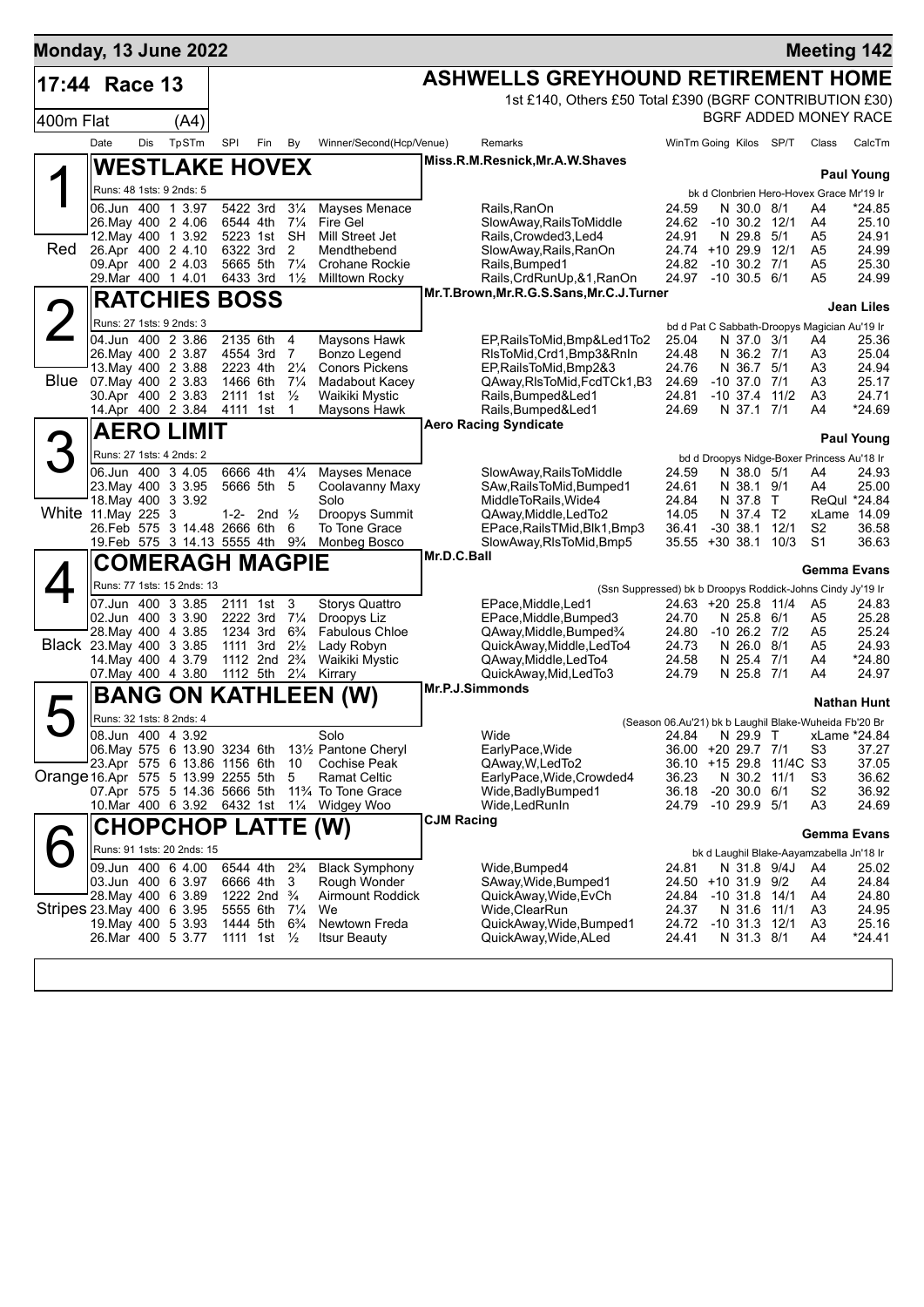**Monday, 13 June 2022** — **Meeting 142**

# 17:44 Race 13

## ASHWELLS GREYHOUND RETIREMENT HOME

1st £140, Others £50 Total £390 (BGRF CONTRIBUTION £30)

400m Flat (A4) — BGRF ADDED MONEY RACE

| Date | Dis | TpSTm | SPI | Fin | By | Winner/Second(Hcp/Venue) | Remarks | WinTm | Going | Kilos | SP/T | Class | CalcTm |
|---|---|---|---|---|---|---|---|---|---|---|---|---|---|

### 1 (Red) WESTLAKE HOVEX

Miss.R.M.Resnick,Mr.A.W.Shaves — Paul Young

Runs: 48 1sts: 9 2nds: 5 — bk d Clonbrien Hero-Hovex Grace Mr'19 Ir

| Date | Dis | TpSTm | SPI | Fin | By | Winner/Second(Hcp/Venue) | Remarks | WinTm | Going | Kilos | SP/T | Class | CalcTm |
|---|---|---|---|---|---|---|---|---|---|---|---|---|---|
| 06.Jun | 400 | 1 3.97 | 5422 | 3rd | 3¼ | Mayses Menace | Rails,RanOn | 24.59 | N | 30.0 | 8/1 | A4 | *24.85 |
| 26.May | 400 | 2 4.06 | 6544 | 4th | 7¼ | Fire Gel | SlowAway,RailsToMiddle | 24.62 | -10 | 30.2 | 12/1 | A4 | 25.10 |
| 12.May | 400 | 1 3.92 | 5223 | 1st | SH | Mill Street Jet | Rails,Crowded3,Led4 | 24.91 | N | 29.8 | 5/1 | A5 | 24.91 |
| 26.Apr | 400 | 2 4.10 | 6322 | 3rd | 2 | Mendthebend | SlowAway,Rails,RanOn | 24.74 | +10 | 29.9 | 12/1 | A5 | 24.99 |
| 09.Apr | 400 | 2 4.03 | 5665 | 5th | 7¼ | Crohane Rockie | Rails,Bumped1 | 24.82 | -10 | 30.2 | 7/1 | A5 | 25.30 |
| 29.Mar | 400 | 1 4.01 | 6433 | 3rd | 1½ | Milltown Rocky | Rails,CrdRunUp,&1,RanOn | 24.97 | -10 | 30.5 | 6/1 | A5 | 24.99 |

### 2 (Blue) RATCHIES BOSS

Mr.T.Brown,Mr.R.G.S.Sans,Mr.C.J.Turner — Jean Liles

Runs: 27 1sts: 9 2nds: 3 — bd d Pat C Sabbath-Droopys Magician Au'19 Ir

| Date | Dis | TpSTm | SPI | Fin | By | Winner/Second(Hcp/Venue) | Remarks | WinTm | Going | Kilos | SP/T | Class | CalcTm |
|---|---|---|---|---|---|---|---|---|---|---|---|---|---|
| 04.Jun | 400 | 2 3.86 | 2135 | 6th | 4 | Maysons Hawk | EP,RailsToMid,Bmp&Led1To2 | 25.04 | N | 37.0 | 3/1 | A4 | 25.36 |
| 26.May | 400 | 2 3.87 | 4554 | 3rd | 7 | Bonzo Legend | RlsToMid,Crd1,Bmp3&RnIn | 24.48 | N | 36.2 | 7/1 | A3 | 25.04 |
| 13.May | 400 | 2 3.88 | 2223 | 4th | 2¼ | Conors Pickens | EP,RailsToMid,Bmp2&3 | 24.76 | N | 36.7 | 5/1 | A3 | 24.94 |
| 07.May | 400 | 2 3.83 | 1466 | 6th | 7¼ | Madabout Kacey | QAway,RlsToMid,FcdTCk1,B3 | 24.69 | -10 | 37.0 | 7/1 | A3 | 25.17 |
| 30.Apr | 400 | 2 3.83 | 2111 | 1st | ½ | Waikiki Mystic | Rails,Bumped&Led1 | 24.81 | -10 | 37.4 | 11/2 | A3 | 24.71 |
| 14.Apr | 400 | 2 3.84 | 4111 | 1st | 1 | Maysons Hawk | Rails,Bumped&Led1 | 24.69 | N | 37.1 | 7/1 | A4 | *24.69 |

### 3 (White) AERO LIMIT

Aero Racing Syndicate — Paul Young

Runs: 27 1sts: 4 2nds: 2 — bd d Droopys Nidge-Boxer Princess Au'18 Ir

| Date | Dis | TpSTm | SPI | Fin | By | Winner/Second(Hcp/Venue) | Remarks | WinTm | Going | Kilos | SP/T | Class | CalcTm |
|---|---|---|---|---|---|---|---|---|---|---|---|---|---|
| 06.Jun | 400 | 3 4.05 | 6666 | 4th | 4¼ | Mayses Menace | SlowAway,RailsToMiddle | 24.59 | N | 38.0 | 5/1 | A4 | 24.93 |
| 23.May | 400 | 3 3.95 | 5666 | 5th | 5 | Coolavanny Maxy | SAw,RailsToMid,Bumped1 | 24.61 | N | 38.1 | 9/1 | A4 | 25.00 |
| 18.May | 400 | 3 3.92 | | | | Solo | MiddleToRails,Wide4 | 24.84 | N | 37.8 | T | ReQul | *24.84 |
| 11.May | 225 | 3 | 1-2- | 2nd | ½ | Droopys Summit | QAway,Middle,LedTo2 | 14.05 | N | 37.4 | T2 | xLame | 14.09 |
| 26.Feb | 575 | 3 14.48 | 2666 | 6th | 6 | To Tone Grace | EPace,RailsTMid,Blk1,Bmp3 | 36.41 | -30 | 38.1 | 12/1 | S2 | 36.58 |
| 19.Feb | 575 | 3 14.13 | 5555 | 4th | 9¾ | Monbeg Bosco | SlowAway,RlsToMid,Bmp5 | 35.55 | +30 | 38.1 | 10/3 | S1 | 36.63 |

### 4 (Black) COMERAGH MAGPIE

Mr.D.C.Ball — Gemma Evans

Runs: 77 1sts: 15 2nds: 13 — (Ssn Suppressed) bk b Droopys Roddick-Johns Cindy Jy'19 Ir

| Date | Dis | TpSTm | SPI | Fin | By | Winner/Second(Hcp/Venue) | Remarks | WinTm | Going | Kilos | SP/T | Class | CalcTm |
|---|---|---|---|---|---|---|---|---|---|---|---|---|---|
| 07.Jun | 400 | 3 3.85 | 2111 | 1st | 3 | Storys Quattro | EPace,Middle,Led1 | 24.63 | +20 | 25.8 | 11/4 | A5 | 24.83 |
| 02.Jun | 400 | 3 3.90 | 2222 | 3rd | 7¼ | Droopys Liz | EPace,Middle,Bumped3 | 24.70 | N | 25.8 | 6/1 | A5 | 25.28 |
| 28.May | 400 | 4 3.85 | 1234 | 3rd | 6¾ | Fabulous Chloe | QAway,Middle,Bumped¾ | 24.80 | -10 | 26.2 | 7/2 | A5 | 25.24 |
| 23.May | 400 | 3 3.85 | 1111 | 3rd | 2½ | Lady Robyn | QuickAway,Middle,LedTo4 | 24.73 | N | 26.0 | 8/1 | A5 | 24.93 |
| 14.May | 400 | 4 3.79 | 1112 | 2nd | 2¾ | Waikiki Mystic | QAway,Middle,LedTo4 | 24.58 | N | 25.4 | 7/1 | A4 | *24.80 |
| 07.May | 400 | 4 3.80 | 1112 | 5th | 2¼ | Kirrary | QuickAway,Mid,LedTo3 | 24.79 | N | 25.8 | 7/1 | A4 | 24.97 |

### 5 (Orange) BANG ON KATHLEEN (W)

Mr.P.J.Simmonds — Nathan Hunt

Runs: 32 1sts: 8 2nds: 4 — (Season 06.Au'21) bk b Laughil Blake-Wuheida Fb'20 Br

| Date | Dis | TpSTm | SPI | Fin | By | Winner/Second(Hcp/Venue) | Remarks | WinTm | Going | Kilos | SP/T | Class | CalcTm |
|---|---|---|---|---|---|---|---|---|---|---|---|---|---|
| 08.Jun | 400 | 4 3.92 | | | | Solo | Wide | 24.84 | N | 29.9 | T | xLame | *24.84 |
| 06.May | 575 | 6 13.90 | 3234 | 6th | 13½ | Pantone Cheryl | EarlyPace,Wide | 36.00 | +20 | 29.7 | 7/1 | S3 | 37.27 |
| 23.Apr | 575 | 6 13.86 | 1156 | 6th | 10 | Cochise Peak | QAway,W,LedTo2 | 36.10 | +15 | 29.8 | 11/4C | S3 | 37.05 |
| 16.Apr | 575 | 5 13.99 | 2255 | 5th | 5 | Ramat Celtic | EarlyPace,Wide,Crowded4 | 36.23 | N | 30.2 | 11/1 | S3 | 36.62 |
| 07.Apr | 575 | 5 14.36 | 5666 | 5th | 11¾ | To Tone Grace | Wide,BadlyBumped1 | 36.18 | -20 | 30.0 | 6/1 | S2 | 36.92 |
| 10.Mar | 400 | 6 3.92 | 6432 | 1st | 1¼ | Widgey Woo | Wide,LedRunIn | 24.79 | -10 | 29.9 | 5/1 | A3 | 24.69 |

### 6 (Stripes) CHOPCHOP LATTE (W)

CJM Racing — Gemma Evans

Runs: 91 1sts: 20 2nds: 15 — bk d Laughil Blake-Aayamzabella Jn'18 Ir

| Date | Dis | TpSTm | SPI | Fin | By | Winner/Second(Hcp/Venue) | Remarks | WinTm | Going | Kilos | SP/T | Class | CalcTm |
|---|---|---|---|---|---|---|---|---|---|---|---|---|---|
| 09.Jun | 400 | 6 4.00 | 6544 | 4th | 2¾ | Black Symphony | Wide,Bumped4 | 24.81 | N | 31.8 | 9/4J | A4 | 25.02 |
| 03.Jun | 400 | 6 3.97 | 6666 | 4th | 3 | Rough Wonder | SAway,Wide,Bumped1 | 24.50 | +10 | 31.9 | 9/2 | A4 | 24.84 |
| 28.May | 400 | 6 3.89 | 1222 | 2nd | ¾ | Airmount Roddick | QuickAway,Wide,EvCh | 24.84 | -10 | 31.8 | 14/1 | A4 | 24.80 |
| 23.May | 400 | 6 3.95 | 5555 | 6th | 7¼ | We | Wide,ClearRun | 24.37 | N | 31.6 | 11/1 | A3 | 24.95 |
| 19.May | 400 | 5 3.93 | 1444 | 5th | 6¾ | Newtown Freda | QuickAway,Wide,Bumped1 | 24.72 | -10 | 31.3 | 12/1 | A3 | 25.16 |
| 26.Mar | 400 | 5 3.77 | 1111 | 1st | ½ | Itsur Beauty | QuickAway,Wide,ALed | 24.41 | N | 31.3 | 8/1 | A4 | *24.41 |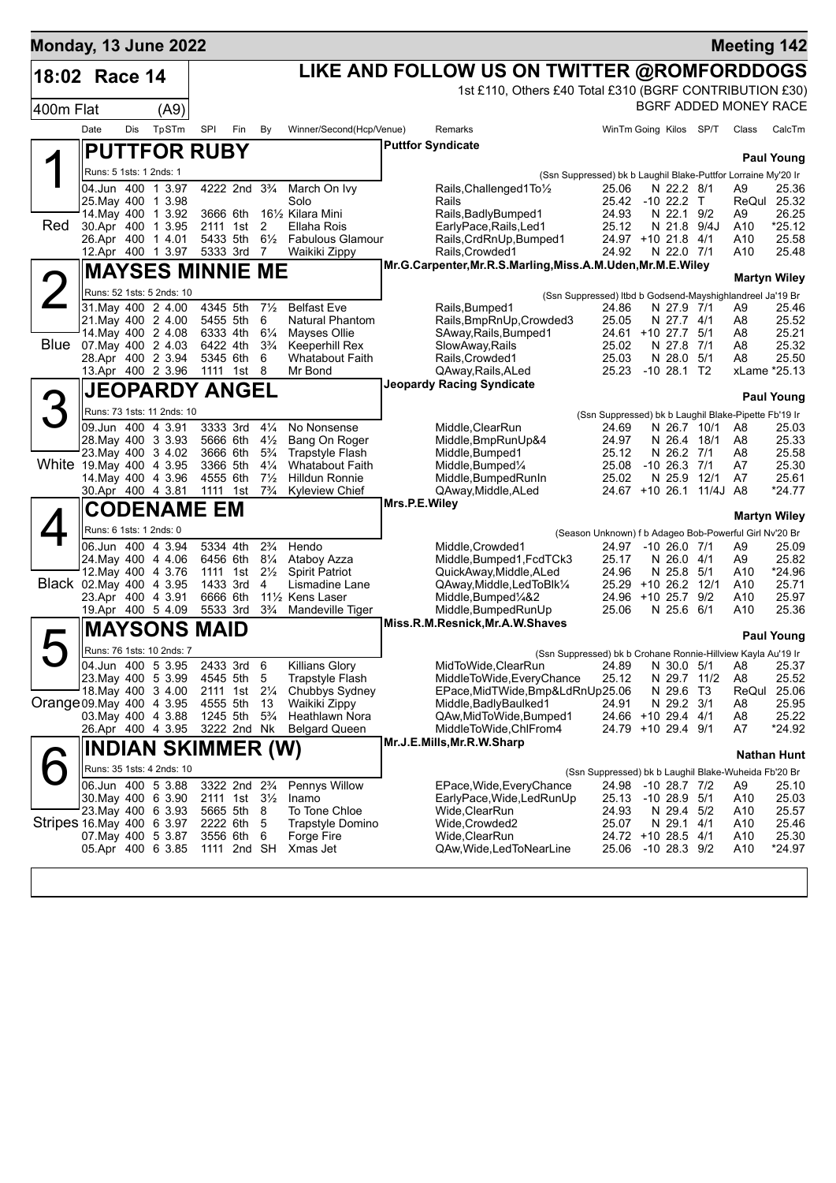**Monday, 13 June 2022** — **Meeting 142**

# 18:02 Race 14 — 400m Flat (A9)

## LIKE AND FOLLOW US ON TWITTER @ROMFORDDOGS

1st £110, Others £40 Total £310 (BGRF CONTRIBUTION £30)

BGRF ADDED MONEY RACE

---

### 1 (Red) — PUTTFOR RUBY
**Owner:** Puttfor Syndicate — **Trainer:** Paul Young

Runs: 5 1sts: 1 2nds: 1 — (Ssn Suppressed) bk b Laughil Blake-Puttfor Lorraine My'20 Ir

| Date | Dis | TpSTm | SPI | Fin | By | Winner/Second(Hcp/Venue) | Remarks | WinTm | Going | Kilos | SP/T | Class | CalcTm |
|---|---|---|---|---|---|---|---|---|---|---|---|---|---|
| 04.Jun | 400 | 1 3.97 | 4222 | 2nd | 3¾ | March On Ivy | Rails,Challenged1To½ | 25.06 | N | 22.2 | 8/1 | A9 | 25.36 |
| 25.May | 400 | 1 3.98 | | | | Solo | Rails | 25.42 | -10 | 22.2 | T | ReQul | 25.32 |
| 14.May | 400 | 1 3.92 | 3666 | 6th | 16½ | Kilara Mini | Rails,BadlyBumped1 | 24.93 | N | 22.1 | 9/2 | A9 | 26.25 |
| 30.Apr | 400 | 1 3.95 | 2111 | 1st | 2 | Ellaha Rois | EarlyPace,Rails,Led1 | 25.12 | N | 21.8 | 9/4J | A10 | *25.12 |
| 26.Apr | 400 | 1 4.01 | 5433 | 5th | 6½ | Fabulous Glamour | Rails,CrdRnUp,Bumped1 | 24.97 | +10 | 21.8 | 4/1 | A10 | 25.58 |
| 12.Apr | 400 | 1 3.97 | 5333 | 3rd | 7 | Waikiki Zippy | Rails,Crowded1 | 24.92 | N | 22.0 | 7/1 | A10 | 25.48 |

### 2 (Blue) — MAYSES MINNIE ME
**Owner:** Mr.G.Carpenter,Mr.R.S.Marling,Miss.A.M.Uden,Mr.M.E.Wiley — **Trainer:** Martyn Wiley

Runs: 52 1sts: 5 2nds: 10 — (Ssn Suppressed) ltbd b Godsend-Mayshighlandreel Ja'19 Br

| Date | Dis | TpSTm | SPI | Fin | By | Winner/Second(Hcp/Venue) | Remarks | WinTm | Going | Kilos | SP/T | Class | CalcTm |
|---|---|---|---|---|---|---|---|---|---|---|---|---|---|
| 31.May | 400 | 2 4.00 | 4345 | 5th | 7½ | Belfast Eve | Rails,Bumped1 | 24.86 | N | 27.9 | 7/1 | A9 | 25.46 |
| 21.May | 400 | 2 4.00 | 5455 | 5th | 6 | Natural Phantom | Rails,BmpRnUp,Crowded3 | 25.05 | N | 27.7 | 4/1 | A8 | 25.52 |
| 14.May | 400 | 2 4.08 | 6333 | 4th | 6¼ | Mayses Ollie | SAway,Rails,Bumped1 | 24.61 | +10 | 27.7 | 5/1 | A8 | 25.21 |
| 07.May | 400 | 2 4.03 | 6422 | 4th | 3¾ | Keeperhill Rex | SlowAway,Rails | 25.02 | N | 27.8 | 7/1 | A8 | 25.32 |
| 28.Apr | 400 | 2 3.94 | 5345 | 6th | 6 | Whatabout Faith | Rails,Crowded1 | 25.03 | N | 28.0 | 5/1 | A8 | 25.50 |
| 13.Apr | 400 | 2 3.96 | 1111 | 1st | 8 | Mr Bond | QAway,Rails,ALed | 25.23 | -10 | 28.1 | T2 | xLame | *25.13 |

### 3 (White) — JEOPARDY ANGEL
**Owner:** Jeopardy Racing Syndicate — **Trainer:** Paul Young

Runs: 73 1sts: 11 2nds: 10 — (Ssn Suppressed) bk b Laughil Blake-Pipette Fb'19 Ir

| Date | Dis | TpSTm | SPI | Fin | By | Winner/Second(Hcp/Venue) | Remarks | WinTm | Going | Kilos | SP/T | Class | CalcTm |
|---|---|---|---|---|---|---|---|---|---|---|---|---|---|
| 09.Jun | 400 | 4 3.91 | 3333 | 3rd | 4¼ | No Nonsense | Middle,ClearRun | 24.69 | N | 26.7 | 10/1 | A8 | 25.03 |
| 28.May | 400 | 3 3.93 | 5666 | 6th | 4½ | Bang On Roger | Middle,BmpRunUp&4 | 24.97 | N | 26.4 | 18/1 | A8 | 25.33 |
| 23.May | 400 | 3 4.02 | 3666 | 6th | 5¾ | Trapstyle Flash | Middle,Bumped1 | 25.12 | N | 26.2 | 7/1 | A8 | 25.58 |
| 19.May | 400 | 4 3.95 | 3366 | 5th | 4¼ | Whatabout Faith | Middle,Bumped¼ | 25.08 | -10 | 26.3 | 7/1 | A7 | 25.30 |
| 14.May | 400 | 4 3.96 | 4555 | 6th | 7½ | Hilldun Ronnie | Middle,BumpedRunIn | 25.02 | N | 25.9 | 12/1 | A7 | 25.61 |
| 30.Apr | 400 | 4 3.81 | 1111 | 1st | 7¾ | Kyleview Chief | QAway,Middle,ALed | 24.67 | +10 | 26.1 | 11/4J | A8 | *24.77 |

### 4 (Black) — CODENAME EM
**Owner:** Mrs.P.E.Wiley — **Trainer:** Martyn Wiley

Runs: 6 1sts: 1 2nds: 0 — (Season Unknown) f b Adageo Bob-Powerful Girl Nv'20 Br

| Date | Dis | TpSTm | SPI | Fin | By | Winner/Second(Hcp/Venue) | Remarks | WinTm | Going | Kilos | SP/T | Class | CalcTm |
|---|---|---|---|---|---|---|---|---|---|---|---|---|---|
| 06.Jun | 400 | 4 3.94 | 5334 | 4th | 2¾ | Hendo | Middle,Crowded1 | 24.97 | -10 | 26.0 | 7/1 | A9 | 25.09 |
| 24.May | 400 | 4 4.06 | 6456 | 6th | 8¼ | Ataboy Azza | Middle,Bumped1,FcdTCk3 | 25.17 | N | 26.0 | 4/1 | A9 | 25.82 |
| 12.May | 400 | 4 3.76 | 1111 | 1st | 2½ | Spirit Patriot | QuickAway,Middle,ALed | 24.96 | N | 25.8 | 5/1 | A10 | *24.96 |
| 02.May | 400 | 4 3.95 | 1433 | 3rd | 4 | Lismadine Lane | QAway,Middle,LedToBlk¼ | 25.29 | +10 | 26.2 | 12/1 | A10 | 25.71 |
| 23.Apr | 400 | 4 3.91 | 6666 | 6th | 11½ | Kens Laser | Middle,Bumped¼&2 | 24.96 | +10 | 25.7 | 9/2 | A10 | 25.97 |
| 19.Apr | 400 | 5 4.09 | 5533 | 3rd | 3¾ | Mandeville Tiger | Middle,BumpedRunUp | 25.06 | N | 25.6 | 6/1 | A10 | 25.36 |

### 5 (Orange) — MAYSONS MAID
**Owner:** Miss.R.M.Resnick,Mr.A.W.Shaves — **Trainer:** Paul Young

Runs: 76 1sts: 10 2nds: 7 — (Ssn Suppressed) bk b Crohane Ronnie-Hillview Kayla Au'19 Ir

| Date | Dis | TpSTm | SPI | Fin | By | Winner/Second(Hcp/Venue) | Remarks | WinTm | Going | Kilos | SP/T | Class | CalcTm |
|---|---|---|---|---|---|---|---|---|---|---|---|---|---|
| 04.Jun | 400 | 5 3.95 | 2433 | 3rd | 6 | Killians Glory | MidToWide,ClearRun | 24.89 | N | 30.0 | 5/1 | A8 | 25.37 |
| 23.May | 400 | 5 3.99 | 4545 | 5th | 5 | Trapstyle Flash | MiddleToWide,EveryChance | 25.12 | N | 29.7 | 11/2 | A8 | 25.52 |
| 18.May | 400 | 3 4.00 | 2111 | 1st | 2¼ | Chubbys Sydney | EPace,MidTWide,Bmp&LdRnUp | 25.06 | N | 29.6 | T3 | ReQul | 25.06 |
| 09.May | 400 | 4 3.95 | 4555 | 5th | 13 | Waikiki Zippy | Middle,BadlyBaulked1 | 24.91 | N | 29.2 | 3/1 | A8 | 25.95 |
| 03.May | 400 | 4 3.88 | 1245 | 5th | 5¾ | Heathlawn Nora | QAw,MidToWide,Bumped1 | 24.66 | +10 | 29.4 | 4/1 | A8 | 25.22 |
| 26.Apr | 400 | 4 3.95 | 3222 | 2nd | Nk | Belgard Queen | MiddleToWide,ChlFrom4 | 24.79 | +10 | 29.4 | 9/1 | A7 | *24.92 |

### 6 (Stripes) — INDIAN SKIMMER (W)
**Owner:** Mr.J.E.Mills,Mr.R.W.Sharp — **Trainer:** Nathan Hunt

Runs: 35 1sts: 4 2nds: 10 — (Ssn Suppressed) bk b Laughil Blake-Wuheida Fb'20 Br

| Date | Dis | TpSTm | SPI | Fin | By | Winner/Second(Hcp/Venue) | Remarks | WinTm | Going | Kilos | SP/T | Class | CalcTm |
|---|---|---|---|---|---|---|---|---|---|---|---|---|---|
| 06.Jun | 400 | 5 3.88 | 3322 | 2nd | 2¾ | Pennys Willow | EPace,Wide,EveryChance | 24.98 | -10 | 28.7 | 7/2 | A9 | 25.10 |
| 30.May | 400 | 6 3.90 | 2111 | 1st | 3½ | Inamo | EarlyPace,Wide,LedRunUp | 25.13 | -10 | 28.9 | 5/1 | A10 | 25.03 |
| 23.May | 400 | 6 3.93 | 5665 | 5th | 8 | To Tone Chloe | Wide,ClearRun | 24.93 | N | 29.4 | 5/2 | A10 | 25.57 |
| 16.May | 400 | 6 3.97 | 2222 | 6th | 5 | Trapstyle Domino | Wide,Crowded2 | 25.07 | N | 29.1 | 4/1 | A10 | 25.46 |
| 07.May | 400 | 5 3.87 | 3556 | 6th | 6 | Forge Fire | Wide,ClearRun | 24.72 | +10 | 28.5 | 4/1 | A10 | 25.30 |
| 05.Apr | 400 | 6 3.85 | 1111 | 2nd | SH | Xmas Jet | QAw,Wide,LedToNearLine | 25.06 | -10 | 28.3 | 9/2 | A10 | *24.97 |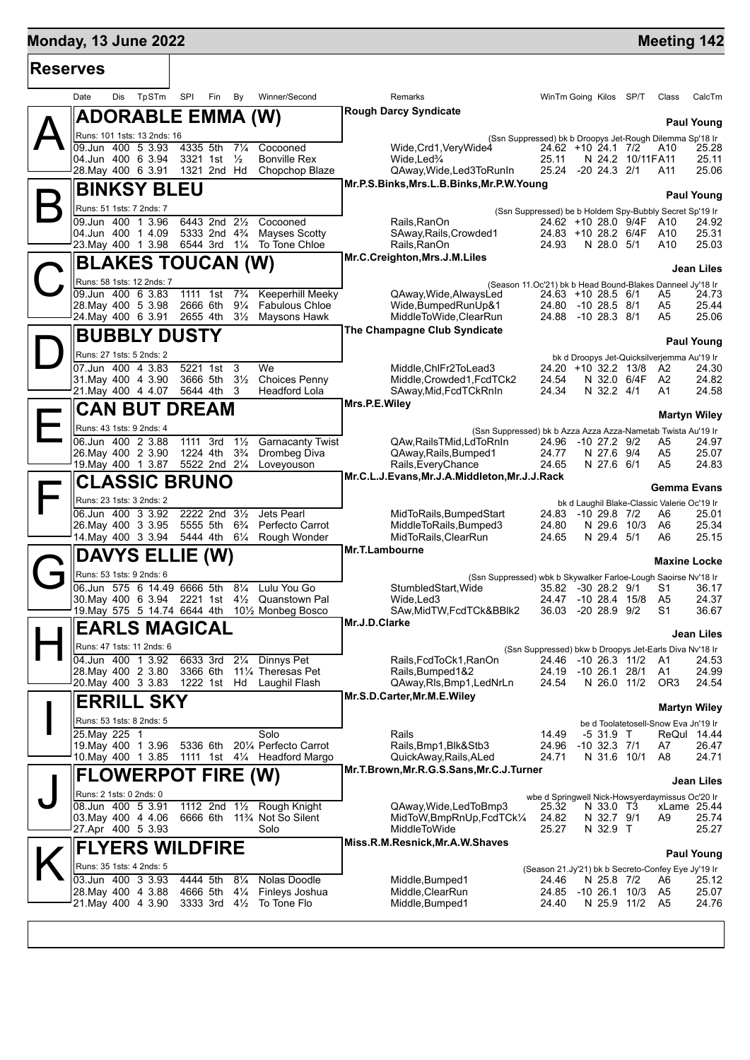**Monday, 13 June 2022** — **Meeting 142**

## Reserves

### A — ADORABLE EMMA (W)
Rough Darcy Syndicate — Trainer: Paul Young

Runs: 101 1sts: 13 2nds: 16 — (Ssn Suppressed) bk b Droopys Jet-Rough Dilemma Sp'18 Ir

| Date | Dis | TpSTm | SPI | Fin | By | Winner/Second | Remarks | WinTm | Going | Kilos | SP/T | Class | CalcTm |
|---|---|---|---|---|---|---|---|---|---|---|---|---|---|
| 09.Jun | 400 | 5 3.93 | 4335 | 5th | 7¼ | Cocooned | Wide,Crd1,VeryWide4 | 24.62 | +10 | 24.1 | 7/2 | A10 | 25.28 |
| 04.Jun | 400 | 6 3.94 | 3321 | 1st | ½ | Bonville Rex | Wide,Led¾ | 25.11 | N | 24.2 | 10/11F | A11 | 25.11 |
| 28.May | 400 | 6 3.91 | 1321 | 2nd | Hd | Chopchop Blaze | QAway,Wide,Led3ToRunIn | 25.24 | -20 | 24.3 | 2/1 | A11 | 25.06 |

### B — BINKSY BLEU
Mr.P.S.Binks,Mrs.L.B.Binks,Mr.P.W.Young — Trainer: Paul Young

Runs: 51 1sts: 7 2nds: 7 — (Ssn Suppressed) be b Holdem Spy-Bubbly Secret Sp'19 Ir

| Date | Dis | TpSTm | SPI | Fin | By | Winner/Second | Remarks | WinTm | Going | Kilos | SP/T | Class | CalcTm |
|---|---|---|---|---|---|---|---|---|---|---|---|---|---|
| 09.Jun | 400 | 1 3.96 | 6443 | 2nd | 2½ | Cocooned | Rails,RanOn | 24.62 | +10 | 28.0 | 9/4F | A10 | 24.92 |
| 04.Jun | 400 | 1 4.09 | 5333 | 2nd | 4¾ | Mayses Scotty | SAway,Rails,Crowded1 | 24.83 | +10 | 28.2 | 6/4F | A10 | 25.31 |
| 23.May | 400 | 1 3.98 | 6544 | 3rd | 1¼ | To Tone Chloe | Rails,RanOn | 24.93 | N | 28.0 | 5/1 | A10 | 25.03 |

### C — BLAKES TOUCAN (W)
Mr.C.Creighton,Mrs.J.M.Liles — Trainer: Jean Liles

Runs: 58 1sts: 12 2nds: 7 — (Season 11.Oc'21) bk b Head Bound-Blakes Danneel Jy'18 Ir

| Date | Dis | TpSTm | SPI | Fin | By | Winner/Second | Remarks | WinTm | Going | Kilos | SP/T | Class | CalcTm |
|---|---|---|---|---|---|---|---|---|---|---|---|---|---|
| 09.Jun | 400 | 6 3.83 | 1111 | 1st | 7¾ | Keeperhill Meeky | QAway,Wide,AlwaysLed | 24.63 | +10 | 28.5 | 6/1 | A5 | 24.73 |
| 28.May | 400 | 5 3.98 | 2666 | 6th | 9¼ | Fabulous Chloe | Wide,BumpedRunUp&1 | 24.80 | -10 | 28.5 | 8/1 | A5 | 25.44 |
| 24.May | 400 | 6 3.91 | 2655 | 4th | 3½ | Maysons Hawk | MiddleToWide,ClearRun | 24.88 | -10 | 28.3 | 8/1 | A5 | 25.06 |

### D — BUBBLY DUSTY
The Champagne Club Syndicate — Trainer: Paul Young

Runs: 27 1sts: 5 2nds: 2 — bk d Droopys Jet-Quicksilverjemma Au'19 Ir

| Date | Dis | TpSTm | SPI | Fin | By | Winner/Second | Remarks | WinTm | Going | Kilos | SP/T | Class | CalcTm |
|---|---|---|---|---|---|---|---|---|---|---|---|---|---|
| 07.Jun | 400 | 4 3.83 | 5221 | 1st | 3 | We | Middle,ChlFr2ToLead3 | 24.20 | +10 | 32.2 | 13/8 | A2 | 24.30 |
| 31.May | 400 | 4 3.90 | 3666 | 5th | 3½ | Choices Penny | Middle,Crowded1,FcdTCk2 | 24.54 | N | 32.0 | 6/4F | A2 | 24.82 |
| 21.May | 400 | 4 4.07 | 5644 | 4th | 3 | Headford Lola | SAway,Mid,FcdTCkRnIn | 24.34 | N | 32.2 | 4/1 | A1 | 24.58 |

### E — CAN BUT DREAM
Mrs.P.E.Wiley — Trainer: Martyn Wiley

Runs: 43 1sts: 9 2nds: 4 — (Ssn Suppressed) bk b Azza Azza Azza-Nametab Twista Au'19 Ir

| Date | Dis | TpSTm | SPI | Fin | By | Winner/Second | Remarks | WinTm | Going | Kilos | SP/T | Class | CalcTm |
|---|---|---|---|---|---|---|---|---|---|---|---|---|---|
| 06.Jun | 400 | 2 3.88 | 1111 | 3rd | 1½ | Garnacanty Twist | QAw,RailsTMid,LdToRnIn | 24.96 | -10 | 27.2 | 9/2 | A5 | 24.97 |
| 26.May | 400 | 2 3.90 | 1224 | 4th | 3¾ | Drombeg Diva | QAway,Rails,Bumped1 | 24.77 | N | 27.6 | 9/4 | A5 | 25.07 |
| 19.May | 400 | 1 3.87 | 5522 | 2nd | 2¼ | Loveyouson | Rails,EveryChance | 24.65 | N | 27.6 | 6/1 | A5 | 24.83 |

### F — CLASSIC BRUNO
Mr.C.L.J.Evans,Mr.J.A.Middleton,Mr.J.J.Rack — Trainer: Gemma Evans

Runs: 23 1sts: 3 2nds: 2 — bk d Laughil Blake-Classic Valerie Oc'19 Ir

| Date | Dis | TpSTm | SPI | Fin | By | Winner/Second | Remarks | WinTm | Going | Kilos | SP/T | Class | CalcTm |
|---|---|---|---|---|---|---|---|---|---|---|---|---|---|
| 06.Jun | 400 | 3 3.92 | 2222 | 2nd | 3½ | Jets Pearl | MidToRails,BumpedStart | 24.83 | -10 | 29.8 | 7/2 | A6 | 25.01 |
| 26.May | 400 | 3 3.95 | 5555 | 5th | 6¾ | Perfecto Carrot | MiddleToRails,Bumped3 | 24.80 | N | 29.6 | 10/3 | A6 | 25.34 |
| 14.May | 400 | 3 3.94 | 5444 | 4th | 6¼ | Rough Wonder | MidToRails,ClearRun | 24.65 | N | 29.4 | 5/1 | A6 | 25.15 |

### G — DAVYS ELLIE (W)
Mr.T.Lambourne — Trainer: Maxine Locke

Runs: 53 1sts: 9 2nds: 6 — (Ssn Suppressed) wbk b Skywalker Farloe-Lough Saoirse Nv'18 Ir

| Date | Dis | TpSTm | SPI | Fin | By | Winner/Second | Remarks | WinTm | Going | Kilos | SP/T | Class | CalcTm |
|---|---|---|---|---|---|---|---|---|---|---|---|---|---|
| 06.Jun | 575 | 6 14.49 | 6666 | 5th | 8¼ | Lulu You Go | StumbledStart,Wide | 35.82 | -30 | 28.2 | 9/1 | S1 | 36.17 |
| 30.May | 400 | 6 3.94 | 2221 | 1st | 4½ | Quanstown Pal | Wide,Led3 | 24.47 | -10 | 28.4 | 15/8 | A5 | 24.37 |
| 19.May | 575 | 5 14.74 | 6644 | 4th | 10½ | Monbeg Bosco | SAw,MidTW,FcdTCk&BBlk2 | 36.03 | -20 | 28.9 | 9/2 | S1 | 36.67 |

### H — EARLS MAGICAL
Mr.J.D.Clarke — Trainer: Jean Liles

Runs: 47 1sts: 11 2nds: 6 — (Ssn Suppressed) bkw b Droopys Jet-Earls Diva Nv'18 Ir

| Date | Dis | TpSTm | SPI | Fin | By | Winner/Second | Remarks | WinTm | Going | Kilos | SP/T | Class | CalcTm |
|---|---|---|---|---|---|---|---|---|---|---|---|---|---|
| 04.Jun | 400 | 1 3.92 | 6633 | 3rd | 2¼ | Dinnys Pet | Rails,FcdToCk1,RanOn | 24.46 | -10 | 26.3 | 11/2 | A1 | 24.53 |
| 28.May | 400 | 2 3.80 | 3366 | 6th | 11¼ | Theresas Pet | Rails,Bumped1&2 | 24.19 | -10 | 26.1 | 28/1 | A1 | 24.99 |
| 20.May | 400 | 3 3.83 | 1222 | 1st | Hd | Laughil Flash | QAway,Rls,Bmp1,LedNrLn | 24.54 | N | 26.0 | 11/2 | OR3 | 24.54 |

### I — ERRILL SKY
Mr.S.D.Carter,Mr.M.E.Wiley — Trainer: Martyn Wiley

Runs: 53 1sts: 8 2nds: 5 — be d Toolatetosell-Snow Eva Jn'19 Ir

| Date | Dis | TpSTm | SPI | Fin | By | Winner/Second | Remarks | WinTm | Going | Kilos | SP/T | Class | CalcTm |
|---|---|---|---|---|---|---|---|---|---|---|---|---|---|
| 25.May | 225 | 1 | | | | Solo | Rails | 14.49 | -5 | 31.9 | T | ReQul | 14.44 |
| 19.May | 400 | 1 3.96 | 5336 | 6th | 20¼ | Perfecto Carrot | Rails,Bmp1,Blk&Stb3 | 24.96 | -10 | 32.3 | 7/1 | A7 | 26.47 |
| 10.May | 400 | 1 3.85 | 1111 | 1st | 4¼ | Headford Margo | QuickAway,Rails,ALed | 24.71 | N | 31.6 | 10/1 | A8 | 24.71 |

### J — FLOWERPOT FIRE (W)
Mr.T.Brown,Mr.R.G.S.Sans,Mr.C.J.Turner — Trainer: Jean Liles

Runs: 2 1sts: 0 2nds: 0 — wbe d Springwell Nick-Howsyerdaymissus Oc'20 Ir

| Date | Dis | TpSTm | SPI | Fin | By | Winner/Second | Remarks | WinTm | Going | Kilos | SP/T | Class | CalcTm |
|---|---|---|---|---|---|---|---|---|---|---|---|---|---|
| 08.Jun | 400 | 5 3.91 | 1112 | 2nd | 1½ | Rough Knight | QAway,Wide,LedToBmp3 | 25.32 | N | 33.0 | T3 | xLame | 25.44 |
| 03.May | 400 | 4 4.06 | 6666 | 6th | 11¾ | Not So Silent | MidToW,BmpRnUp,FcdTCk¼ | 24.82 | N | 32.7 | 9/1 | A9 | 25.74 |
| 27.Apr | 400 | 5 3.93 | | | | Solo | MiddleToWide | 25.27 | N | 32.9 | T | | 25.27 |

### K — FLYERS WILDFIRE
Miss.R.M.Resnick,Mr.A.W.Shaves — Trainer: Paul Young

Runs: 35 1sts: 4 2nds: 5 — (Season 21.Jy'21) bk b Secreto-Confey Eye Jy'19 Ir

| Date | Dis | TpSTm | SPI | Fin | By | Winner/Second | Remarks | WinTm | Going | Kilos | SP/T | Class | CalcTm |
|---|---|---|---|---|---|---|---|---|---|---|---|---|---|
| 03.Jun | 400 | 3 3.93 | 4444 | 5th | 8¼ | Nolas Doodle | Middle,Bumped1 | 24.46 | N | 25.8 | 7/2 | A6 | 25.12 |
| 28.May | 400 | 4 3.88 | 4666 | 5th | 4¼ | Finleys Joshua | Middle,ClearRun | 24.85 | -10 | 26.1 | 10/3 | A5 | 25.07 |
| 21.May | 400 | 4 3.90 | 3333 | 3rd | 4½ | To Tone Flo | Middle,Bumped1 | 24.40 | N | 25.9 | 11/2 | A5 | 24.76 |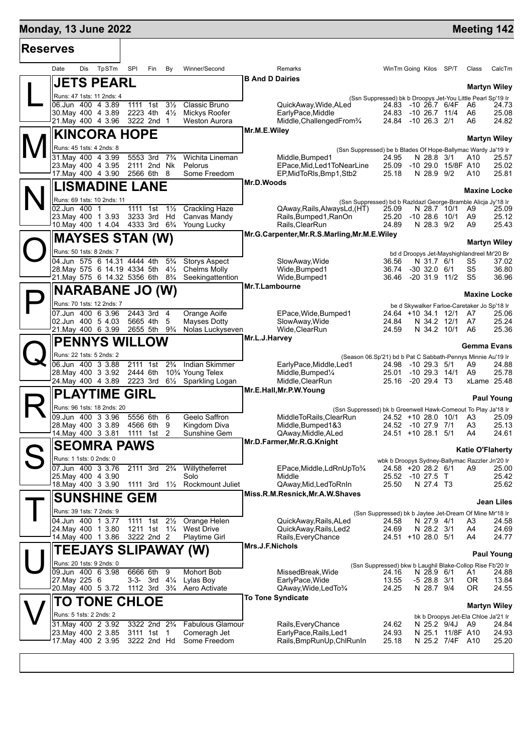## Monday, 13 June 2022

## Meeting 142

### Reserves

| Date | Dis | TpSTm | SPI | Fin | By | Winner/Second | Remarks | WinTm | Going | Kilos | SP/T | Class | CalcTm |
|---|---|---|---|---|---|---|---|---|---|---|---|---|---|

**L — JETS PEARL** — B And D Dairies — Martyn Wiley

Runs: 47 1sts: 11 2nds: 4 — (Ssn Suppressed) bk b Droopys Jet-You Little Pearl Sp'19 Ir

| Date | Dis | TpSTm | SPI | Fin | By | Winner/Second | Remarks | WinTm | Going | Kilos | SP/T | Class | CalcTm |
|---|---|---|---|---|---|---|---|---|---|---|---|---|---|
| 06.Jun | 400 | 4 3.89 | 1111 | 1st | 3½ | Classic Bruno | QuickAway,Wide,ALed | 24.83 | -10 | 26.7 | 6/4F | A6 | 24.73 |
| 30.May | 400 | 4 3.89 | 2223 | 4th | 4½ | Mickys Roofer | EarlyPace,Middle | 24.83 | -10 | 26.7 | 11/4 | A6 | 25.08 |
| 21.May | 400 | 4 3.96 | 3222 | 2nd | 1 | Weston Aurora | Middle,ChallengedFrom¾ | 24.84 | -10 | 26.3 | 2/1 | A6 | 24.82 |

**M — KINCORA HOPE** — Mr.M.E.Wiley — Martyn Wiley

Runs: 45 1sts: 4 2nds: 8 — (Ssn Suppressed) be b Blades Of Hope-Ballymac Wardy Ja'19 Ir

| Date | Dis | TpSTm | SPI | Fin | By | Winner/Second | Remarks | WinTm | Going | Kilos | SP/T | Class | CalcTm |
|---|---|---|---|---|---|---|---|---|---|---|---|---|---|
| 31.May | 400 | 4 3.99 | 5553 | 3rd | 7¾ | Wichita Lineman | Middle,Bumped1 | 24.95 | N | 28.8 | 3/1 | A10 | 25.57 |
| 23.May | 400 | 4 3.95 | 2111 | 2nd | Nk | Pelorus | EPace,Mid,Led1ToNearLine | 25.09 | -10 | 29.0 | 15/8F | A10 | 25.02 |
| 17.May | 400 | 4 3.90 | 2566 | 6th | 8 | Some Freedom | EP,MidToRls,Bmp1,Stb2 | 25.18 | N | 28.9 | 9/2 | A10 | 25.81 |

**N — LISMADINE LANE** — Mr.D.Woods — Maxine Locke

Runs: 69 1sts: 10 2nds: 11 — (Ssn Suppressed) bd b Razldazl George-Bramble Alicja Jy'18 Ir

| Date | Dis | TpSTm | SPI | Fin | By | Winner/Second | Remarks | WinTm | Going | Kilos | SP/T | Class | CalcTm |
|---|---|---|---|---|---|---|---|---|---|---|---|---|---|
| 02.Jun | 400 | 1 | 1111 | 1st | 1½ | Crackling Haze | QAway,Rails,AlwaysLd,(HT) | 25.09 | N | 28.7 | 10/1 | A9 | 25.09 |
| 23.May | 400 | 1 3.93 | 3233 | 3rd | Hd | Canvas Mandy | Rails,Bumped1,RanOn | 25.20 | -10 | 28.6 | 10/1 | A9 | 25.12 |
| 10.May | 400 | 1 4.04 | 4333 | 3rd | 6¾ | Young Lucky | Rails,ClearRun | 24.89 | N | 28.3 | 9/2 | A9 | 25.43 |

**O — MAYSES STAN (W)** — Mr.G.Carpenter,Mr.R.S.Marling,Mr.M.E.Wiley — Martyn Wiley

Runs: 50 1sts: 8 2nds: 7 — bd d Droopys Jet-Mayshighlandreel Mr'20 Br

| Date | Dis | TpSTm | SPI | Fin | By | Winner/Second | Remarks | WinTm | Going | Kilos | SP/T | Class | CalcTm |
|---|---|---|---|---|---|---|---|---|---|---|---|---|---|
| 04.Jun | 575 | 6 14.31 | 4444 | 4th | 5¾ | Storys Aspect | SlowAway,Wide | 36.56 | N | 31.7 | 6/1 | S5 | 37.02 |
| 28.May | 575 | 6 14.19 | 4334 | 5th | 4½ | Chelms Molly | Wide,Bumped1 | 36.74 | -30 | 32.0 | 6/1 | S5 | 36.80 |
| 21.May | 575 | 6 14.32 | 5356 | 6th | 8¾ | Seekingattention | Wide,Bumped1 | 36.46 | -20 | 31.9 | 11/2 | S5 | 36.96 |

**P — NARABANE JO (W)** — Mr.T.Lambourne — Maxine Locke

Runs: 70 1sts: 12 2nds: 7 — be d Skywalker Farloe-Caretaker Jo Sp'18 Ir

| Date | Dis | TpSTm | SPI | Fin | By | Winner/Second | Remarks | WinTm | Going | Kilos | SP/T | Class | CalcTm |
|---|---|---|---|---|---|---|---|---|---|---|---|---|---|
| 07.Jun | 400 | 6 3.96 | 2443 | 3rd | 4 | Orange Aoife | EPace,Wide,Bumped1 | 24.64 | +10 | 34.1 | 12/1 | A7 | 25.06 |
| 02.Jun | 400 | 5 4.03 | 5665 | 4th | 5 | Mayses Dotty | SlowAway,Wide | 24.84 | N | 34.2 | 12/1 | A7 | 25.24 |
| 21.May | 400 | 6 3.99 | 2655 | 5th | 9¾ | Nolas Luckyseven | Wide,ClearRun | 24.59 | N | 34.2 | 10/1 | A6 | 25.36 |

**Q — PENNYS WILLOW** — Mr.L.J.Harvey — Gemma Evans

Runs: 22 1sts: 5 2nds: 2 — (Season 06.Sp'21) bd b Pat C Sabbath-Pennys Minnie Au'19 Ir

| Date | Dis | TpSTm | SPI | Fin | By | Winner/Second | Remarks | WinTm | Going | Kilos | SP/T | Class | CalcTm |
|---|---|---|---|---|---|---|---|---|---|---|---|---|---|
| 06.Jun | 400 | 3 3.88 | 2111 | 1st | 2¾ | Indian Skimmer | EarlyPace,Middle,Led1 | 24.98 | -10 | 29.3 | 5/1 | A9 | 24.88 |
| 28.May | 400 | 3 3.92 | 2444 | 6th | 10¾ | Young Telex | Middle,Bumped¼ | 25.01 | -10 | 29.3 | 14/1 | A9 | 25.78 |
| 24.May | 400 | 4 3.89 | 2223 | 3rd | 6½ | Sparkling Logan | Middle,ClearRun | 25.16 | -20 | 29.4 | T3 | xLame | 25.48 |

**R — PLAYTIME GIRL** — Mr.E.Hall,Mr.P.W.Young — Paul Young

Runs: 96 1sts: 18 2nds: 20 — (Ssn Suppressed) bk b Greenwell Hawk-Comeout To Play Ja'18 Ir

| Date | Dis | TpSTm | SPI | Fin | By | Winner/Second | Remarks | WinTm | Going | Kilos | SP/T | Class | CalcTm |
|---|---|---|---|---|---|---|---|---|---|---|---|---|---|
| 09.Jun | 400 | 3 3.96 | 5556 | 6th | 6 | Geelo Saffron | MiddleToRails,ClearRun | 24.52 | +10 | 28.0 | 10/1 | A3 | 25.09 |
| 28.May | 400 | 3 3.89 | 4566 | 6th | 9 | Kingdom Diva | Middle,Bumped1&3 | 24.52 | -10 | 27.9 | 7/1 | A3 | 25.13 |
| 14.May | 400 | 3 3.81 | 1111 | 1st | 2 | Sunshine Gem | QAway,Middle,ALed | 24.51 | +10 | 28.1 | 5/1 | A4 | 24.61 |

**S — SEOMRA PAWS** — Mr.D.Farmer,Mr.R.G.Knight — Katie O'Flaherty

Runs: 1 1sts: 0 2nds: 0 — wbk b Droopys Sydney-Ballymac Razzler Jn'20 Ir

| Date | Dis | TpSTm | SPI | Fin | By | Winner/Second | Remarks | WinTm | Going | Kilos | SP/T | Class | CalcTm |
|---|---|---|---|---|---|---|---|---|---|---|---|---|---|
| 07.Jun | 400 | 3 3.76 | 2111 | 3rd | 2¾ | Willytheferret | EPace,Middle,LdRnUpTo¾ | 24.58 | +20 | 28.2 | 6/1 | A9 | 25.00 |
| 25.May | 400 | 4 3.90 | | | | Solo | Middle | 25.52 | -10 | 27.5 | T | | 25.42 |
| 18.May | 400 | 3 3.90 | 1111 | 3rd | 1½ | Rockmount Juliet | QAway,Mid,LedToRnIn | 25.50 | N | 27.4 | T3 | | 25.62 |

**T — SUNSHINE GEM** — Miss.R.M.Resnick,Mr.A.W.Shaves — Jean Liles

Runs: 39 1sts: 7 2nds: 9 — (Ssn Suppressed) bk b Jaytee Jet-Dream Of Mine Mr'18 Ir

| Date | Dis | TpSTm | SPI | Fin | By | Winner/Second | Remarks | WinTm | Going | Kilos | SP/T | Class | CalcTm |
|---|---|---|---|---|---|---|---|---|---|---|---|---|---|
| 04.Jun | 400 | 1 3.77 | 1111 | 1st | 2½ | Orange Helen | QuickAway,Rails,ALed | 24.58 | N | 27.9 | 4/1 | A3 | 24.58 |
| 24.May | 400 | 1 3.80 | 1211 | 1st | 1¼ | West Drive | QuickAway,Rails,Led2 | 24.69 | N | 28.2 | 3/1 | A4 | 24.69 |
| 14.May | 400 | 1 3.86 | 3222 | 2nd | 2 | Playtime Girl | Rails,EveryChance | 24.51 | +10 | 28.0 | 5/1 | A4 | 24.77 |

**U — TEEJAYS SLIPAWAY (W)** — Mrs.J.F.Nichols — Paul Young

Runs: 20 1sts: 9 2nds: 0 — (Ssn Suppressed) bkw b Laughil Blake-Collop Rise Fb'20 Ir

| Date | Dis | TpSTm | SPI | Fin | By | Winner/Second | Remarks | WinTm | Going | Kilos | SP/T | Class | CalcTm |
|---|---|---|---|---|---|---|---|---|---|---|---|---|---|
| 09.Jun | 400 | 6 3.98 | 6666 | 6th | 9 | Mohort Bob | MissedBreak,Wide | 24.16 | N | 28.9 | 6/1 | A1 | 24.88 |
| 27.May | 225 | 6 | 3-3- | 3rd | 4¼ | Lylas Boy | EarlyPace,Wide | 13.55 | -5 | 28.8 | 3/1 | OR | 13.84 |
| 20.May | 400 | 5 3.72 | 1112 | 3rd | 3¾ | Aero Activate | QAway,Wide,LedTo¾ | 24.25 | N | 28.7 | 9/4 | OR | 24.55 |

**V — TO TONE CHLOE** — To Tone Syndicate — Martyn Wiley

Runs: 5 1sts: 2 2nds: 2 — bk b Droopys Jet-Ela Chloe Ja'21 Ir

| Date | Dis | TpSTm | SPI | Fin | By | Winner/Second | Remarks | WinTm | Going | Kilos | SP/T | Class | CalcTm |
|---|---|---|---|---|---|---|---|---|---|---|---|---|---|
| 31.May | 400 | 2 3.92 | 3322 | 2nd | 2¾ | Fabulous Glamour | Rails,EveryChance | 24.62 | N | 25.2 | 9/4J | A9 | 24.84 |
| 23.May | 400 | 2 3.85 | 3111 | 1st | 1 | Comeragh Jet | EarlyPace,Rails,Led1 | 24.93 | N | 25.1 | 11/8F | A10 | 24.93 |
| 17.May | 400 | 2 3.95 | 3222 | 2nd | Hd | Some Freedom | Rails,BmpRunUp,ChlRunIn | 25.18 | N | 25.2 | 7/4F | A10 | 25.20 |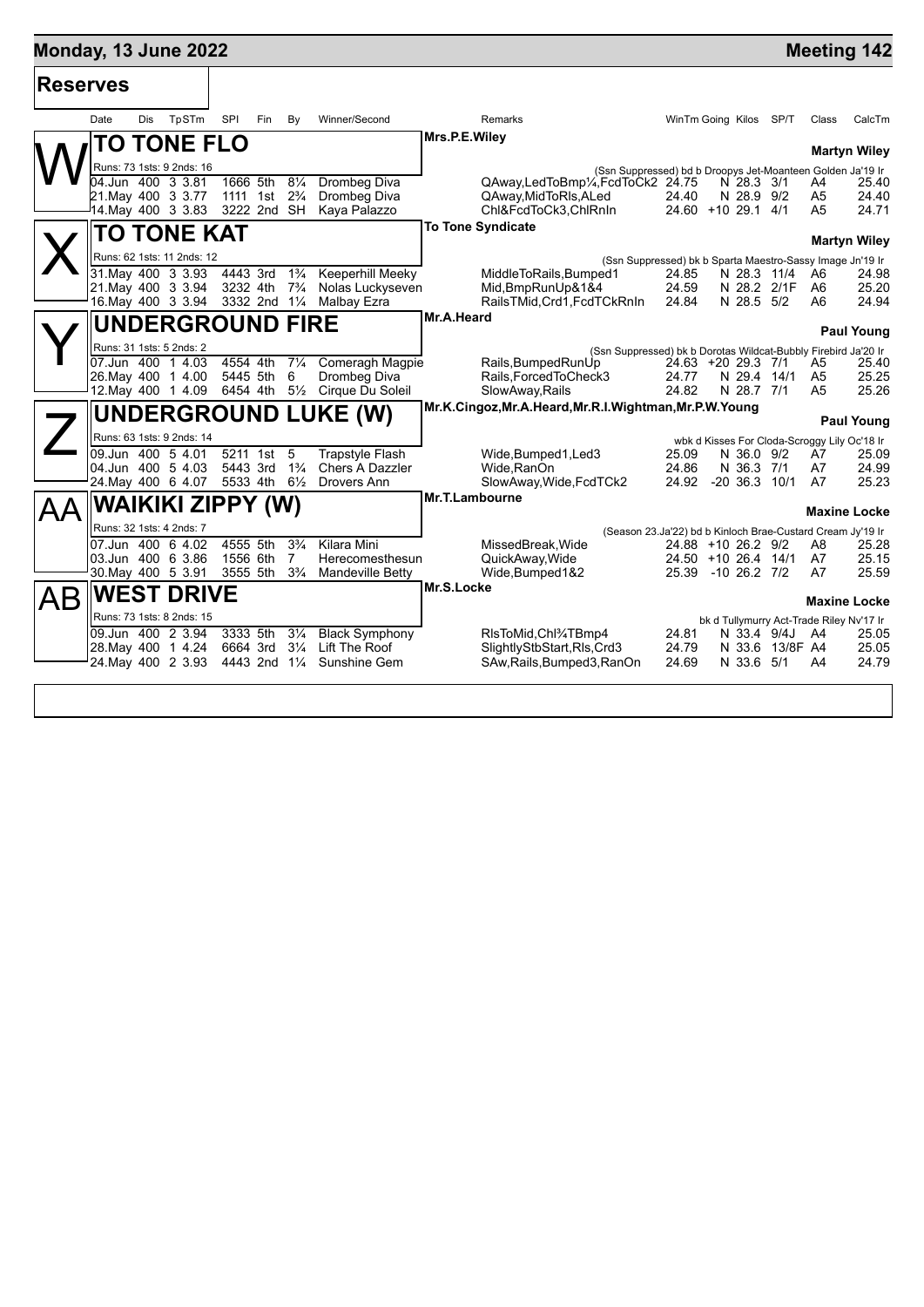**Monday, 13 June 2022** **Meeting 142**

## Reserves

| Date | Dis | TpSTm | SPI | Fin | By | Winner/Second | Remarks | WinTm | Going | Kilos | SP/T | Class | CalcTm |
|---|---|---|---|---|---|---|---|---|---|---|---|---|---|

### W — TO TONE FLO
Mrs.P.E.Wiley — **Martyn Wiley**

Runs: 73 1sts: 9 2nds: 16 — (Ssn Suppressed) bd b Droopys Jet-Moanteen Golden Ja'19 Ir

| Date | Dis | TpSTm | SPI | Fin | By | Winner/Second | Remarks | WinTm | Going | Kilos | SP/T | Class | CalcTm |
|---|---|---|---|---|---|---|---|---|---|---|---|---|---|
| 04.Jun | 400 | 3 3.81 | 1666 | 5th | 8¼ | Drombeg Diva | QAway,LedToBmp¼,FcdToCk2 | 24.75 | N | 28.3 | 3/1 | A4 | 25.40 |
| 21.May | 400 | 3 3.77 | 1111 | 1st | 2¾ | Drombeg Diva | QAway,MidToRls,ALed | 24.40 | N | 28.9 | 9/2 | A5 | 24.40 |
| 14.May | 400 | 3 3.83 | 3222 | 2nd | SH | Kaya Palazzo | Chl&FcdToCk3,ChlRnIn | 24.60 | +10 | 29.1 | 4/1 | A5 | 24.71 |

### X — TO TONE KAT
To Tone Syndicate — **Martyn Wiley**

Runs: 62 1sts: 11 2nds: 12 — (Ssn Suppressed) bk b Sparta Maestro-Sassy Image Jn'19 Ir

| Date | Dis | TpSTm | SPI | Fin | By | Winner/Second | Remarks | WinTm | Going | Kilos | SP/T | Class | CalcTm |
|---|---|---|---|---|---|---|---|---|---|---|---|---|---|
| 31.May | 400 | 3 3.93 | 4443 | 3rd | 1¾ | Keeperhill Meeky | MiddleToRails,Bumped1 | 24.85 | N | 28.3 | 11/4 | A6 | 24.98 |
| 21.May | 400 | 3 3.94 | 3232 | 4th | 7¾ | Nolas Luckyseven | Mid,BmpRunUp&1&4 | 24.59 | N | 28.2 | 2/1F | A6 | 25.20 |
| 16.May | 400 | 3 3.94 | 3332 | 2nd | 1¼ | Malbay Ezra | RailsTMid,Crd1,FcdTCkRnIn | 24.84 | N | 28.5 | 5/2 | A6 | 24.94 |

### Y — UNDERGROUND FIRE
Mr.A.Heard — **Paul Young**

Runs: 31 1sts: 5 2nds: 2 — (Ssn Suppressed) bk b Dorotas Wildcat-Bubbly Firebird Ja'20 Ir

| Date | Dis | TpSTm | SPI | Fin | By | Winner/Second | Remarks | WinTm | Going | Kilos | SP/T | Class | CalcTm |
|---|---|---|---|---|---|---|---|---|---|---|---|---|---|
| 07.Jun | 400 | 1 4.03 | 4554 | 4th | 7¼ | Comeragh Magpie | Rails,BumpedRunUp | 24.63 | +20 | 29.3 | 7/1 | A5 | 25.40 |
| 26.May | 400 | 1 4.00 | 5445 | 5th | 6 | Drombeg Diva | Rails,ForcedToCheck3 | 24.77 | N | 29.4 | 14/1 | A5 | 25.25 |
| 12.May | 400 | 1 4.09 | 6454 | 4th | 5½ | Cirque Du Soleil | SlowAway,Rails | 24.82 | N | 28.7 | 7/1 | A5 | 25.26 |

### Z — UNDERGROUND LUKE (W)
Mr.K.Cingoz,Mr.A.Heard,Mr.R.I.Wightman,Mr.P.W.Young — **Paul Young**

Runs: 63 1sts: 9 2nds: 14 — wbk d Kisses For Cloda-Scroggy Lily Oc'18 Ir

| Date | Dis | TpSTm | SPI | Fin | By | Winner/Second | Remarks | WinTm | Going | Kilos | SP/T | Class | CalcTm |
|---|---|---|---|---|---|---|---|---|---|---|---|---|---|
| 09.Jun | 400 | 5 4.01 | 5211 | 1st | 5 | Trapstyle Flash | Wide,Bumped1,Led3 | 25.09 | N | 36.0 | 9/2 | A7 | 25.09 |
| 04.Jun | 400 | 5 4.03 | 5443 | 3rd | 1¾ | Chers A Dazzler | Wide,RanOn | 24.86 | N | 36.3 | 7/1 | A7 | 24.99 |
| 24.May | 400 | 6 4.07 | 5533 | 4th | 6½ | Drovers Ann | SlowAway,Wide,FcdTCk2 | 24.92 | -20 | 36.3 | 10/1 | A7 | 25.23 |

### AA — WAIKIKI ZIPPY (W)
Mr.T.Lambourne — **Maxine Locke**

Runs: 32 1sts: 4 2nds: 7 — (Season 23.Ja'22) bd b Kinloch Brae-Custard Cream Jy'19 Ir

| Date | Dis | TpSTm | SPI | Fin | By | Winner/Second | Remarks | WinTm | Going | Kilos | SP/T | Class | CalcTm |
|---|---|---|---|---|---|---|---|---|---|---|---|---|---|
| 07.Jun | 400 | 6 4.02 | 4555 | 5th | 3¾ | Kilara Mini | MissedBreak,Wide | 24.88 | +10 | 26.2 | 9/2 | A8 | 25.28 |
| 03.Jun | 400 | 6 3.86 | 1556 | 6th | 7 | Herecomesthesun | QuickAway,Wide | 24.50 | +10 | 26.4 | 14/1 | A7 | 25.15 |
| 30.May | 400 | 5 3.91 | 3555 | 5th | 3¾ | Mandeville Betty | Wide,Bumped1&2 | 25.39 | -10 | 26.2 | 7/2 | A7 | 25.59 |

### AB — WEST DRIVE
Mr.S.Locke — **Maxine Locke**

Runs: 73 1sts: 8 2nds: 15 — bk d Tullymurry Act-Trade Riley Nv'17 Ir

| Date | Dis | TpSTm | SPI | Fin | By | Winner/Second | Remarks | WinTm | Going | Kilos | SP/T | Class | CalcTm |
|---|---|---|---|---|---|---|---|---|---|---|---|---|---|
| 09.Jun | 400 | 2 3.94 | 3333 | 5th | 3¼ | Black Symphony | RlsToMid,Chl¾TBmp4 | 24.81 | N | 33.4 | 9/4J | A4 | 25.05 |
| 28.May | 400 | 1 4.24 | 6664 | 3rd | 3¼ | Lift The Roof | SlightlyStbStart,Rls,Crd3 | 24.79 | N | 33.6 | 13/8F | A4 | 25.05 |
| 24.May | 400 | 2 3.93 | 4443 | 2nd | 1¼ | Sunshine Gem | SAw,Rails,Bumped3,RanOn | 24.69 | N | 33.6 | 5/1 | A4 | 24.79 |